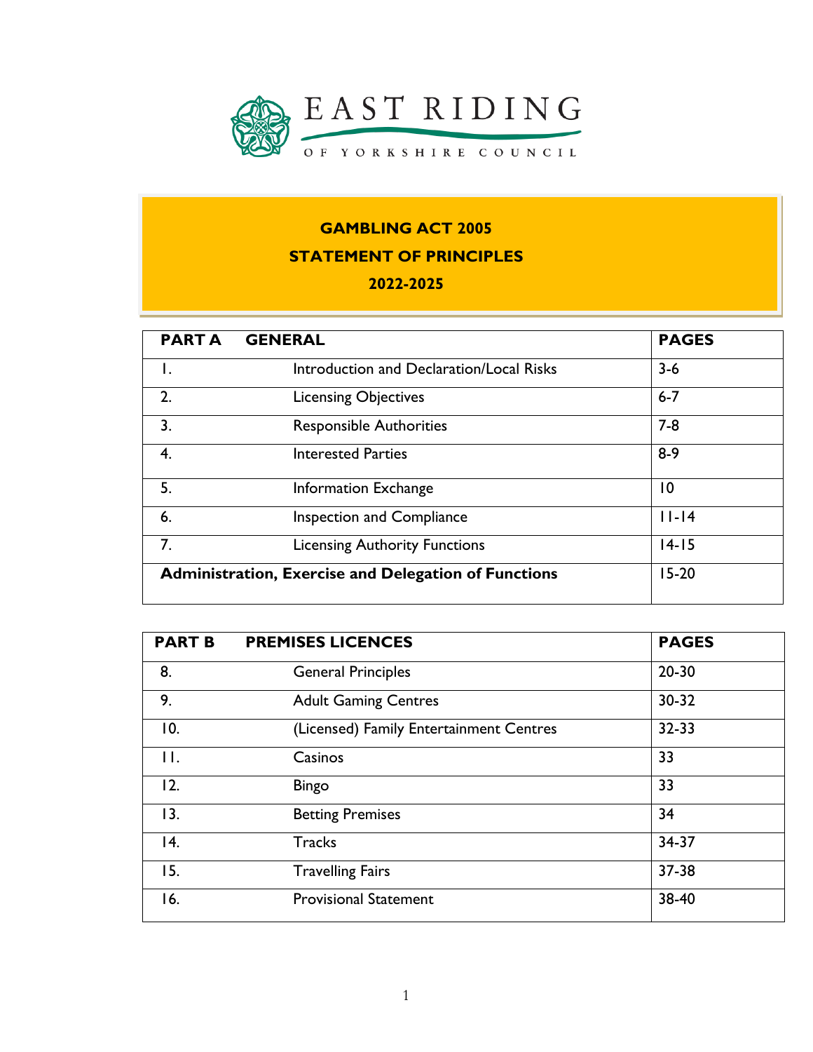EAST RIDING OF YORKSHIRE COUNCIL

# GAMBLING ACT 2005
# STATEMENT OF PRINCIPLES
# 2022-2025

| PART A | GENERAL | PAGES |
|---|---|---|
| 1. | Introduction and Declaration/Local Risks | 3-6 |
| 2. | Licensing Objectives | 6-7 |
| 3. | Responsible Authorities | 7-8 |
| 4. | Interested Parties | 8-9 |
| 5. | Information Exchange | 10 |
| 6. | Inspection and Compliance | 11-14 |
| 7. | Licensing Authority Functions | 14-15 |
| **Administration, Exercise and Delegation of Functions** | | 15-20 |

| PART B | PREMISES LICENCES | PAGES |
|---|---|---|
| 8. | General Principles | 20-30 |
| 9. | Adult Gaming Centres | 30-32 |
| 10. | (Licensed) Family Entertainment Centres | 32-33 |
| 11. | Casinos | 33 |
| 12. | Bingo | 33 |
| 13. | Betting Premises | 34 |
| 14. | Tracks | 34-37 |
| 15. | Travelling Fairs | 37-38 |
| 16. | Provisional Statement | 38-40 |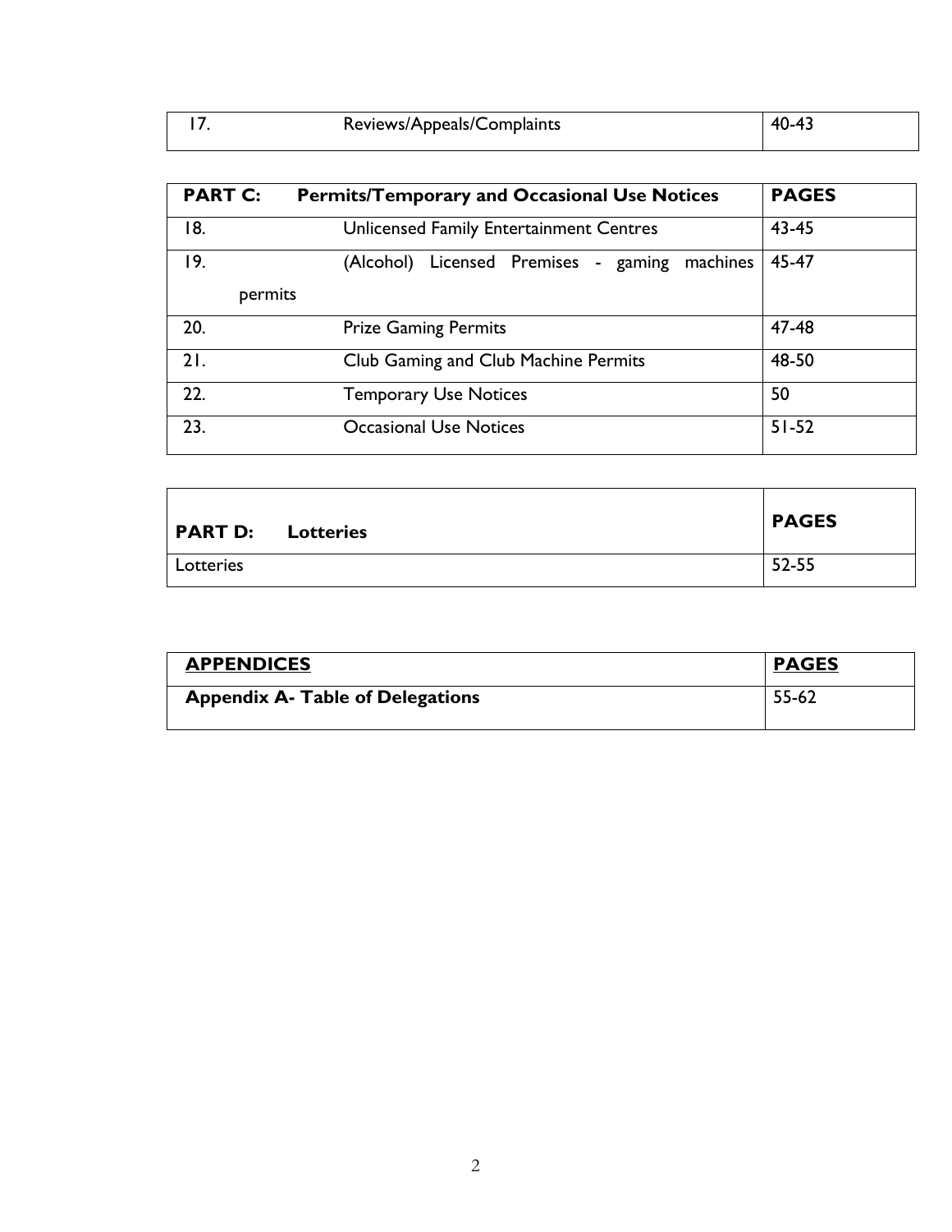| 17. | Reviews/Appeals/Complaints | 40-43 |
|---|---|---|

| **PART C:** | **Permits/Temporary and Occasional Use Notices** | **PAGES** |
|---|---|---|
| 18. | Unlicensed Family Entertainment Centres | 43-45 |
| 19. | (Alcohol) Licensed Premises - gaming machines permits | 45-47 |
| 20. | Prize Gaming Permits | 47-48 |
| 21. | Club Gaming and Club Machine Permits | 48-50 |
| 22. | Temporary Use Notices | 50 |
| 23. | Occasional Use Notices | 51-52 |

| **PART D: Lotteries** | **PAGES** |
|---|---|
| Lotteries | 52-55 |

| **APPENDICES** | **PAGES** |
|---|---|
| **Appendix A- Table of Delegations** | 55-62 |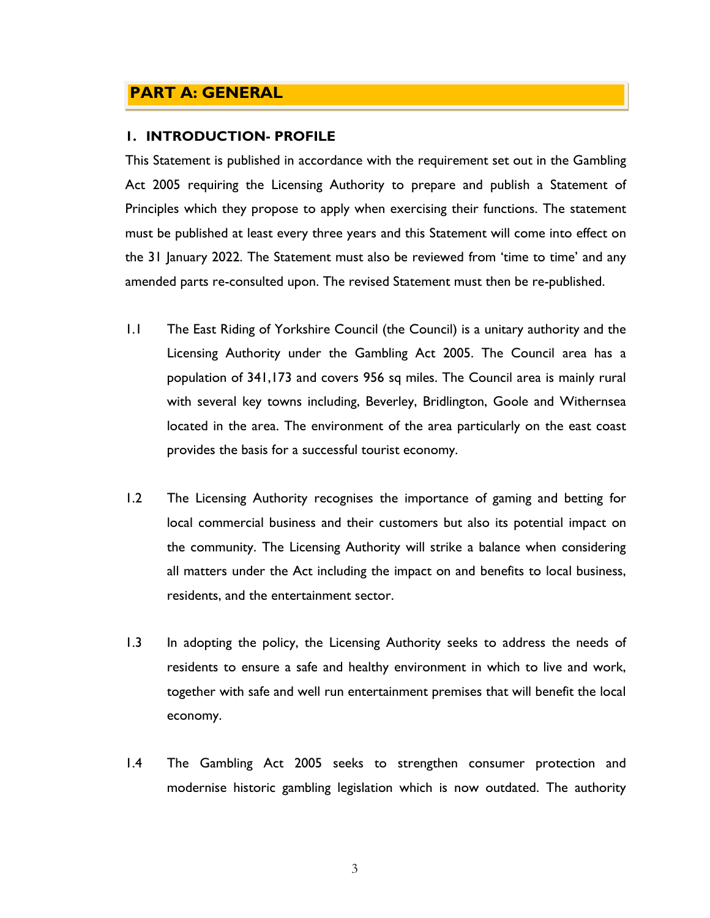# PART A: GENERAL

## 1. INTRODUCTION- PROFILE

This Statement is published in accordance with the requirement set out in the Gambling Act 2005 requiring the Licensing Authority to prepare and publish a Statement of Principles which they propose to apply when exercising their functions. The statement must be published at least every three years and this Statement will come into effect on the 31 January 2022. The Statement must also be reviewed from 'time to time' and any amended parts re-consulted upon. The revised Statement must then be re-published.

1.1 The East Riding of Yorkshire Council (the Council) is a unitary authority and the Licensing Authority under the Gambling Act 2005. The Council area has a population of 341,173 and covers 956 sq miles. The Council area is mainly rural with several key towns including, Beverley, Bridlington, Goole and Withernsea located in the area. The environment of the area particularly on the east coast provides the basis for a successful tourist economy.

1.2 The Licensing Authority recognises the importance of gaming and betting for local commercial business and their customers but also its potential impact on the community. The Licensing Authority will strike a balance when considering all matters under the Act including the impact on and benefits to local business, residents, and the entertainment sector.

1.3 In adopting the policy, the Licensing Authority seeks to address the needs of residents to ensure a safe and healthy environment in which to live and work, together with safe and well run entertainment premises that will benefit the local economy.

1.4 The Gambling Act 2005 seeks to strengthen consumer protection and modernise historic gambling legislation which is now outdated. The authority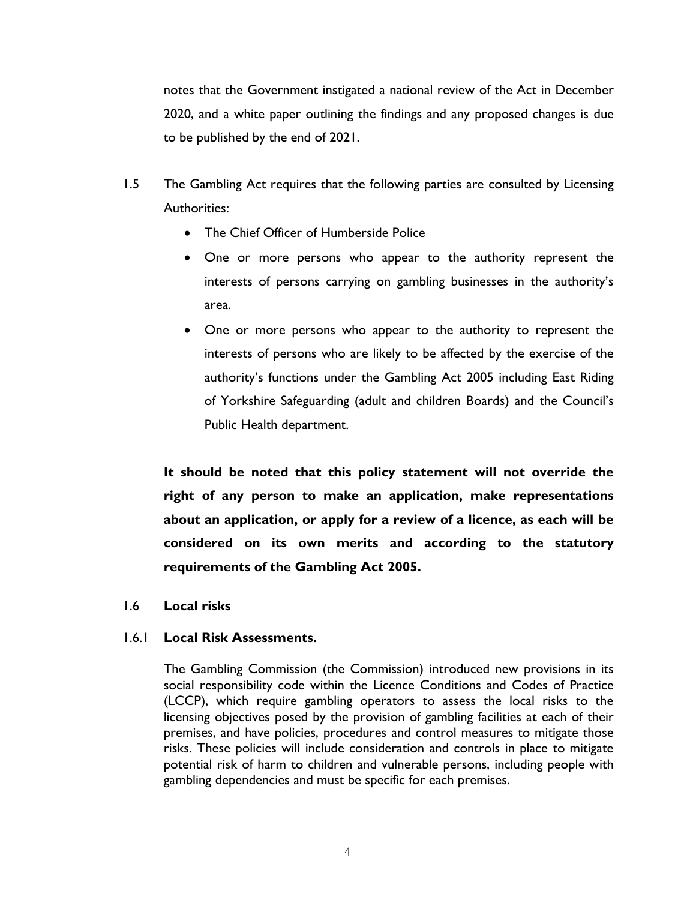notes that the Government instigated a national review of the Act in December 2020, and a white paper outlining the findings and any proposed changes is due to be published by the end of 2021.

1.5 The Gambling Act requires that the following parties are consulted by Licensing Authorities:

- The Chief Officer of Humberside Police
- One or more persons who appear to the authority represent the interests of persons carrying on gambling businesses in the authority's area.
- One or more persons who appear to the authority to represent the interests of persons who are likely to be affected by the exercise of the authority's functions under the Gambling Act 2005 including East Riding of Yorkshire Safeguarding (adult and children Boards) and the Council's Public Health department.

**It should be noted that this policy statement will not override the right of any person to make an application, make representations about an application, or apply for a review of a licence, as each will be considered on its own merits and according to the statutory requirements of the Gambling Act 2005.**

1.6 **Local risks**

1.6.1 **Local Risk Assessments.**

The Gambling Commission (the Commission) introduced new provisions in its social responsibility code within the Licence Conditions and Codes of Practice (LCCP), which require gambling operators to assess the local risks to the licensing objectives posed by the provision of gambling facilities at each of their premises, and have policies, procedures and control measures to mitigate those risks. These policies will include consideration and controls in place to mitigate potential risk of harm to children and vulnerable persons, including people with gambling dependencies and must be specific for each premises.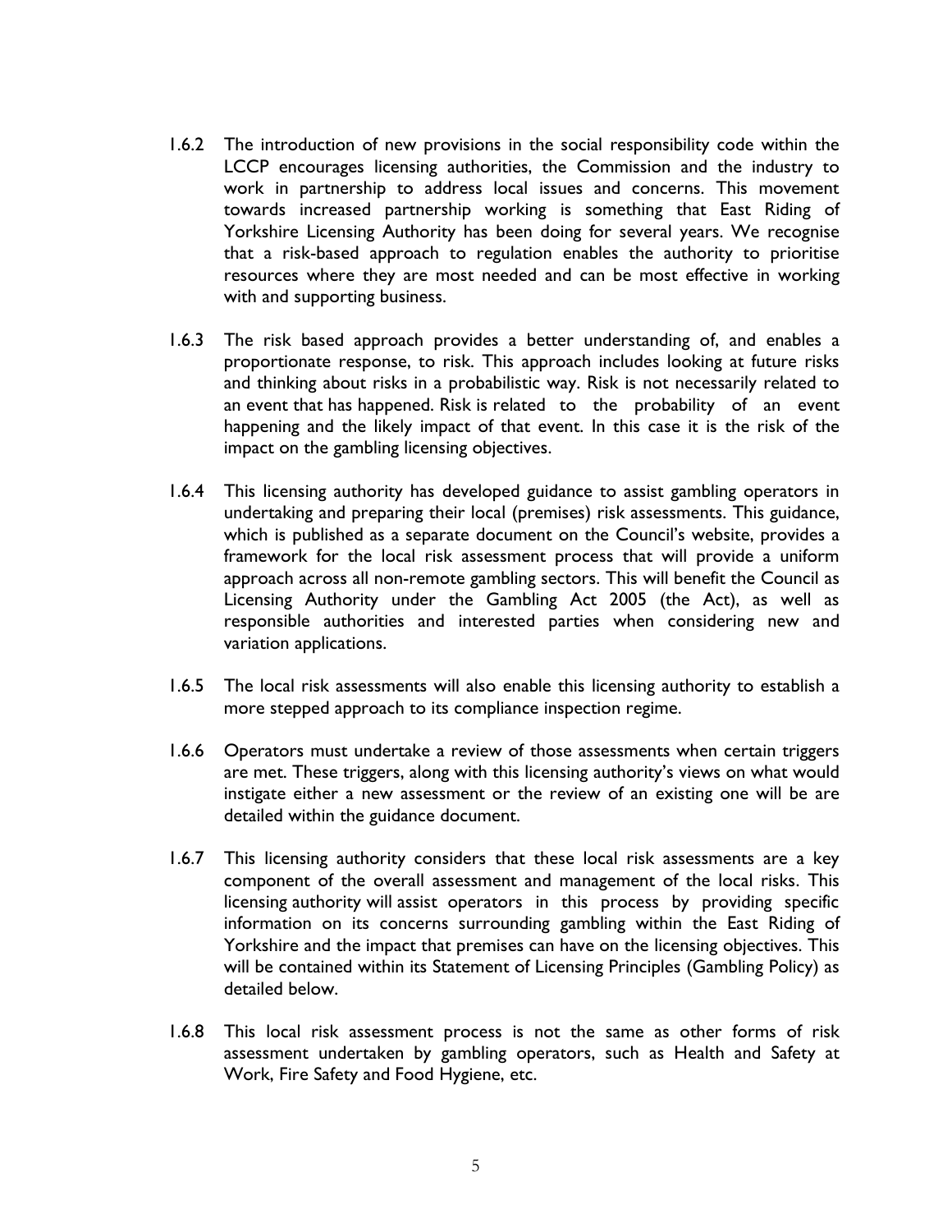1.6.2 The introduction of new provisions in the social responsibility code within the LCCP encourages licensing authorities, the Commission and the industry to work in partnership to address local issues and concerns. This movement towards increased partnership working is something that East Riding of Yorkshire Licensing Authority has been doing for several years. We recognise that a risk-based approach to regulation enables the authority to prioritise resources where they are most needed and can be most effective in working with and supporting business.

1.6.3 The risk based approach provides a better understanding of, and enables a proportionate response, to risk. This approach includes looking at future risks and thinking about risks in a probabilistic way. Risk is not necessarily related to an event that has happened. Risk is related to the probability of an event happening and the likely impact of that event. In this case it is the risk of the impact on the gambling licensing objectives.

1.6.4 This licensing authority has developed guidance to assist gambling operators in undertaking and preparing their local (premises) risk assessments. This guidance, which is published as a separate document on the Council's website, provides a framework for the local risk assessment process that will provide a uniform approach across all non-remote gambling sectors. This will benefit the Council as Licensing Authority under the Gambling Act 2005 (the Act), as well as responsible authorities and interested parties when considering new and variation applications.

1.6.5 The local risk assessments will also enable this licensing authority to establish a more stepped approach to its compliance inspection regime.

1.6.6 Operators must undertake a review of those assessments when certain triggers are met. These triggers, along with this licensing authority's views on what would instigate either a new assessment or the review of an existing one will be are detailed within the guidance document.

1.6.7 This licensing authority considers that these local risk assessments are a key component of the overall assessment and management of the local risks. This licensing authority will assist operators in this process by providing specific information on its concerns surrounding gambling within the East Riding of Yorkshire and the impact that premises can have on the licensing objectives. This will be contained within its Statement of Licensing Principles (Gambling Policy) as detailed below.

1.6.8 This local risk assessment process is not the same as other forms of risk assessment undertaken by gambling operators, such as Health and Safety at Work, Fire Safety and Food Hygiene, etc.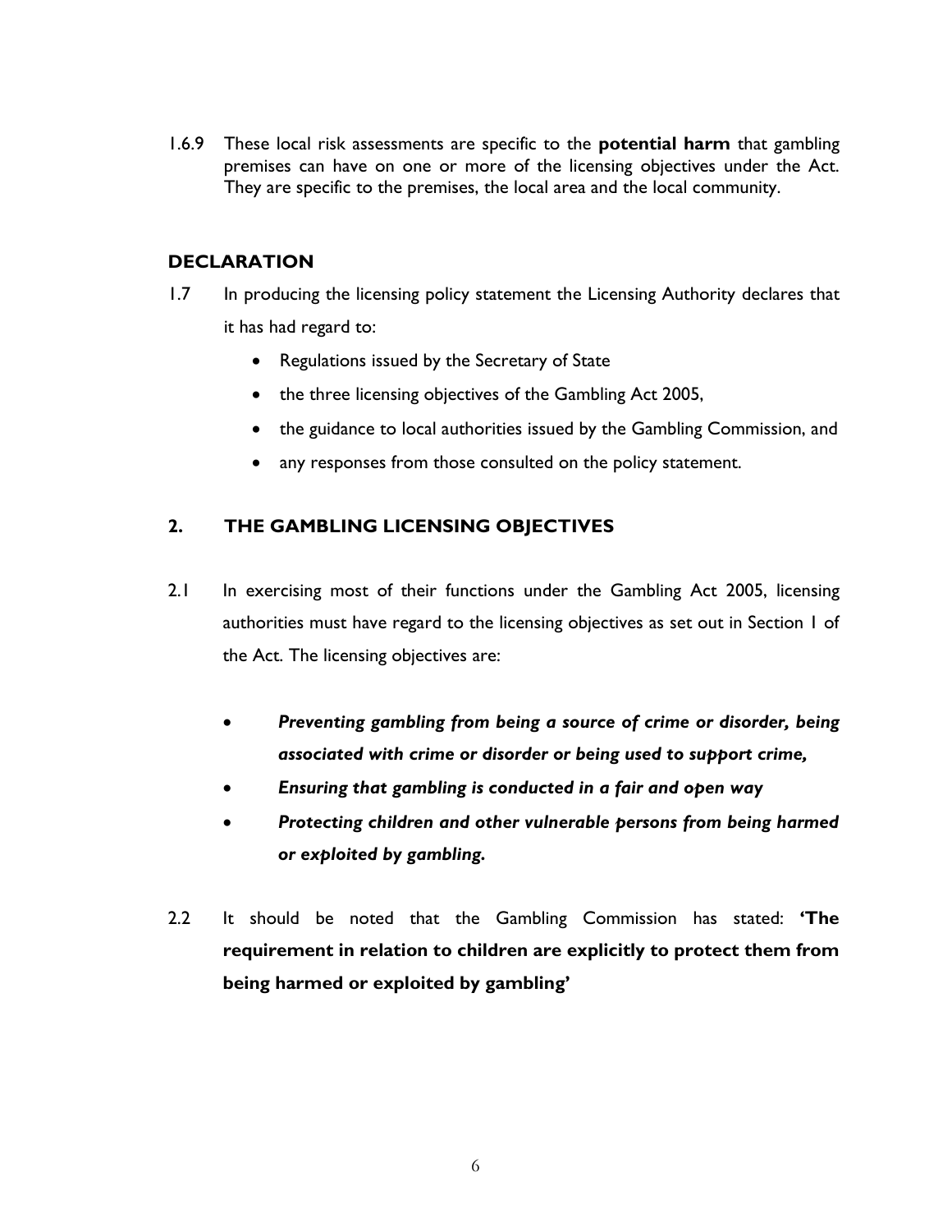1.6.9 These local risk assessments are specific to the **potential harm** that gambling premises can have on one or more of the licensing objectives under the Act. They are specific to the premises, the local area and the local community.

## DECLARATION

1.7 In producing the licensing policy statement the Licensing Authority declares that it has had regard to:

- Regulations issued by the Secretary of State
- the three licensing objectives of the Gambling Act 2005,
- the guidance to local authorities issued by the Gambling Commission, and
- any responses from those consulted on the policy statement.

## 2. THE GAMBLING LICENSING OBJECTIVES

2.1 In exercising most of their functions under the Gambling Act 2005, licensing authorities must have regard to the licensing objectives as set out in Section 1 of the Act. The licensing objectives are:

- ***Preventing gambling from being a source of crime or disorder, being associated with crime or disorder or being used to support crime,***
- ***Ensuring that gambling is conducted in a fair and open way***
- ***Protecting children and other vulnerable persons from being harmed or exploited by gambling.***

2.2 It should be noted that the Gambling Commission has stated: **'The requirement in relation to children are explicitly to protect them from being harmed or exploited by gambling'**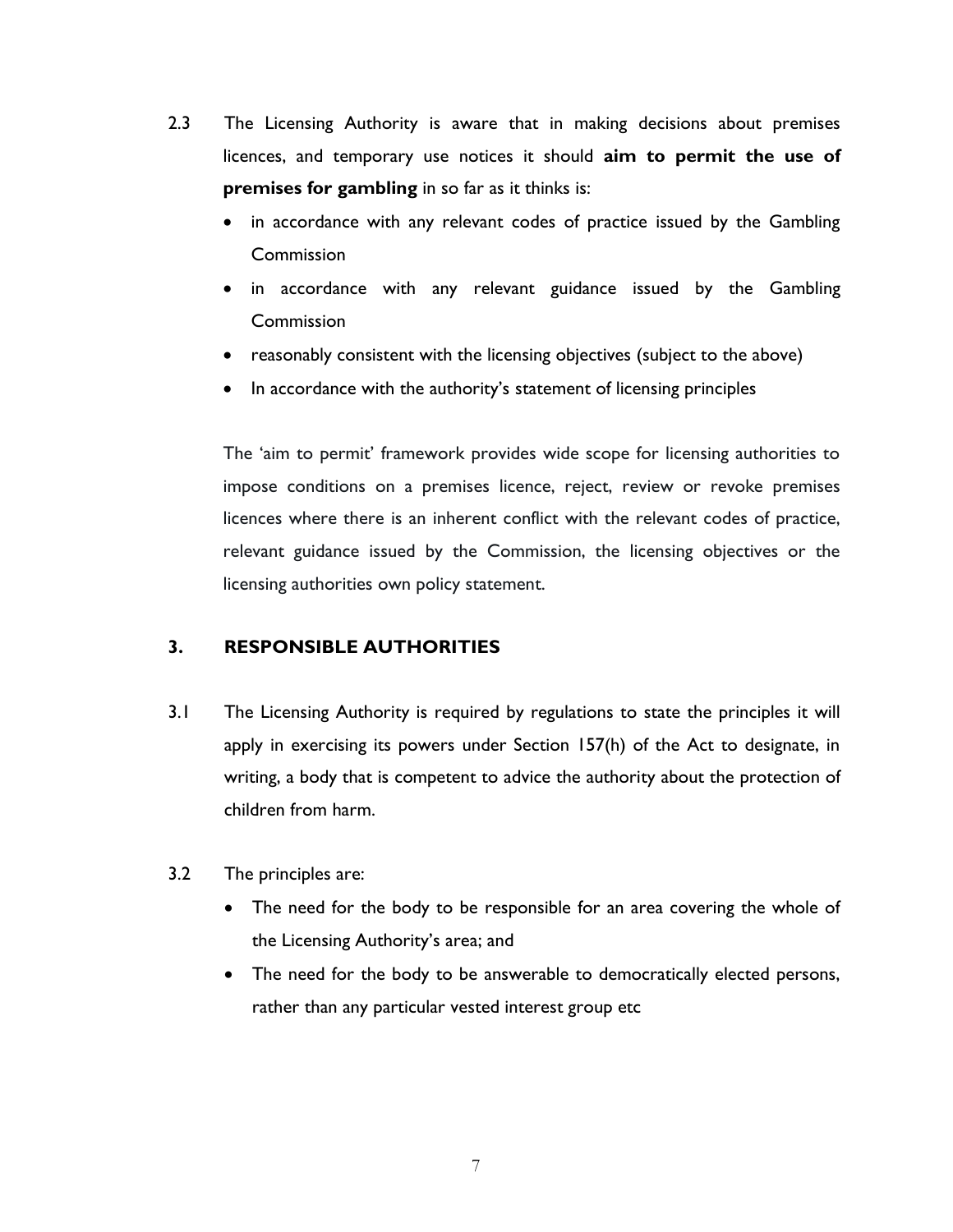2.3 The Licensing Authority is aware that in making decisions about premises licences, and temporary use notices it should **aim to permit the use of premises for gambling** in so far as it thinks is:

- in accordance with any relevant codes of practice issued by the Gambling Commission
- in accordance with any relevant guidance issued by the Gambling Commission
- reasonably consistent with the licensing objectives (subject to the above)
- In accordance with the authority's statement of licensing principles

The 'aim to permit' framework provides wide scope for licensing authorities to impose conditions on a premises licence, reject, review or revoke premises licences where there is an inherent conflict with the relevant codes of practice, relevant guidance issued by the Commission, the licensing objectives or the licensing authorities own policy statement.

## 3. RESPONSIBLE AUTHORITIES

3.1 The Licensing Authority is required by regulations to state the principles it will apply in exercising its powers under Section 157(h) of the Act to designate, in writing, a body that is competent to advice the authority about the protection of children from harm.

3.2 The principles are:

- The need for the body to be responsible for an area covering the whole of the Licensing Authority's area; and
- The need for the body to be answerable to democratically elected persons, rather than any particular vested interest group etc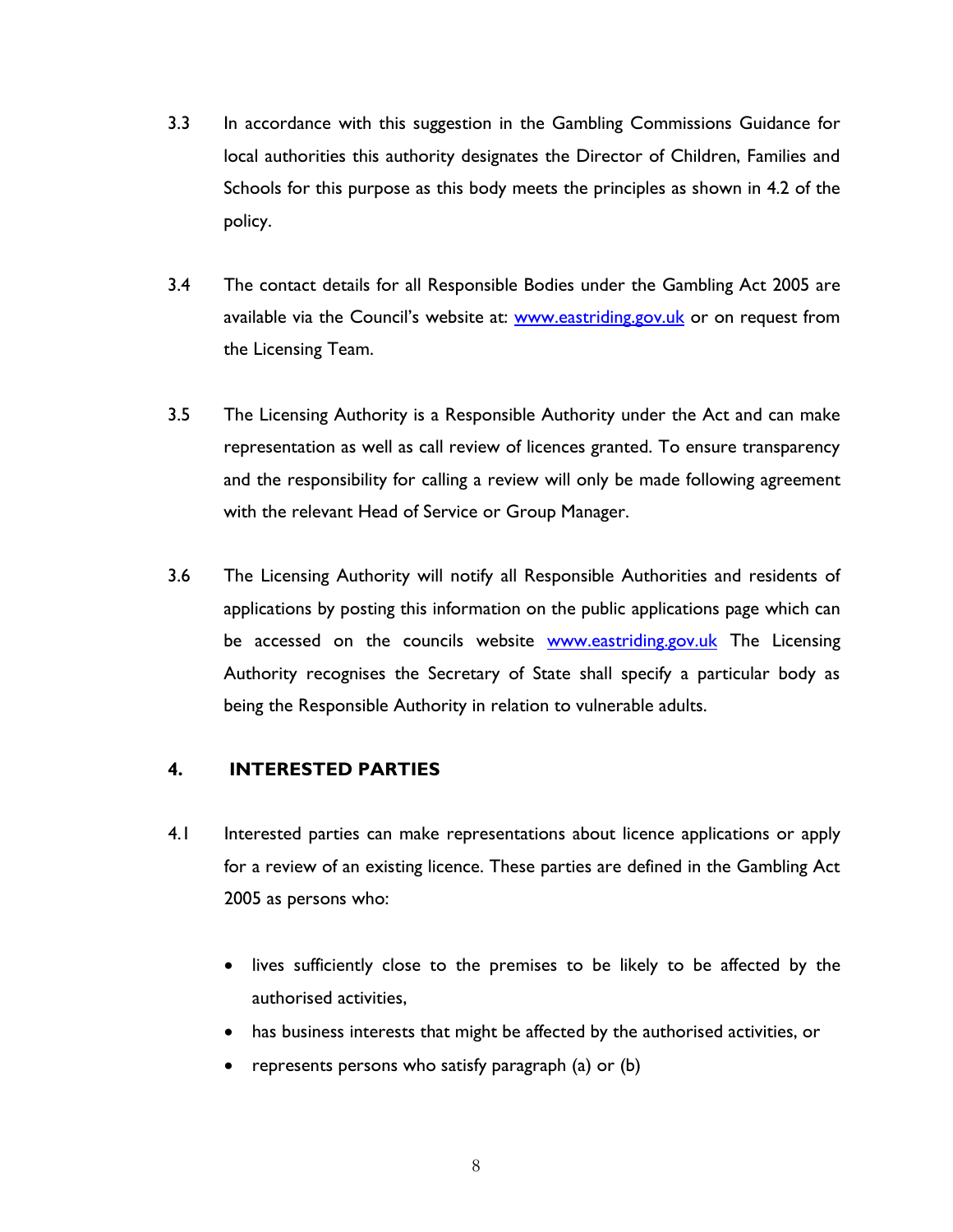3.3 In accordance with this suggestion in the Gambling Commissions Guidance for local authorities this authority designates the Director of Children, Families and Schools for this purpose as this body meets the principles as shown in 4.2 of the policy.

3.4 The contact details for all Responsible Bodies under the Gambling Act 2005 are available via the Council's website at: [www.eastriding.gov.uk](http://www.eastriding.gov.uk) or on request from the Licensing Team.

3.5 The Licensing Authority is a Responsible Authority under the Act and can make representation as well as call review of licences granted. To ensure transparency and the responsibility for calling a review will only be made following agreement with the relevant Head of Service or Group Manager.

3.6 The Licensing Authority will notify all Responsible Authorities and residents of applications by posting this information on the public applications page which can be accessed on the councils website [www.eastriding.gov.uk](http://www.eastriding.gov.uk) The Licensing Authority recognises the Secretary of State shall specify a particular body as being the Responsible Authority in relation to vulnerable adults.

## 4. INTERESTED PARTIES

4.1 Interested parties can make representations about licence applications or apply for a review of an existing licence. These parties are defined in the Gambling Act 2005 as persons who:

- lives sufficiently close to the premises to be likely to be affected by the authorised activities,
- has business interests that might be affected by the authorised activities, or
- represents persons who satisfy paragraph (a) or (b)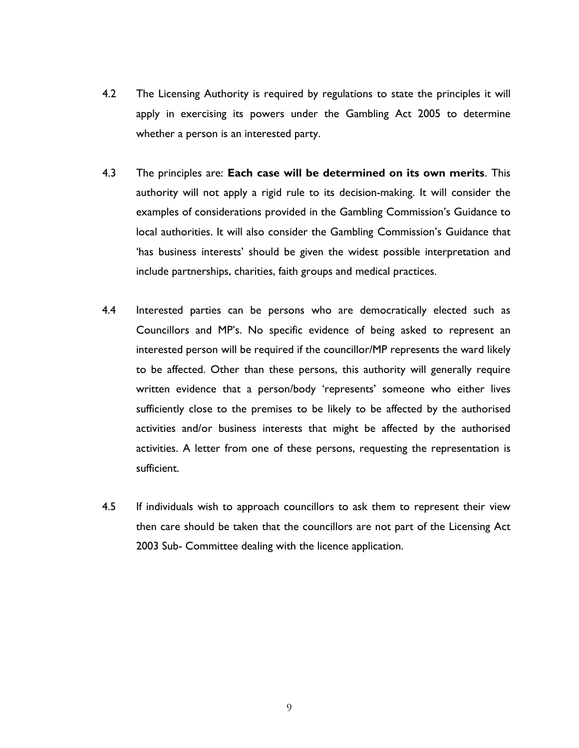4.2 The Licensing Authority is required by regulations to state the principles it will apply in exercising its powers under the Gambling Act 2005 to determine whether a person is an interested party.

4.3 The principles are: **Each case will be determined on its own merits**. This authority will not apply a rigid rule to its decision-making. It will consider the examples of considerations provided in the Gambling Commission's Guidance to local authorities. It will also consider the Gambling Commission's Guidance that 'has business interests' should be given the widest possible interpretation and include partnerships, charities, faith groups and medical practices.

4.4 Interested parties can be persons who are democratically elected such as Councillors and MP's. No specific evidence of being asked to represent an interested person will be required if the councillor/MP represents the ward likely to be affected. Other than these persons, this authority will generally require written evidence that a person/body 'represents' someone who either lives sufficiently close to the premises to be likely to be affected by the authorised activities and/or business interests that might be affected by the authorised activities. A letter from one of these persons, requesting the representation is sufficient.

4.5 If individuals wish to approach councillors to ask them to represent their view then care should be taken that the councillors are not part of the Licensing Act 2003 Sub- Committee dealing with the licence application.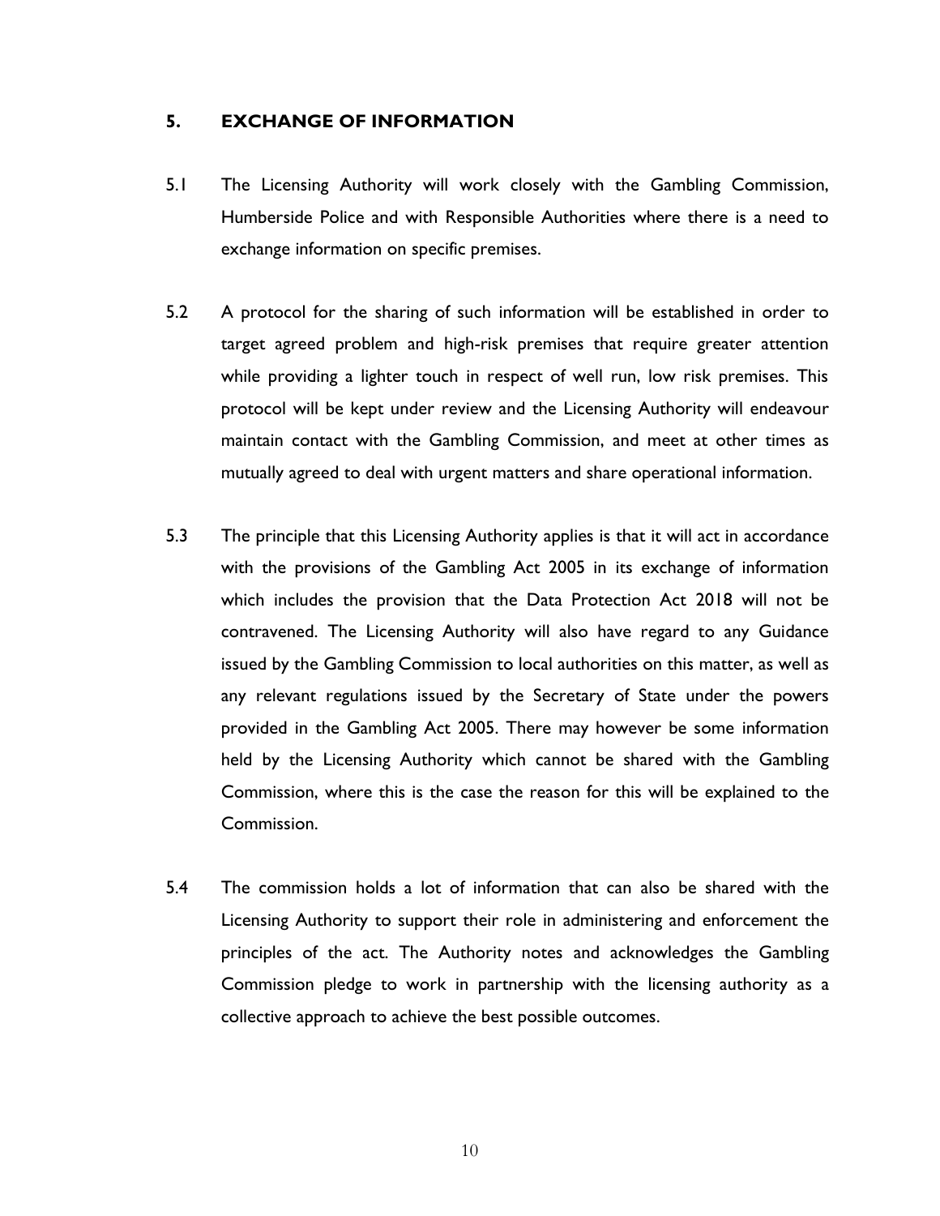## 5. EXCHANGE OF INFORMATION

5.1 The Licensing Authority will work closely with the Gambling Commission, Humberside Police and with Responsible Authorities where there is a need to exchange information on specific premises.

5.2 A protocol for the sharing of such information will be established in order to target agreed problem and high-risk premises that require greater attention while providing a lighter touch in respect of well run, low risk premises. This protocol will be kept under review and the Licensing Authority will endeavour maintain contact with the Gambling Commission, and meet at other times as mutually agreed to deal with urgent matters and share operational information.

5.3 The principle that this Licensing Authority applies is that it will act in accordance with the provisions of the Gambling Act 2005 in its exchange of information which includes the provision that the Data Protection Act 2018 will not be contravened. The Licensing Authority will also have regard to any Guidance issued by the Gambling Commission to local authorities on this matter, as well as any relevant regulations issued by the Secretary of State under the powers provided in the Gambling Act 2005. There may however be some information held by the Licensing Authority which cannot be shared with the Gambling Commission, where this is the case the reason for this will be explained to the Commission.

5.4 The commission holds a lot of information that can also be shared with the Licensing Authority to support their role in administering and enforcement the principles of the act. The Authority notes and acknowledges the Gambling Commission pledge to work in partnership with the licensing authority as a collective approach to achieve the best possible outcomes.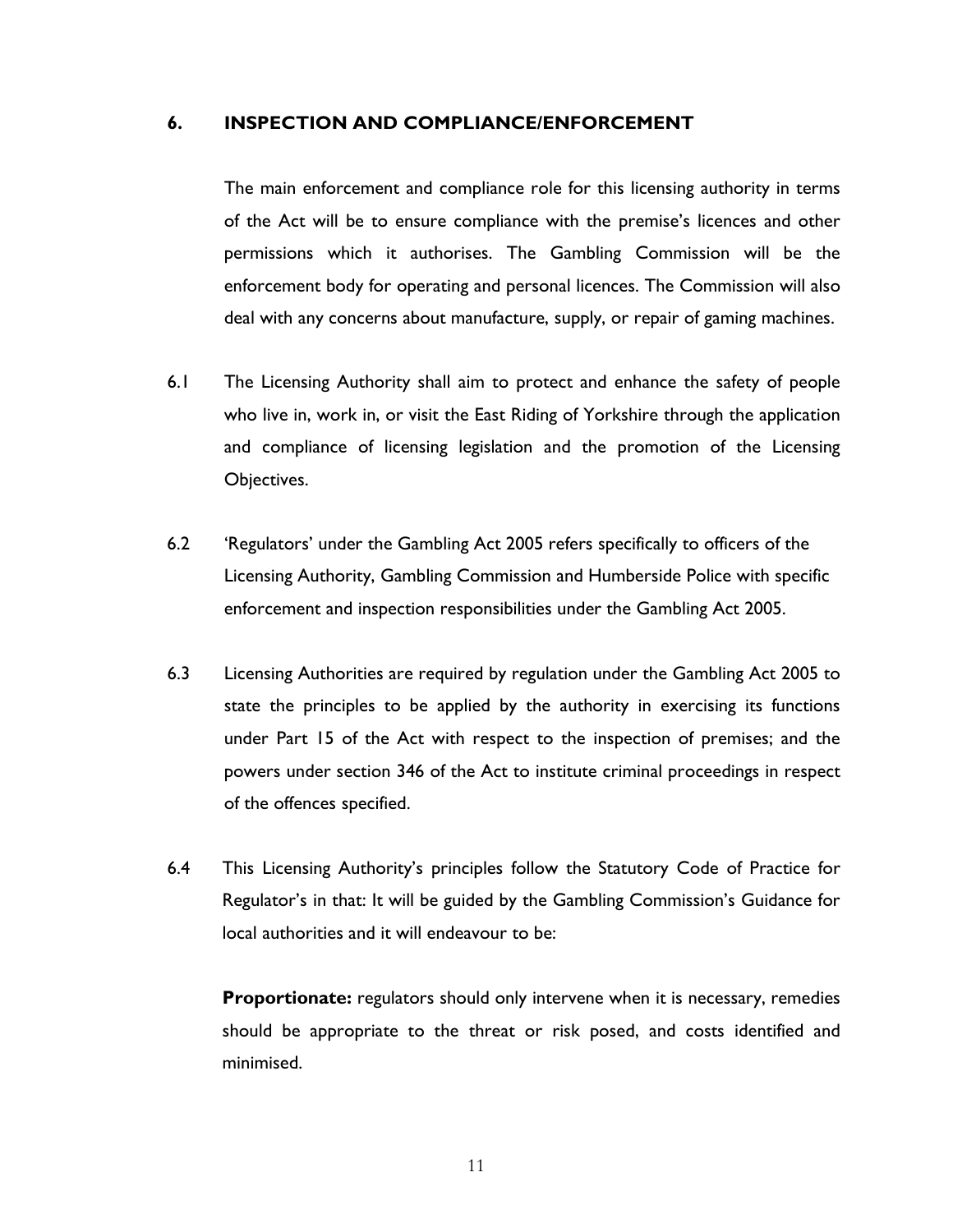## 6. INSPECTION AND COMPLIANCE/ENFORCEMENT

The main enforcement and compliance role for this licensing authority in terms of the Act will be to ensure compliance with the premise's licences and other permissions which it authorises. The Gambling Commission will be the enforcement body for operating and personal licences. The Commission will also deal with any concerns about manufacture, supply, or repair of gaming machines.

6.1 The Licensing Authority shall aim to protect and enhance the safety of people who live in, work in, or visit the East Riding of Yorkshire through the application and compliance of licensing legislation and the promotion of the Licensing Objectives.

6.2 'Regulators' under the Gambling Act 2005 refers specifically to officers of the Licensing Authority, Gambling Commission and Humberside Police with specific enforcement and inspection responsibilities under the Gambling Act 2005.

6.3 Licensing Authorities are required by regulation under the Gambling Act 2005 to state the principles to be applied by the authority in exercising its functions under Part 15 of the Act with respect to the inspection of premises; and the powers under section 346 of the Act to institute criminal proceedings in respect of the offences specified.

6.4 This Licensing Authority's principles follow the Statutory Code of Practice for Regulator's in that: It will be guided by the Gambling Commission's Guidance for local authorities and it will endeavour to be:

**Proportionate:** regulators should only intervene when it is necessary, remedies should be appropriate to the threat or risk posed, and costs identified and minimised.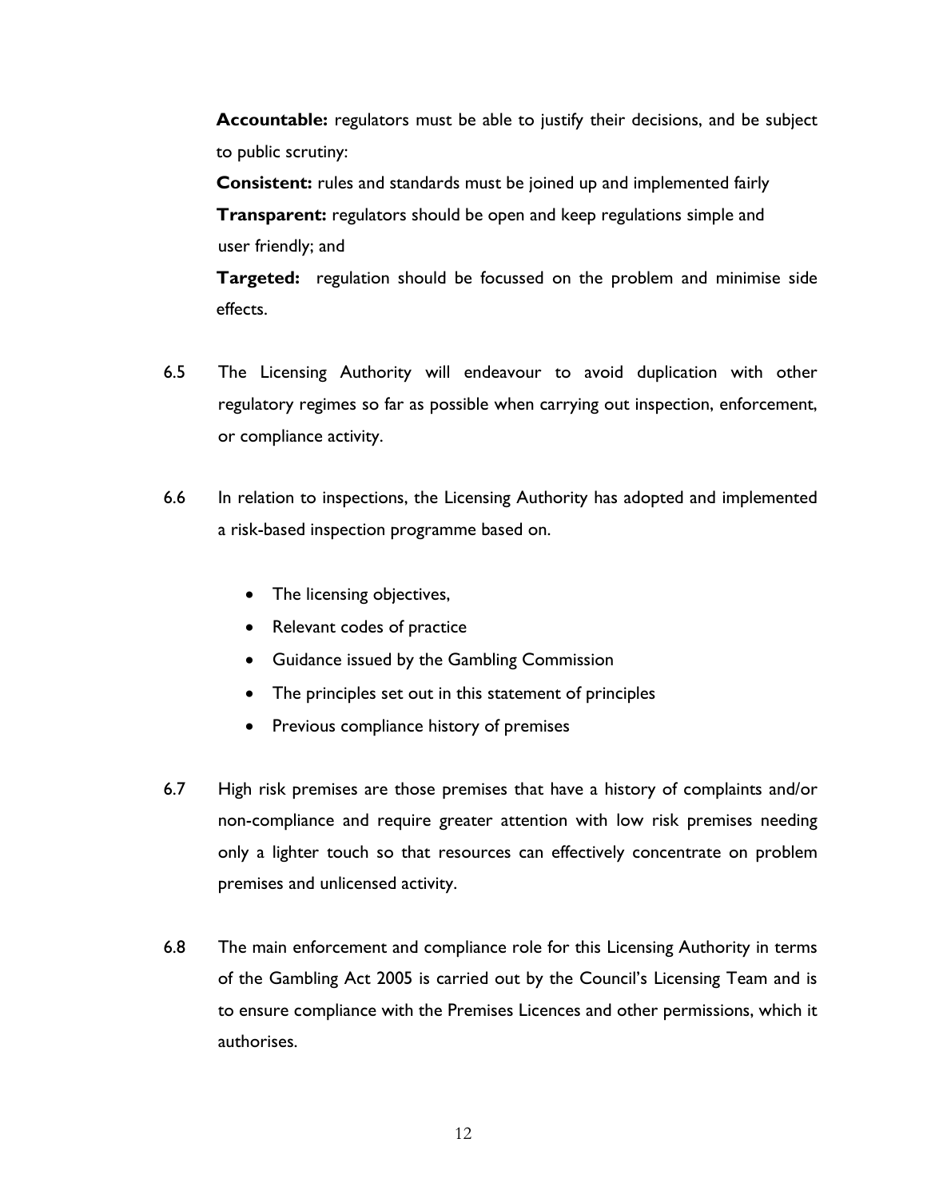**Accountable:** regulators must be able to justify their decisions, and be subject to public scrutiny:

**Consistent:** rules and standards must be joined up and implemented fairly

**Transparent:** regulators should be open and keep regulations simple and user friendly; and

**Targeted:** regulation should be focussed on the problem and minimise side effects.

6.5 The Licensing Authority will endeavour to avoid duplication with other regulatory regimes so far as possible when carrying out inspection, enforcement, or compliance activity.

6.6 In relation to inspections, the Licensing Authority has adopted and implemented a risk-based inspection programme based on.

- The licensing objectives,
- Relevant codes of practice
- Guidance issued by the Gambling Commission
- The principles set out in this statement of principles
- Previous compliance history of premises

6.7 High risk premises are those premises that have a history of complaints and/or non-compliance and require greater attention with low risk premises needing only a lighter touch so that resources can effectively concentrate on problem premises and unlicensed activity.

6.8 The main enforcement and compliance role for this Licensing Authority in terms of the Gambling Act 2005 is carried out by the Council's Licensing Team and is to ensure compliance with the Premises Licences and other permissions, which it authorises.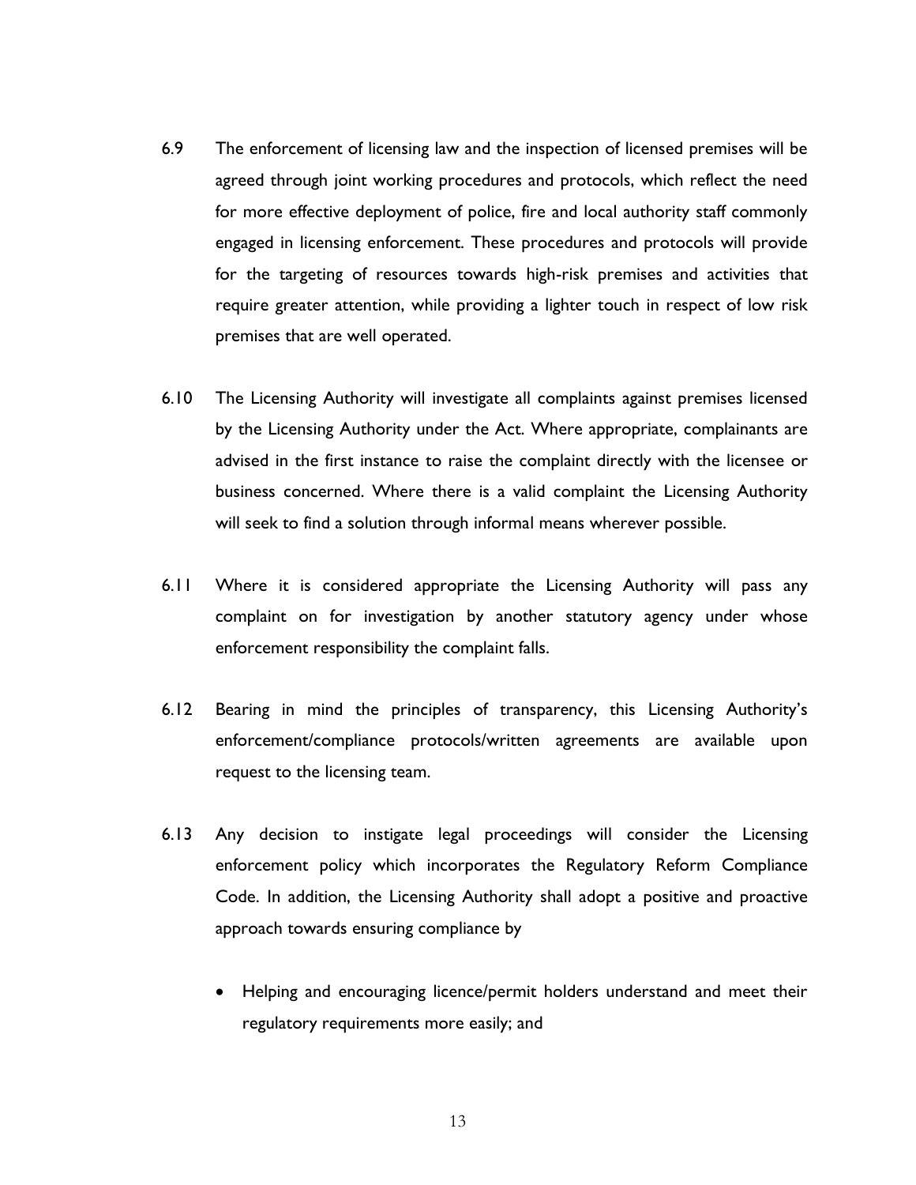6.9 The enforcement of licensing law and the inspection of licensed premises will be agreed through joint working procedures and protocols, which reflect the need for more effective deployment of police, fire and local authority staff commonly engaged in licensing enforcement. These procedures and protocols will provide for the targeting of resources towards high-risk premises and activities that require greater attention, while providing a lighter touch in respect of low risk premises that are well operated.

6.10 The Licensing Authority will investigate all complaints against premises licensed by the Licensing Authority under the Act. Where appropriate, complainants are advised in the first instance to raise the complaint directly with the licensee or business concerned. Where there is a valid complaint the Licensing Authority will seek to find a solution through informal means wherever possible.

6.11 Where it is considered appropriate the Licensing Authority will pass any complaint on for investigation by another statutory agency under whose enforcement responsibility the complaint falls.

6.12 Bearing in mind the principles of transparency, this Licensing Authority's enforcement/compliance protocols/written agreements are available upon request to the licensing team.

6.13 Any decision to instigate legal proceedings will consider the Licensing enforcement policy which incorporates the Regulatory Reform Compliance Code. In addition, the Licensing Authority shall adopt a positive and proactive approach towards ensuring compliance by

- Helping and encouraging licence/permit holders understand and meet their regulatory requirements more easily; and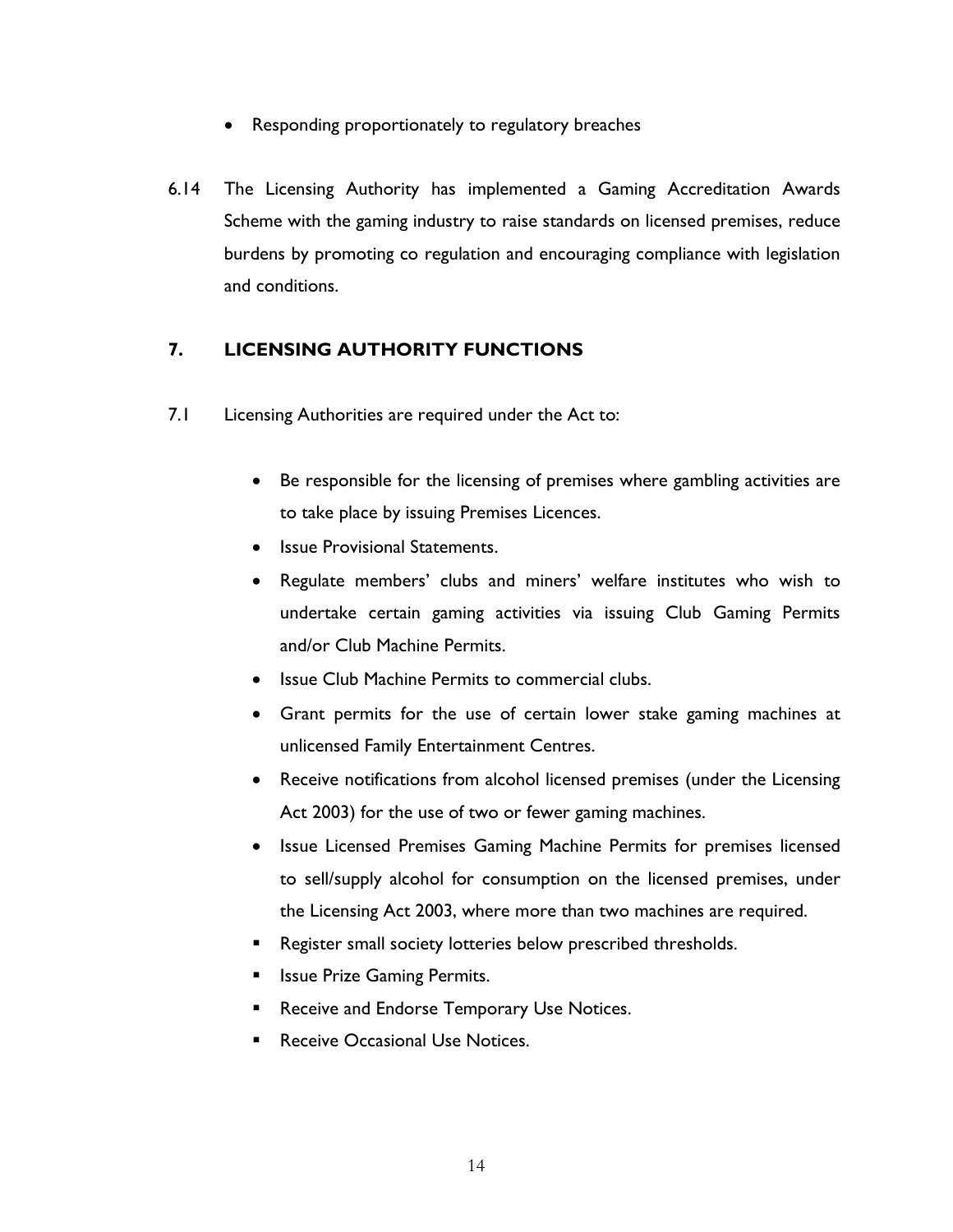- Responding proportionately to regulatory breaches

6.14 The Licensing Authority has implemented a Gaming Accreditation Awards Scheme with the gaming industry to raise standards on licensed premises, reduce burdens by promoting co regulation and encouraging compliance with legislation and conditions.

## 7. LICENSING AUTHORITY FUNCTIONS

7.1 Licensing Authorities are required under the Act to:

- Be responsible for the licensing of premises where gambling activities are to take place by issuing Premises Licences.
- Issue Provisional Statements.
- Regulate members' clubs and miners' welfare institutes who wish to undertake certain gaming activities via issuing Club Gaming Permits and/or Club Machine Permits.
- Issue Club Machine Permits to commercial clubs.
- Grant permits for the use of certain lower stake gaming machines at unlicensed Family Entertainment Centres.
- Receive notifications from alcohol licensed premises (under the Licensing Act 2003) for the use of two or fewer gaming machines.
- Issue Licensed Premises Gaming Machine Permits for premises licensed to sell/supply alcohol for consumption on the licensed premises, under the Licensing Act 2003, where more than two machines are required.
- Register small society lotteries below prescribed thresholds.
- Issue Prize Gaming Permits.
- Receive and Endorse Temporary Use Notices.
- Receive Occasional Use Notices.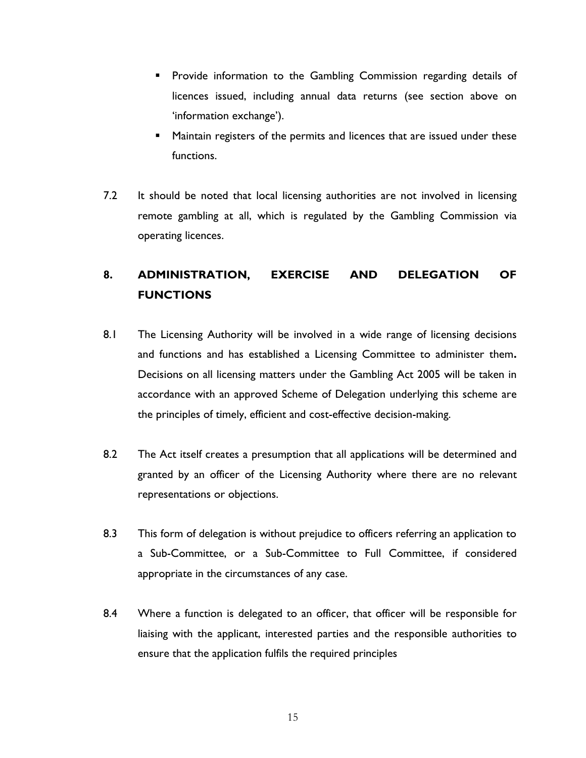- Provide information to the Gambling Commission regarding details of licences issued, including annual data returns (see section above on 'information exchange').
- Maintain registers of the permits and licences that are issued under these functions.

7.2 It should be noted that local licensing authorities are not involved in licensing remote gambling at all, which is regulated by the Gambling Commission via operating licences.

## 8. ADMINISTRATION, EXERCISE AND DELEGATION OF FUNCTIONS

8.1 The Licensing Authority will be involved in a wide range of licensing decisions and functions and has established a Licensing Committee to administer them**.** Decisions on all licensing matters under the Gambling Act 2005 will be taken in accordance with an approved Scheme of Delegation underlying this scheme are the principles of timely, efficient and cost-effective decision-making.

8.2 The Act itself creates a presumption that all applications will be determined and granted by an officer of the Licensing Authority where there are no relevant representations or objections.

8.3 This form of delegation is without prejudice to officers referring an application to a Sub-Committee, or a Sub-Committee to Full Committee, if considered appropriate in the circumstances of any case.

8.4 Where a function is delegated to an officer, that officer will be responsible for liaising with the applicant, interested parties and the responsible authorities to ensure that the application fulfils the required principles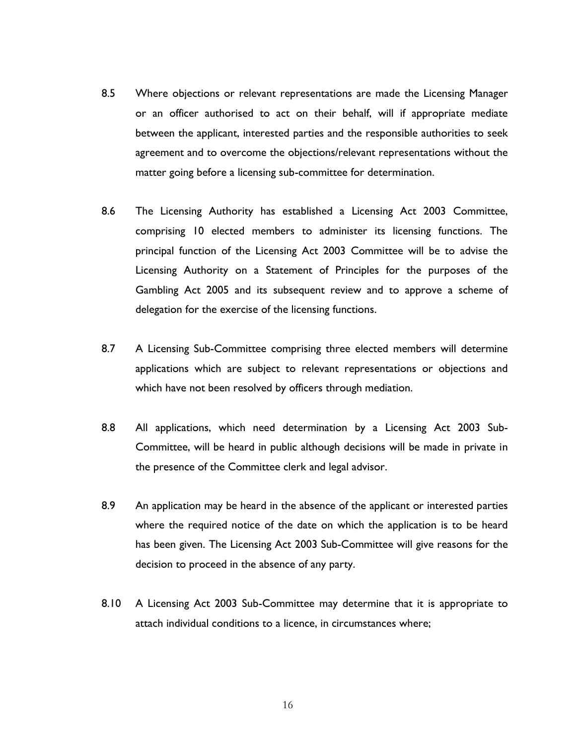8.5 Where objections or relevant representations are made the Licensing Manager or an officer authorised to act on their behalf, will if appropriate mediate between the applicant, interested parties and the responsible authorities to seek agreement and to overcome the objections/relevant representations without the matter going before a licensing sub-committee for determination.

8.6 The Licensing Authority has established a Licensing Act 2003 Committee, comprising 10 elected members to administer its licensing functions. The principal function of the Licensing Act 2003 Committee will be to advise the Licensing Authority on a Statement of Principles for the purposes of the Gambling Act 2005 and its subsequent review and to approve a scheme of delegation for the exercise of the licensing functions.

8.7 A Licensing Sub-Committee comprising three elected members will determine applications which are subject to relevant representations or objections and which have not been resolved by officers through mediation.

8.8 All applications, which need determination by a Licensing Act 2003 Sub-Committee, will be heard in public although decisions will be made in private in the presence of the Committee clerk and legal advisor.

8.9 An application may be heard in the absence of the applicant or interested parties where the required notice of the date on which the application is to be heard has been given. The Licensing Act 2003 Sub-Committee will give reasons for the decision to proceed in the absence of any party.

8.10 A Licensing Act 2003 Sub-Committee may determine that it is appropriate to attach individual conditions to a licence, in circumstances where;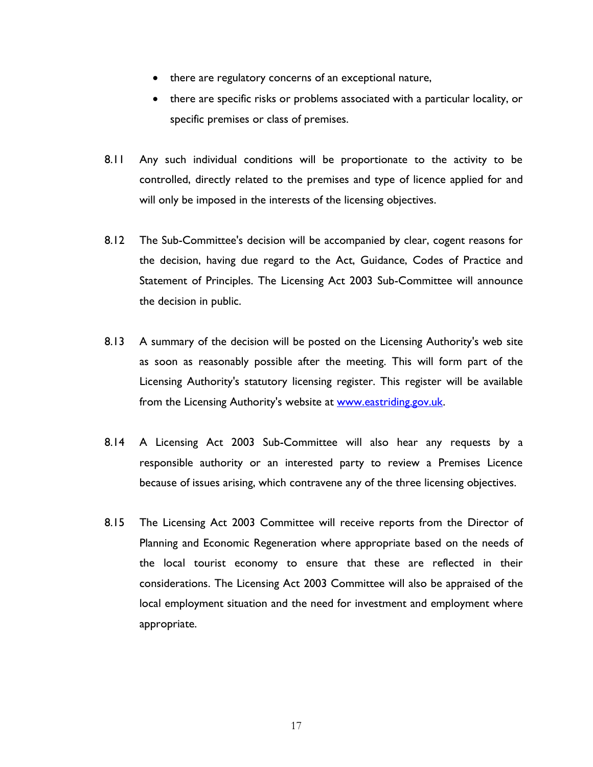- there are regulatory concerns of an exceptional nature,
- there are specific risks or problems associated with a particular locality, or specific premises or class of premises.

8.11 Any such individual conditions will be proportionate to the activity to be controlled, directly related to the premises and type of licence applied for and will only be imposed in the interests of the licensing objectives.

8.12 The Sub-Committee's decision will be accompanied by clear, cogent reasons for the decision, having due regard to the Act, Guidance, Codes of Practice and Statement of Principles. The Licensing Act 2003 Sub-Committee will announce the decision in public.

8.13 A summary of the decision will be posted on the Licensing Authority's web site as soon as reasonably possible after the meeting. This will form part of the Licensing Authority's statutory licensing register. This register will be available from the Licensing Authority's website at [www.eastriding.gov.uk](http://www.eastriding.gov.uk).

8.14 A Licensing Act 2003 Sub-Committee will also hear any requests by a responsible authority or an interested party to review a Premises Licence because of issues arising, which contravene any of the three licensing objectives.

8.15 The Licensing Act 2003 Committee will receive reports from the Director of Planning and Economic Regeneration where appropriate based on the needs of the local tourist economy to ensure that these are reflected in their considerations. The Licensing Act 2003 Committee will also be appraised of the local employment situation and the need for investment and employment where appropriate.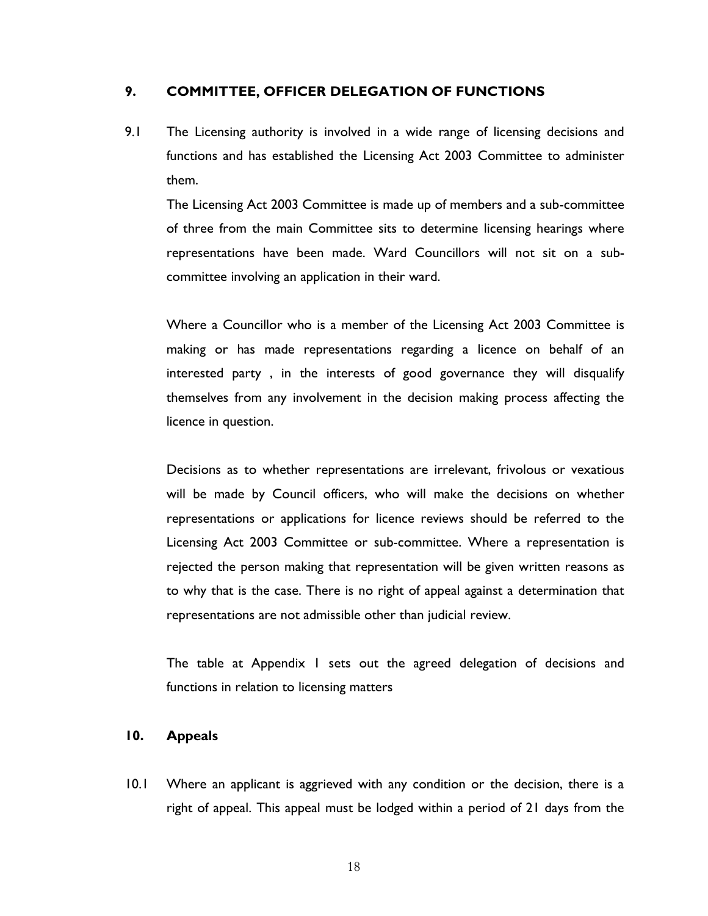## 9. COMMITTEE, OFFICER DELEGATION OF FUNCTIONS

9.1 The Licensing authority is involved in a wide range of licensing decisions and functions and has established the Licensing Act 2003 Committee to administer them.

The Licensing Act 2003 Committee is made up of members and a sub-committee of three from the main Committee sits to determine licensing hearings where representations have been made. Ward Councillors will not sit on a sub-committee involving an application in their ward.

Where a Councillor who is a member of the Licensing Act 2003 Committee is making or has made representations regarding a licence on behalf of an interested party , in the interests of good governance they will disqualify themselves from any involvement in the decision making process affecting the licence in question.

Decisions as to whether representations are irrelevant, frivolous or vexatious will be made by Council officers, who will make the decisions on whether representations or applications for licence reviews should be referred to the Licensing Act 2003 Committee or sub-committee. Where a representation is rejected the person making that representation will be given written reasons as to why that is the case. There is no right of appeal against a determination that representations are not admissible other than judicial review.

The table at Appendix 1 sets out the agreed delegation of decisions and functions in relation to licensing matters

## 10. Appeals

10.1 Where an applicant is aggrieved with any condition or the decision, there is a right of appeal. This appeal must be lodged within a period of 21 days from the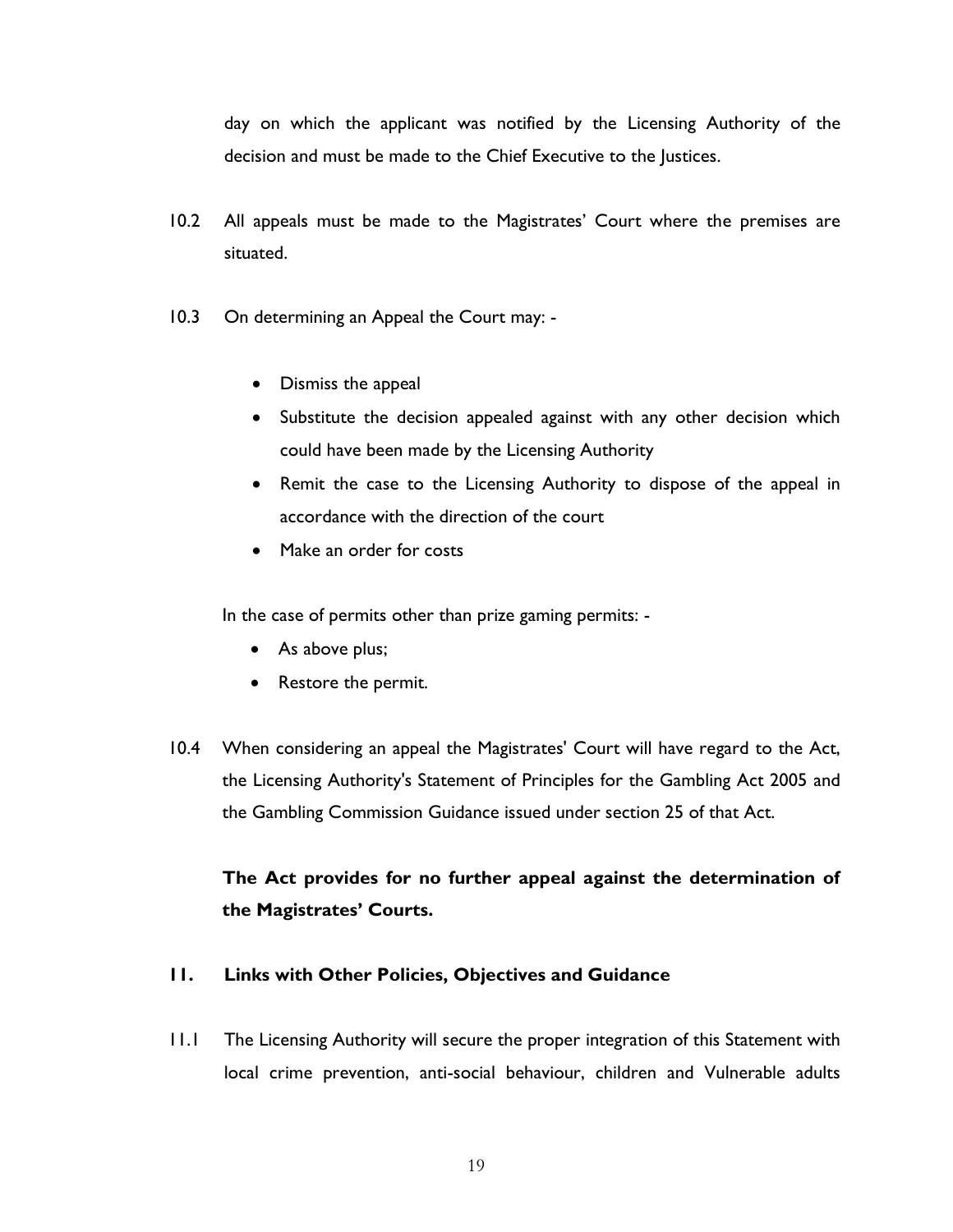day on which the applicant was notified by the Licensing Authority of the decision and must be made to the Chief Executive to the Justices.

10.2 All appeals must be made to the Magistrates' Court where the premises are situated.

10.3 On determining an Appeal the Court may: -

- Dismiss the appeal
- Substitute the decision appealed against with any other decision which could have been made by the Licensing Authority
- Remit the case to the Licensing Authority to dispose of the appeal in accordance with the direction of the court
- Make an order for costs

In the case of permits other than prize gaming permits: -

- As above plus;
- Restore the permit.

10.4 When considering an appeal the Magistrates' Court will have regard to the Act, the Licensing Authority's Statement of Principles for the Gambling Act 2005 and the Gambling Commission Guidance issued under section 25 of that Act.

**The Act provides for no further appeal against the determination of the Magistrates' Courts.**

## 11. Links with Other Policies, Objectives and Guidance

11.1 The Licensing Authority will secure the proper integration of this Statement with local crime prevention, anti-social behaviour, children and Vulnerable adults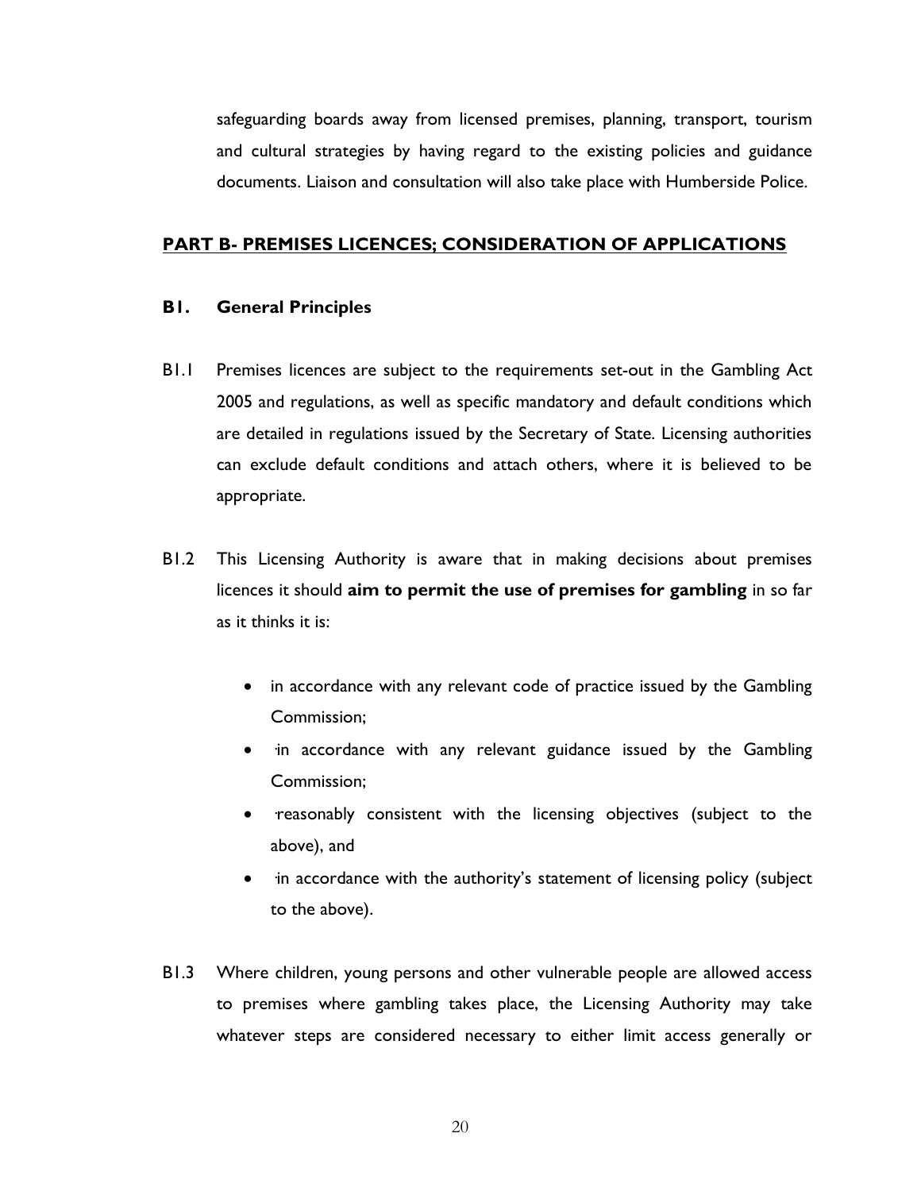safeguarding boards away from licensed premises, planning, transport, tourism and cultural strategies by having regard to the existing policies and guidance documents. Liaison and consultation will also take place with Humberside Police.

## PART B- PREMISES LICENCES; CONSIDERATION OF APPLICATIONS

### B1. General Principles

B1.1 Premises licences are subject to the requirements set-out in the Gambling Act 2005 and regulations, as well as specific mandatory and default conditions which are detailed in regulations issued by the Secretary of State. Licensing authorities can exclude default conditions and attach others, where it is believed to be appropriate.

B1.2 This Licensing Authority is aware that in making decisions about premises licences it should **aim to permit the use of premises for gambling** in so far as it thinks it is:

- in accordance with any relevant code of practice issued by the Gambling Commission;
- in accordance with any relevant guidance issued by the Gambling Commission;
- reasonably consistent with the licensing objectives (subject to the above), and
- in accordance with the authority's statement of licensing policy (subject to the above).

B1.3 Where children, young persons and other vulnerable people are allowed access to premises where gambling takes place, the Licensing Authority may take whatever steps are considered necessary to either limit access generally or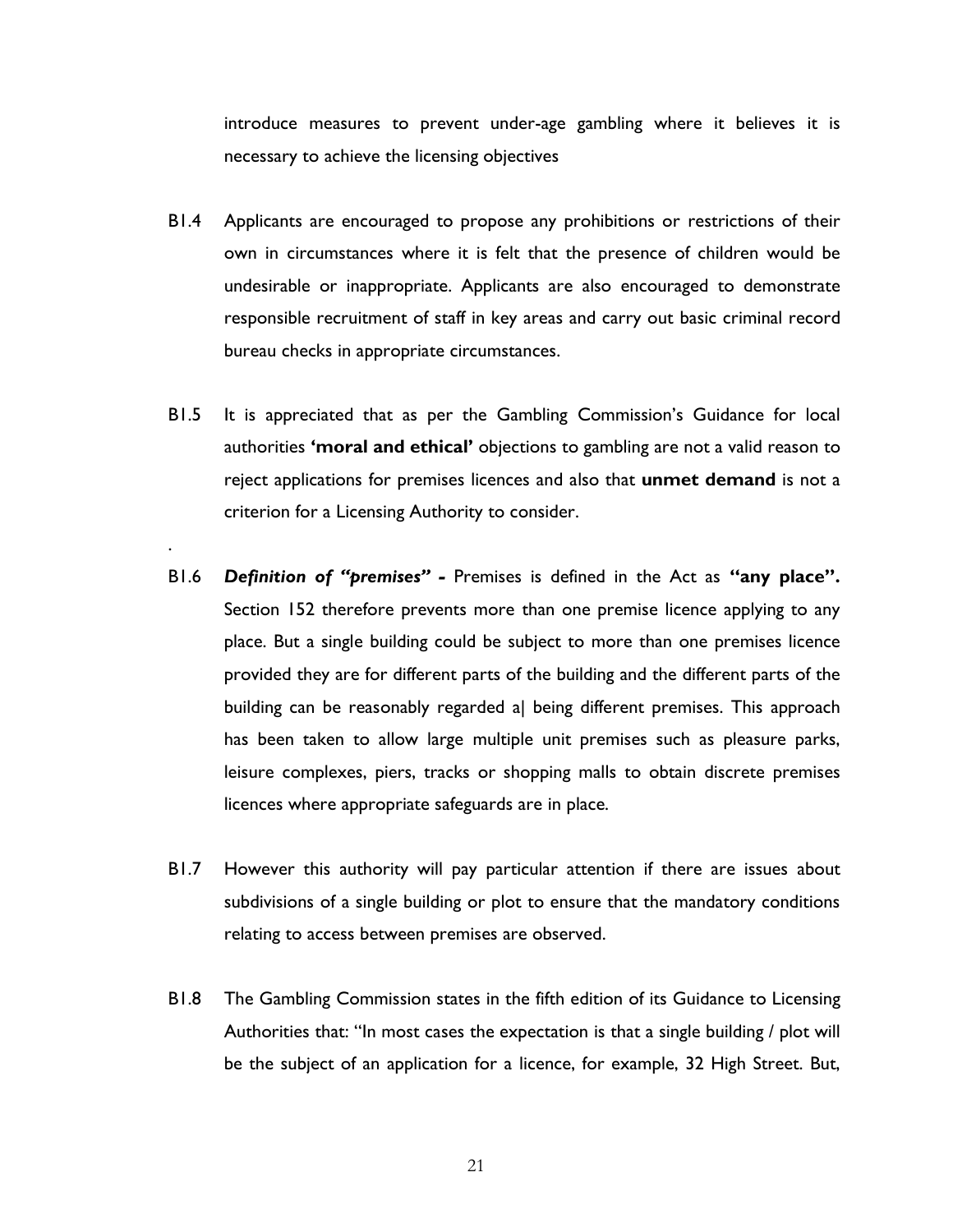introduce measures to prevent under-age gambling where it believes it is necessary to achieve the licensing objectives

B1.4 Applicants are encouraged to propose any prohibitions or restrictions of their own in circumstances where it is felt that the presence of children would be undesirable or inappropriate. Applicants are also encouraged to demonstrate responsible recruitment of staff in key areas and carry out basic criminal record bureau checks in appropriate circumstances.

B1.5 It is appreciated that as per the Gambling Commission's Guidance for local authorities **'moral and ethical'** objections to gambling are not a valid reason to reject applications for premises licences and also that **unmet demand** is not a criterion for a Licensing Authority to consider.

.

B1.6 ***Definition of "premises" -*** Premises is defined in the Act as **"any place".** Section 152 therefore prevents more than one premise licence applying to any place. But a single building could be subject to more than one premises licence provided they are for different parts of the building and the different parts of the building can be reasonably regarded a| being different premises. This approach has been taken to allow large multiple unit premises such as pleasure parks, leisure complexes, piers, tracks or shopping malls to obtain discrete premises licences where appropriate safeguards are in place.

B1.7 However this authority will pay particular attention if there are issues about subdivisions of a single building or plot to ensure that the mandatory conditions relating to access between premises are observed.

B1.8 The Gambling Commission states in the fifth edition of its Guidance to Licensing Authorities that: "In most cases the expectation is that a single building / plot will be the subject of an application for a licence, for example, 32 High Street. But,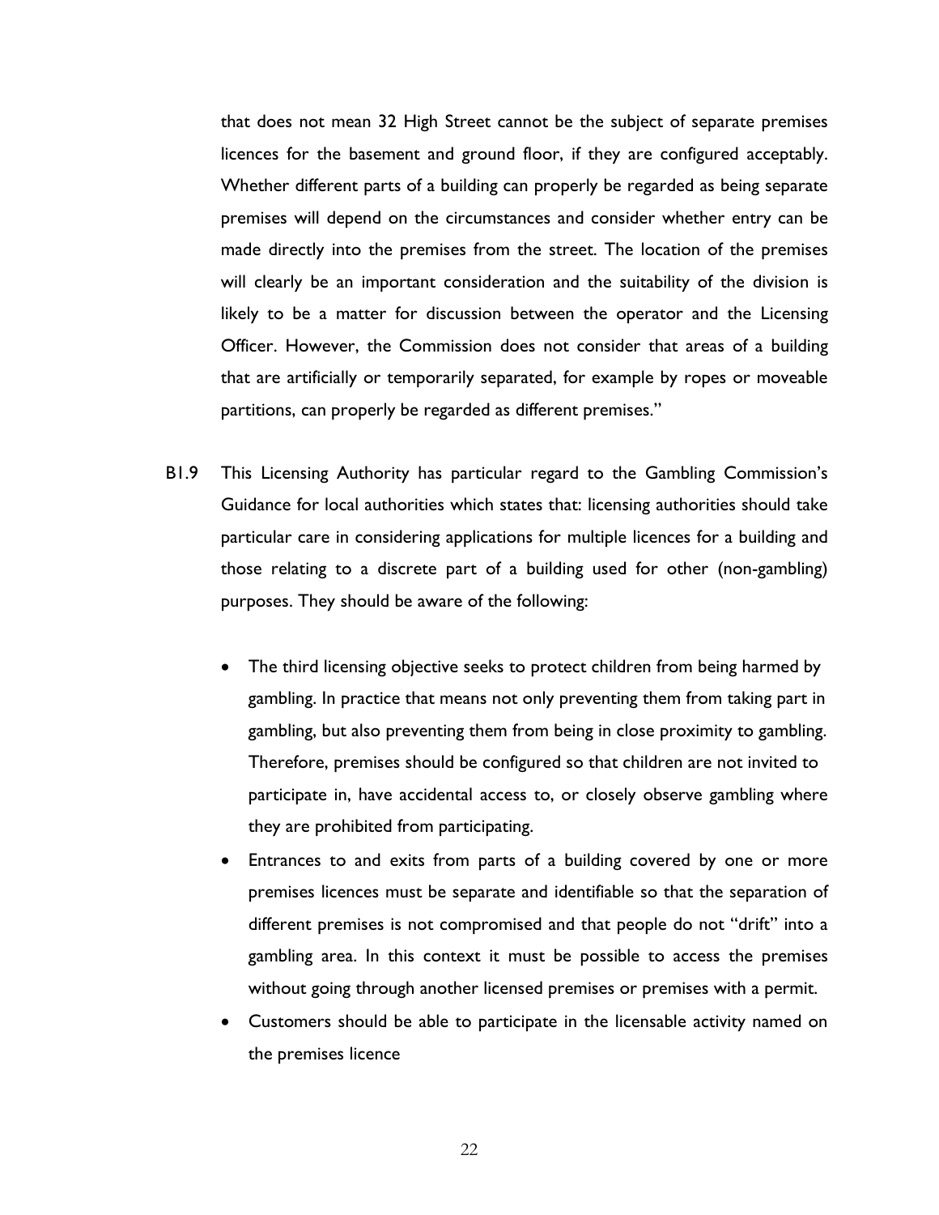that does not mean 32 High Street cannot be the subject of separate premises licences for the basement and ground floor, if they are configured acceptably. Whether different parts of a building can properly be regarded as being separate premises will depend on the circumstances and consider whether entry can be made directly into the premises from the street. The location of the premises will clearly be an important consideration and the suitability of the division is likely to be a matter for discussion between the operator and the Licensing Officer. However, the Commission does not consider that areas of a building that are artificially or temporarily separated, for example by ropes or moveable partitions, can properly be regarded as different premises."

B1.9 This Licensing Authority has particular regard to the Gambling Commission's Guidance for local authorities which states that: licensing authorities should take particular care in considering applications for multiple licences for a building and those relating to a discrete part of a building used for other (non-gambling) purposes. They should be aware of the following:

- The third licensing objective seeks to protect children from being harmed by gambling. In practice that means not only preventing them from taking part in gambling, but also preventing them from being in close proximity to gambling. Therefore, premises should be configured so that children are not invited to participate in, have accidental access to, or closely observe gambling where they are prohibited from participating.
- Entrances to and exits from parts of a building covered by one or more premises licences must be separate and identifiable so that the separation of different premises is not compromised and that people do not "drift" into a gambling area. In this context it must be possible to access the premises without going through another licensed premises or premises with a permit.
- Customers should be able to participate in the licensable activity named on the premises licence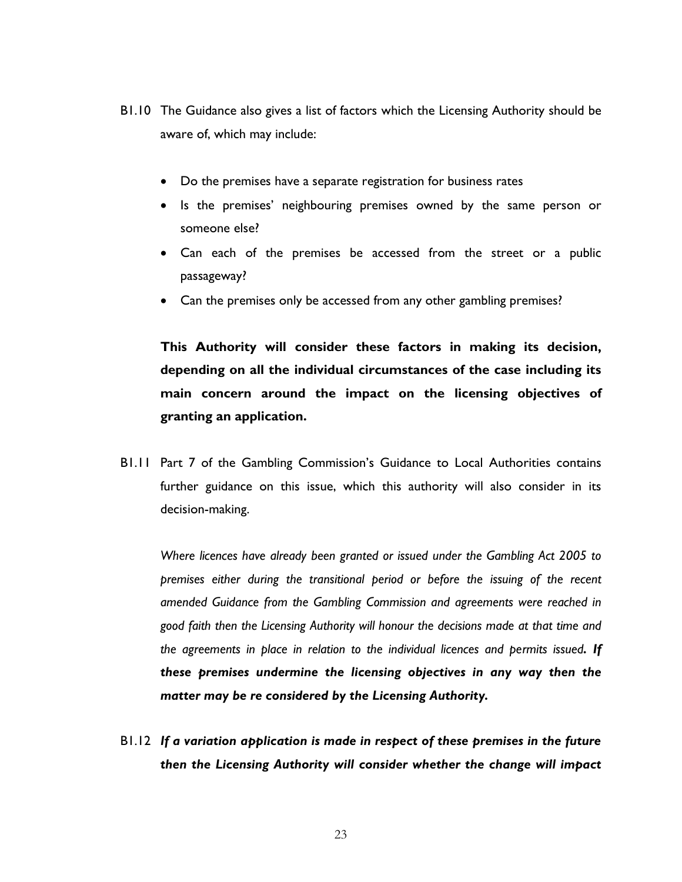B1.10 The Guidance also gives a list of factors which the Licensing Authority should be aware of, which may include:

- Do the premises have a separate registration for business rates
- Is the premises' neighbouring premises owned by the same person or someone else?
- Can each of the premises be accessed from the street or a public passageway?
- Can the premises only be accessed from any other gambling premises?

**This Authority will consider these factors in making its decision, depending on all the individual circumstances of the case including its main concern around the impact on the licensing objectives of granting an application.**

B1.11 Part 7 of the Gambling Commission's Guidance to Local Authorities contains further guidance on this issue, which this authority will also consider in its decision-making.

*Where licences have already been granted or issued under the Gambling Act 2005 to premises either during the transitional period or before the issuing of the recent amended Guidance from the Gambling Commission and agreements were reached in good faith then the Licensing Authority will honour the decisions made at that time and the agreements in place in relation to the individual licences and permits issued.* ***If these premises undermine the licensing objectives in any way then the matter may be re considered by the Licensing Authority.***

B1.12 ***If a variation application is made in respect of these premises in the future then the Licensing Authority will consider whether the change will impact***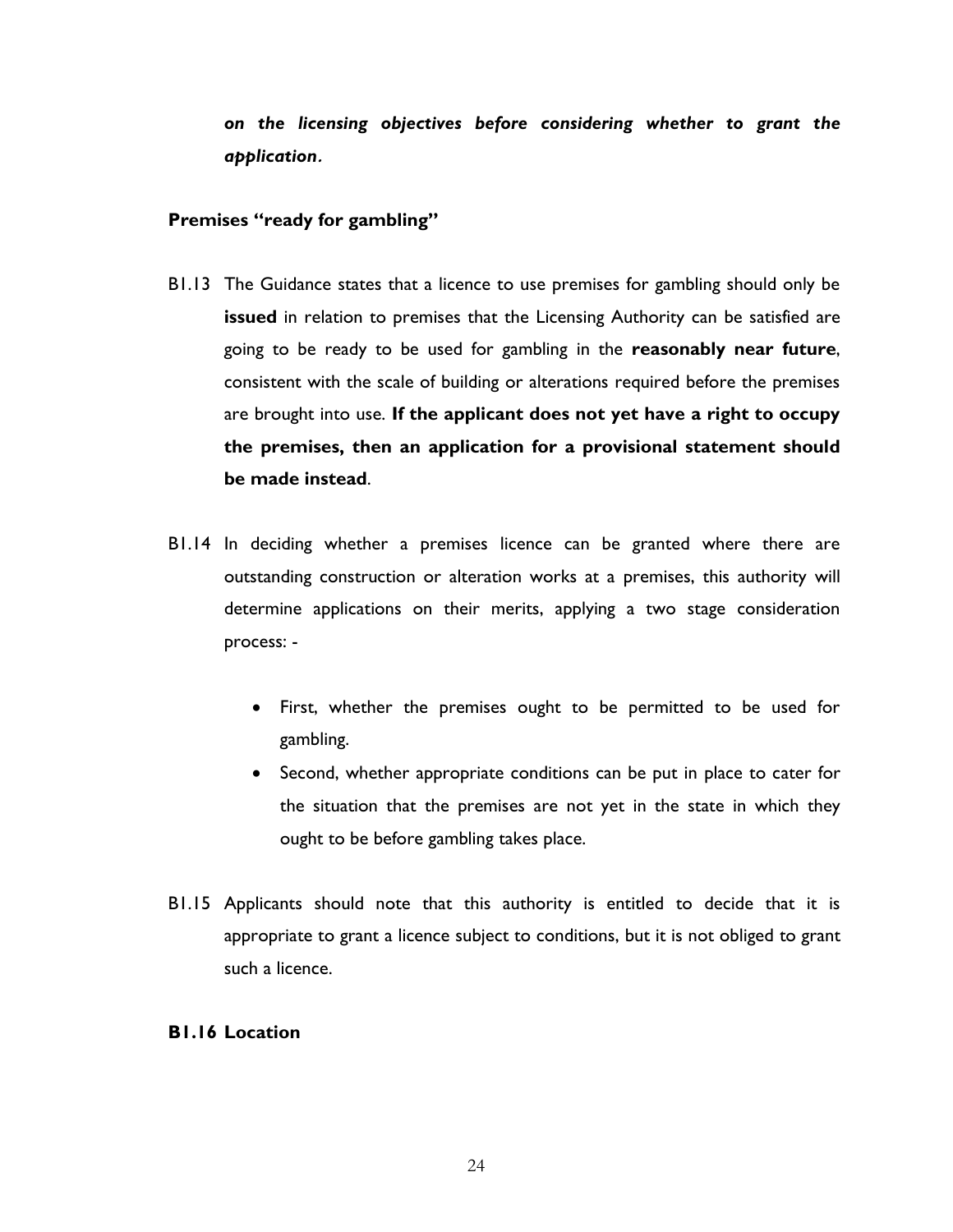***on the licensing objectives before considering whether to grant the application.***

**Premises "ready for gambling"**

B1.13 The Guidance states that a licence to use premises for gambling should only be **issued** in relation to premises that the Licensing Authority can be satisfied are going to be ready to be used for gambling in the **reasonably near future**, consistent with the scale of building or alterations required before the premises are brought into use. **If the applicant does not yet have a right to occupy the premises, then an application for a provisional statement should be made instead**.

B1.14 In deciding whether a premises licence can be granted where there are outstanding construction or alteration works at a premises, this authority will determine applications on their merits, applying a two stage consideration process: -

- First, whether the premises ought to be permitted to be used for gambling.
- Second, whether appropriate conditions can be put in place to cater for the situation that the premises are not yet in the state in which they ought to be before gambling takes place.

B1.15 Applicants should note that this authority is entitled to decide that it is appropriate to grant a licence subject to conditions, but it is not obliged to grant such a licence.

**B1.16 Location**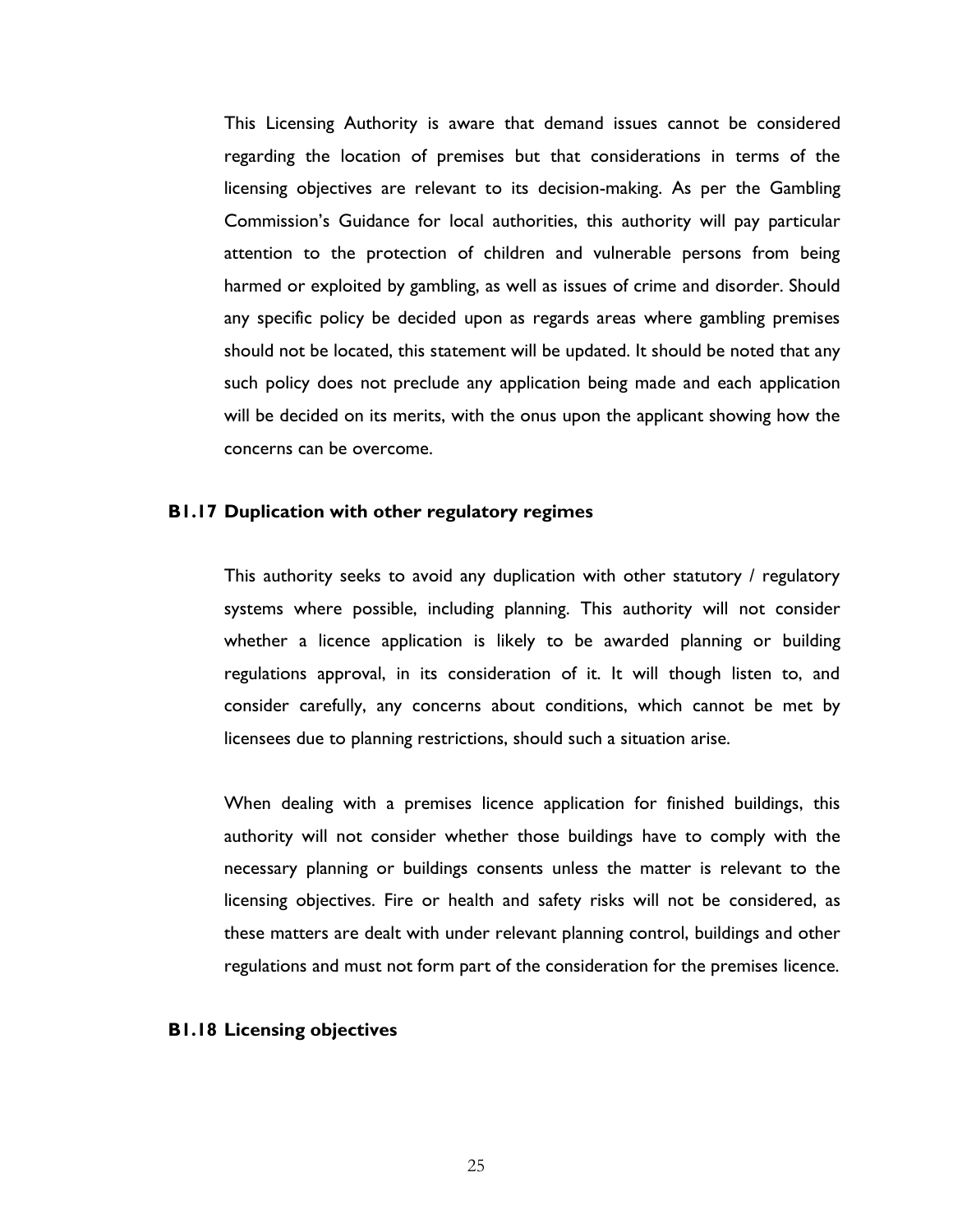This Licensing Authority is aware that demand issues cannot be considered regarding the location of premises but that considerations in terms of the licensing objectives are relevant to its decision-making. As per the Gambling Commission's Guidance for local authorities, this authority will pay particular attention to the protection of children and vulnerable persons from being harmed or exploited by gambling, as well as issues of crime and disorder. Should any specific policy be decided upon as regards areas where gambling premises should not be located, this statement will be updated. It should be noted that any such policy does not preclude any application being made and each application will be decided on its merits, with the onus upon the applicant showing how the concerns can be overcome.

### B1.17 Duplication with other regulatory regimes

This authority seeks to avoid any duplication with other statutory / regulatory systems where possible, including planning. This authority will not consider whether a licence application is likely to be awarded planning or building regulations approval, in its consideration of it. It will though listen to, and consider carefully, any concerns about conditions, which cannot be met by licensees due to planning restrictions, should such a situation arise.

When dealing with a premises licence application for finished buildings, this authority will not consider whether those buildings have to comply with the necessary planning or buildings consents unless the matter is relevant to the licensing objectives. Fire or health and safety risks will not be considered, as these matters are dealt with under relevant planning control, buildings and other regulations and must not form part of the consideration for the premises licence.

### B1.18 Licensing objectives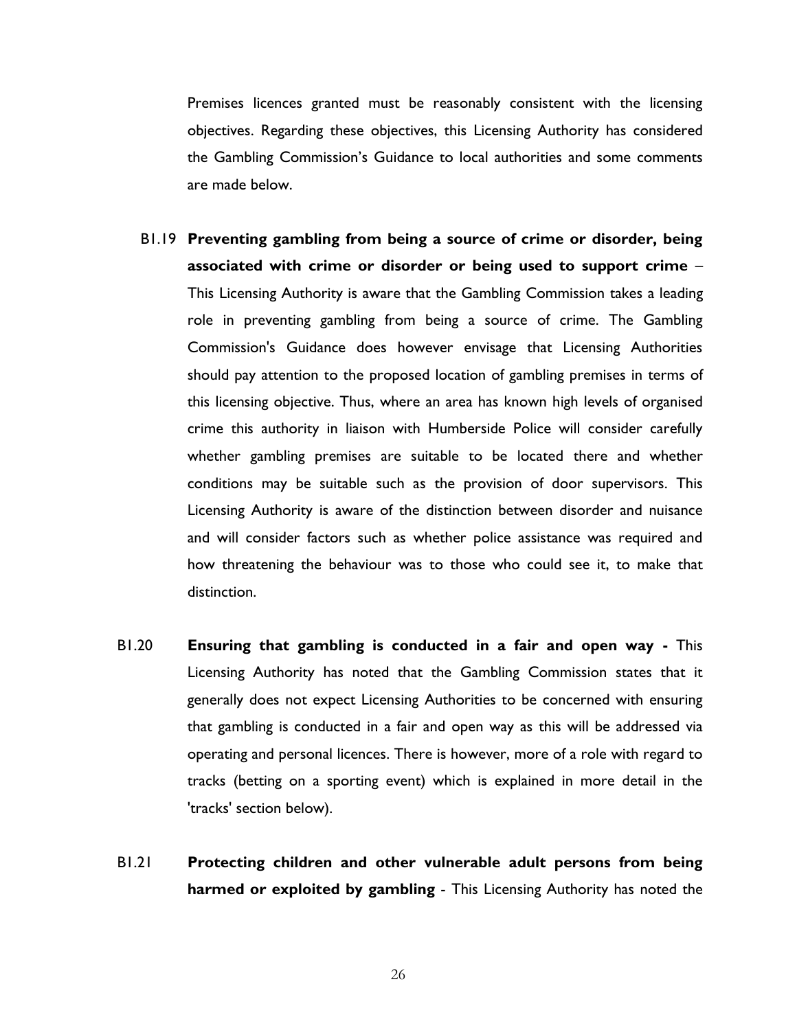Premises licences granted must be reasonably consistent with the licensing objectives. Regarding these objectives, this Licensing Authority has considered the Gambling Commission's Guidance to local authorities and some comments are made below.

B1.19 **Preventing gambling from being a source of crime or disorder, being associated with crime or disorder or being used to support crime** – This Licensing Authority is aware that the Gambling Commission takes a leading role in preventing gambling from being a source of crime. The Gambling Commission's Guidance does however envisage that Licensing Authorities should pay attention to the proposed location of gambling premises in terms of this licensing objective. Thus, where an area has known high levels of organised crime this authority in liaison with Humberside Police will consider carefully whether gambling premises are suitable to be located there and whether conditions may be suitable such as the provision of door supervisors. This Licensing Authority is aware of the distinction between disorder and nuisance and will consider factors such as whether police assistance was required and how threatening the behaviour was to those who could see it, to make that distinction.

B1.20 **Ensuring that gambling is conducted in a fair and open way -** This Licensing Authority has noted that the Gambling Commission states that it generally does not expect Licensing Authorities to be concerned with ensuring that gambling is conducted in a fair and open way as this will be addressed via operating and personal licences. There is however, more of a role with regard to tracks (betting on a sporting event) which is explained in more detail in the 'tracks' section below).

B1.21 **Protecting children and other vulnerable adult persons from being harmed or exploited by gambling** - This Licensing Authority has noted the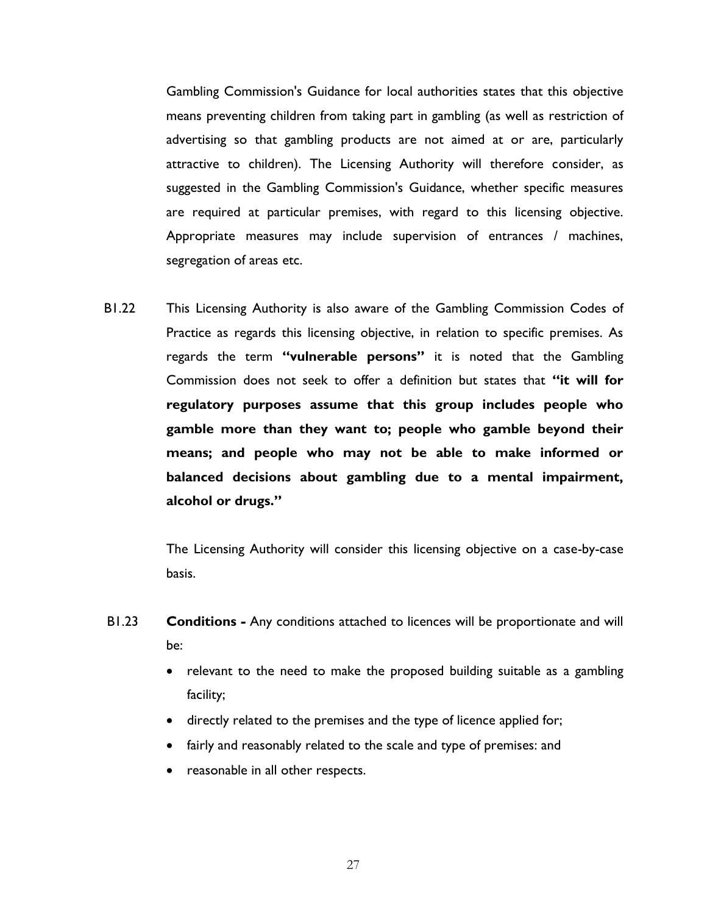Gambling Commission's Guidance for local authorities states that this objective means preventing children from taking part in gambling (as well as restriction of advertising so that gambling products are not aimed at or are, particularly attractive to children). The Licensing Authority will therefore consider, as suggested in the Gambling Commission's Guidance, whether specific measures are required at particular premises, with regard to this licensing objective. Appropriate measures may include supervision of entrances / machines, segregation of areas etc.

B1.22 This Licensing Authority is also aware of the Gambling Commission Codes of Practice as regards this licensing objective, in relation to specific premises. As regards the term **"vulnerable persons"** it is noted that the Gambling Commission does not seek to offer a definition but states that **"it will for regulatory purposes assume that this group includes people who gamble more than they want to; people who gamble beyond their means; and people who may not be able to make informed or balanced decisions about gambling due to a mental impairment, alcohol or drugs."**

The Licensing Authority will consider this licensing objective on a case-by-case basis.

B1.23 **Conditions -** Any conditions attached to licences will be proportionate and will be:

- relevant to the need to make the proposed building suitable as a gambling facility;
- directly related to the premises and the type of licence applied for;
- fairly and reasonably related to the scale and type of premises: and
- reasonable in all other respects.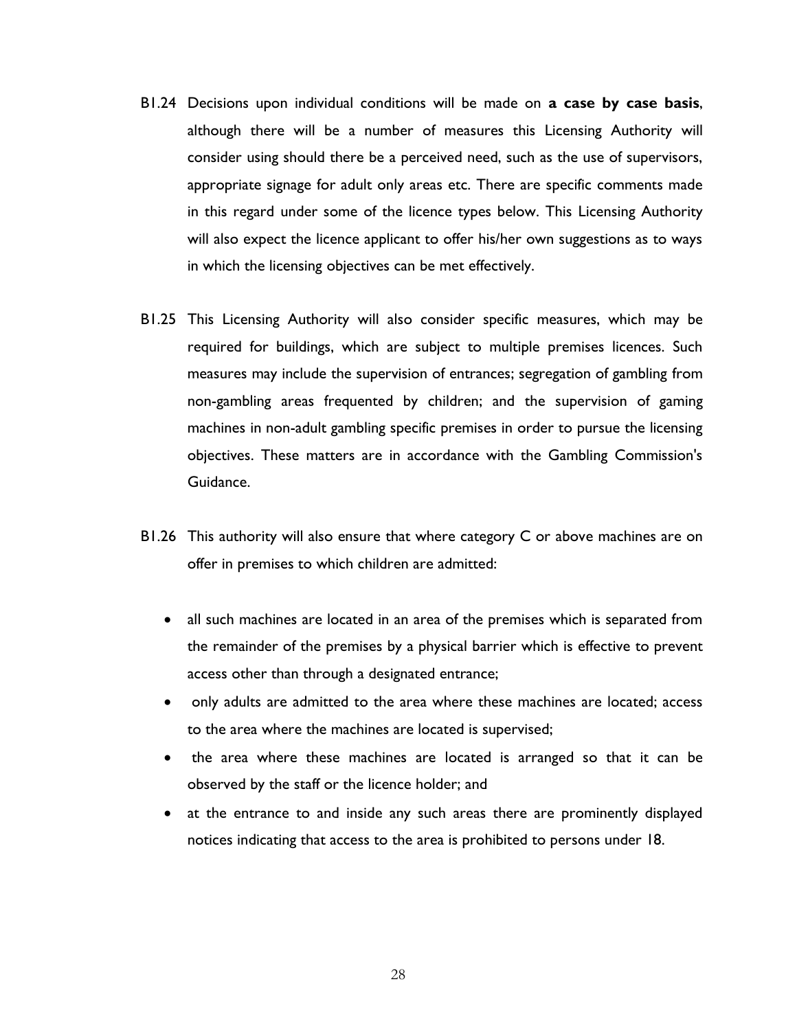B1.24 Decisions upon individual conditions will be made on **a case by case basis**, although there will be a number of measures this Licensing Authority will consider using should there be a perceived need, such as the use of supervisors, appropriate signage for adult only areas etc. There are specific comments made in this regard under some of the licence types below. This Licensing Authority will also expect the licence applicant to offer his/her own suggestions as to ways in which the licensing objectives can be met effectively.

B1.25 This Licensing Authority will also consider specific measures, which may be required for buildings, which are subject to multiple premises licences. Such measures may include the supervision of entrances; segregation of gambling from non-gambling areas frequented by children; and the supervision of gaming machines in non-adult gambling specific premises in order to pursue the licensing objectives. These matters are in accordance with the Gambling Commission's Guidance.

B1.26 This authority will also ensure that where category C or above machines are on offer in premises to which children are admitted:

- all such machines are located in an area of the premises which is separated from the remainder of the premises by a physical barrier which is effective to prevent access other than through a designated entrance;
- only adults are admitted to the area where these machines are located; access to the area where the machines are located is supervised;
- the area where these machines are located is arranged so that it can be observed by the staff or the licence holder; and
- at the entrance to and inside any such areas there are prominently displayed notices indicating that access to the area is prohibited to persons under 18.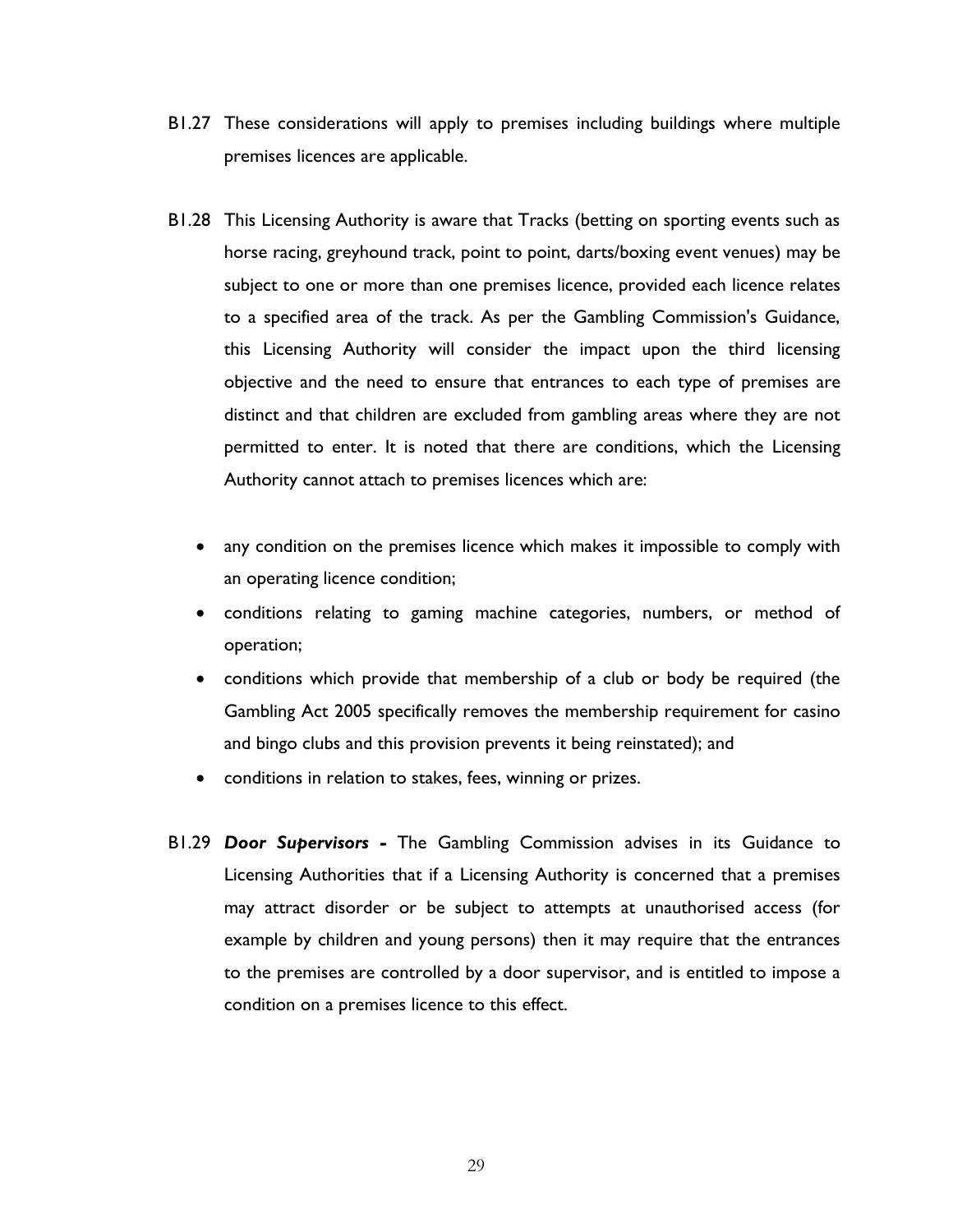B1.27 These considerations will apply to premises including buildings where multiple premises licences are applicable.

B1.28 This Licensing Authority is aware that Tracks (betting on sporting events such as horse racing, greyhound track, point to point, darts/boxing event venues) may be subject to one or more than one premises licence, provided each licence relates to a specified area of the track. As per the Gambling Commission's Guidance, this Licensing Authority will consider the impact upon the third licensing objective and the need to ensure that entrances to each type of premises are distinct and that children are excluded from gambling areas where they are not permitted to enter. It is noted that there are conditions, which the Licensing Authority cannot attach to premises licences which are:

- any condition on the premises licence which makes it impossible to comply with an operating licence condition;
- conditions relating to gaming machine categories, numbers, or method of operation;
- conditions which provide that membership of a club or body be required (the Gambling Act 2005 specifically removes the membership requirement for casino and bingo clubs and this provision prevents it being reinstated); and
- conditions in relation to stakes, fees, winning or prizes.

B1.29 ***Door Supervisors -*** The Gambling Commission advises in its Guidance to Licensing Authorities that if a Licensing Authority is concerned that a premises may attract disorder or be subject to attempts at unauthorised access (for example by children and young persons) then it may require that the entrances to the premises are controlled by a door supervisor, and is entitled to impose a condition on a premises licence to this effect.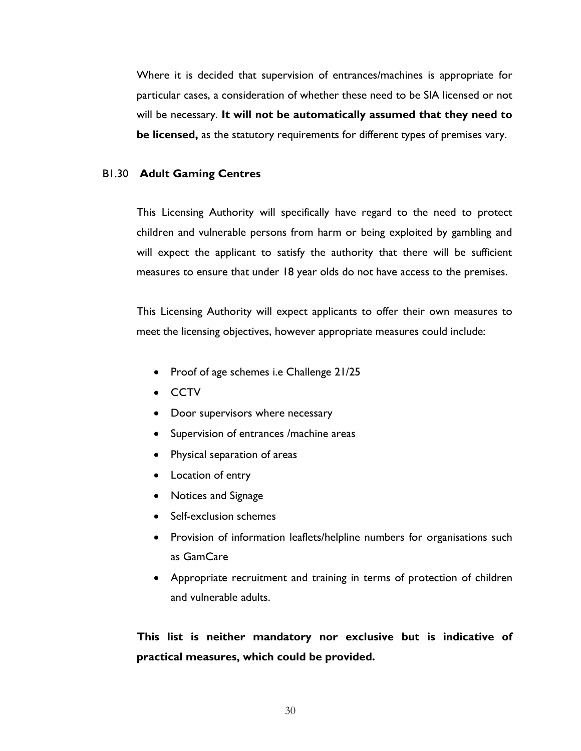Where it is decided that supervision of entrances/machines is appropriate for particular cases, a consideration of whether these need to be SIA licensed or not will be necessary. **It will not be automatically assumed that they need to be licensed,** as the statutory requirements for different types of premises vary.

### B1.30 Adult Gaming Centres

This Licensing Authority will specifically have regard to the need to protect children and vulnerable persons from harm or being exploited by gambling and will expect the applicant to satisfy the authority that there will be sufficient measures to ensure that under 18 year olds do not have access to the premises.

This Licensing Authority will expect applicants to offer their own measures to meet the licensing objectives, however appropriate measures could include:

- Proof of age schemes i.e Challenge 21/25
- CCTV
- Door supervisors where necessary
- Supervision of entrances /machine areas
- Physical separation of areas
- Location of entry
- Notices and Signage
- Self-exclusion schemes
- Provision of information leaflets/helpline numbers for organisations such as GamCare
- Appropriate recruitment and training in terms of protection of children and vulnerable adults.

**This list is neither mandatory nor exclusive but is indicative of practical measures, which could be provided.**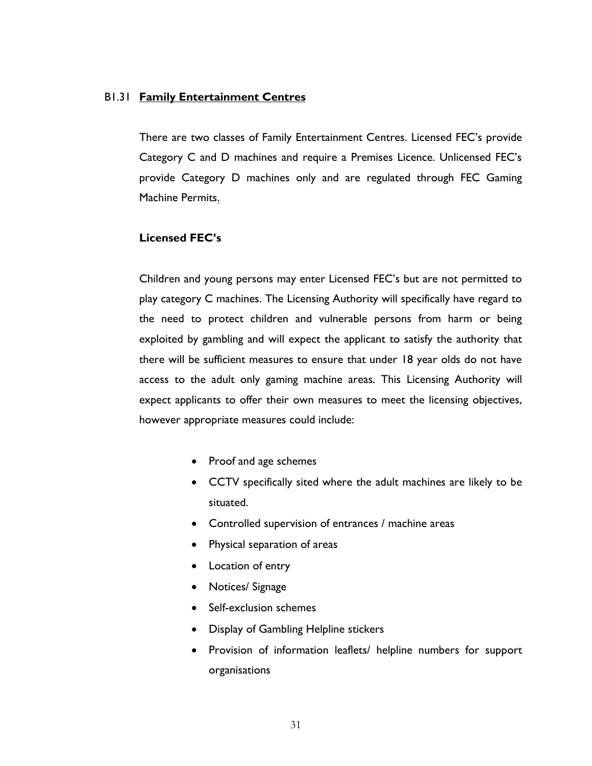## B1.31 **Family Entertainment Centres**

There are two classes of Family Entertainment Centres. Licensed FEC's provide Category C and D machines and require a Premises Licence. Unlicensed FEC's provide Category D machines only and are regulated through FEC Gaming Machine Permits.

**Licensed FEC's**

Children and young persons may enter Licensed FEC's but are not permitted to play category C machines. The Licensing Authority will specifically have regard to the need to protect children and vulnerable persons from harm or being exploited by gambling and will expect the applicant to satisfy the authority that there will be sufficient measures to ensure that under 18 year olds do not have access to the adult only gaming machine areas. This Licensing Authority will expect applicants to offer their own measures to meet the licensing objectives, however appropriate measures could include:

- Proof and age schemes
- CCTV specifically sited where the adult machines are likely to be situated.
- Controlled supervision of entrances / machine areas
- Physical separation of areas
- Location of entry
- Notices/ Signage
- Self-exclusion schemes
- Display of Gambling Helpline stickers
- Provision of information leaflets/ helpline numbers for support organisations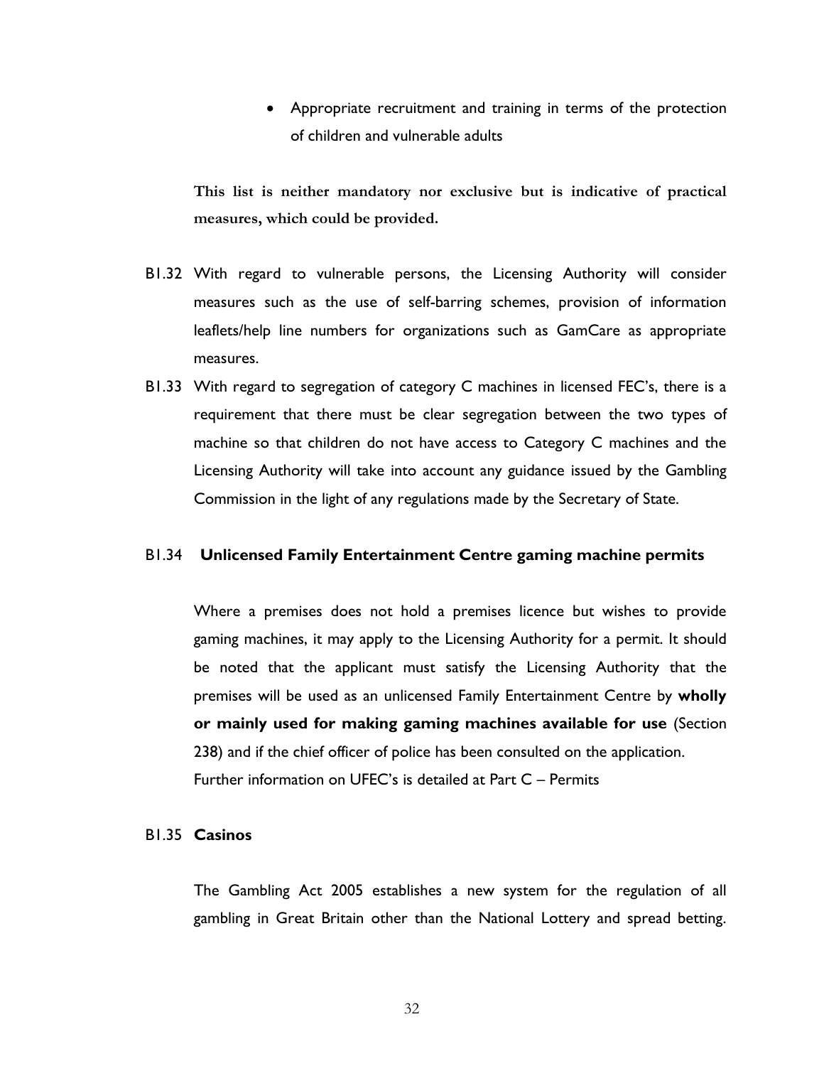- Appropriate recruitment and training in terms of the protection of children and vulnerable adults

**This list is neither mandatory nor exclusive but is indicative of practical measures, which could be provided.**

B1.32 With regard to vulnerable persons, the Licensing Authority will consider measures such as the use of self-barring schemes, provision of information leaflets/help line numbers for organizations such as GamCare as appropriate measures.

B1.33 With regard to segregation of category C machines in licensed FEC's, there is a requirement that there must be clear segregation between the two types of machine so that children do not have access to Category C machines and the Licensing Authority will take into account any guidance issued by the Gambling Commission in the light of any regulations made by the Secretary of State.

B1.34 **Unlicensed Family Entertainment Centre gaming machine permits**

Where a premises does not hold a premises licence but wishes to provide gaming machines, it may apply to the Licensing Authority for a permit. It should be noted that the applicant must satisfy the Licensing Authority that the premises will be used as an unlicensed Family Entertainment Centre by **wholly or mainly used for making gaming machines available for use** (Section 238) and if the chief officer of police has been consulted on the application.
Further information on UFEC's is detailed at Part C – Permits

B1.35 **Casinos**

The Gambling Act 2005 establishes a new system for the regulation of all gambling in Great Britain other than the National Lottery and spread betting.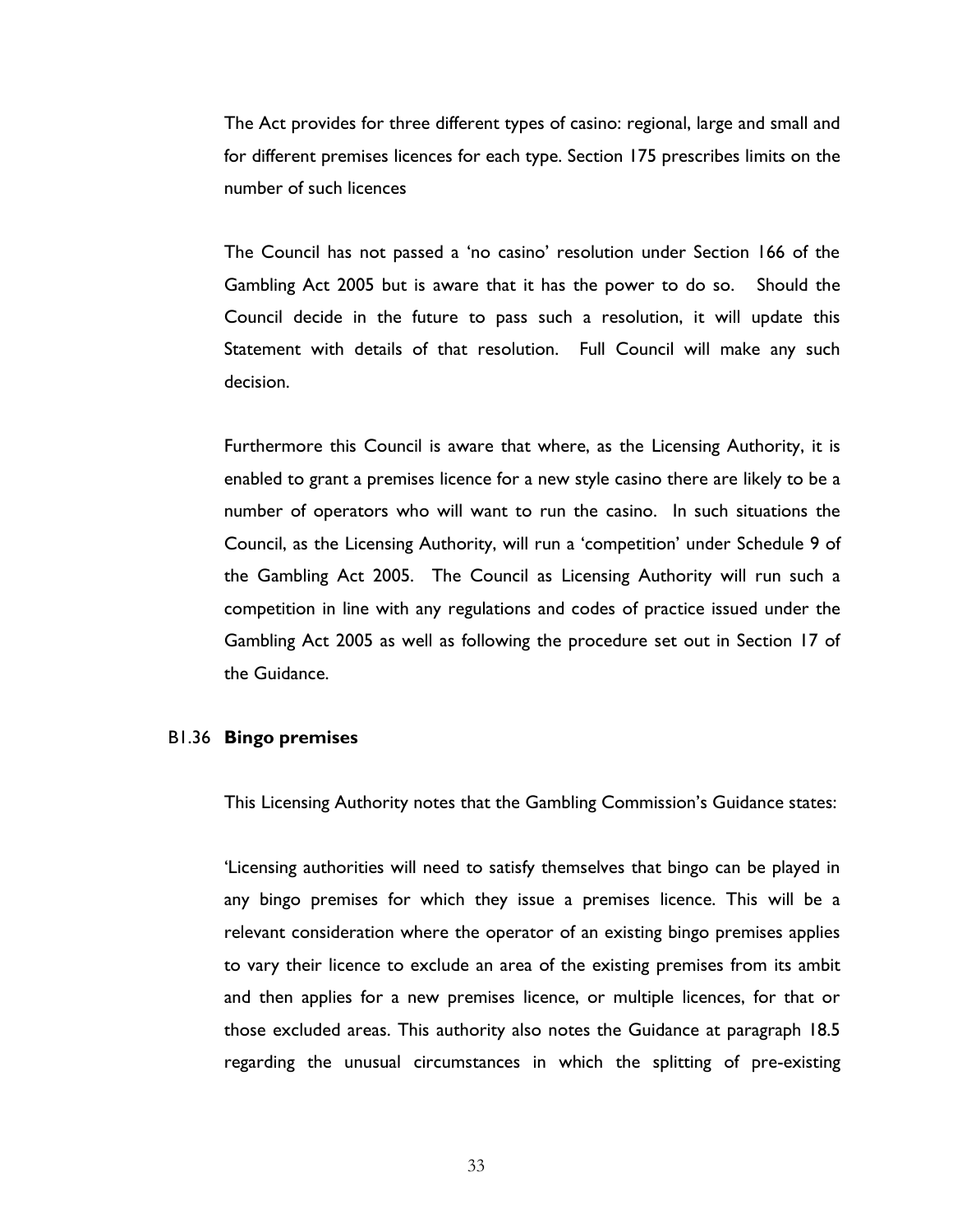The Act provides for three different types of casino: regional, large and small and for different premises licences for each type. Section 175 prescribes limits on the number of such licences

The Council has not passed a 'no casino' resolution under Section 166 of the Gambling Act 2005 but is aware that it has the power to do so. Should the Council decide in the future to pass such a resolution, it will update this Statement with details of that resolution. Full Council will make any such decision.

Furthermore this Council is aware that where, as the Licensing Authority, it is enabled to grant a premises licence for a new style casino there are likely to be a number of operators who will want to run the casino. In such situations the Council, as the Licensing Authority, will run a 'competition' under Schedule 9 of the Gambling Act 2005. The Council as Licensing Authority will run such a competition in line with any regulations and codes of practice issued under the Gambling Act 2005 as well as following the procedure set out in Section 17 of the Guidance.

### B1.36 **Bingo premises**

This Licensing Authority notes that the Gambling Commission's Guidance states:

'Licensing authorities will need to satisfy themselves that bingo can be played in any bingo premises for which they issue a premises licence. This will be a relevant consideration where the operator of an existing bingo premises applies to vary their licence to exclude an area of the existing premises from its ambit and then applies for a new premises licence, or multiple licences, for that or those excluded areas. This authority also notes the Guidance at paragraph 18.5 regarding the unusual circumstances in which the splitting of pre-existing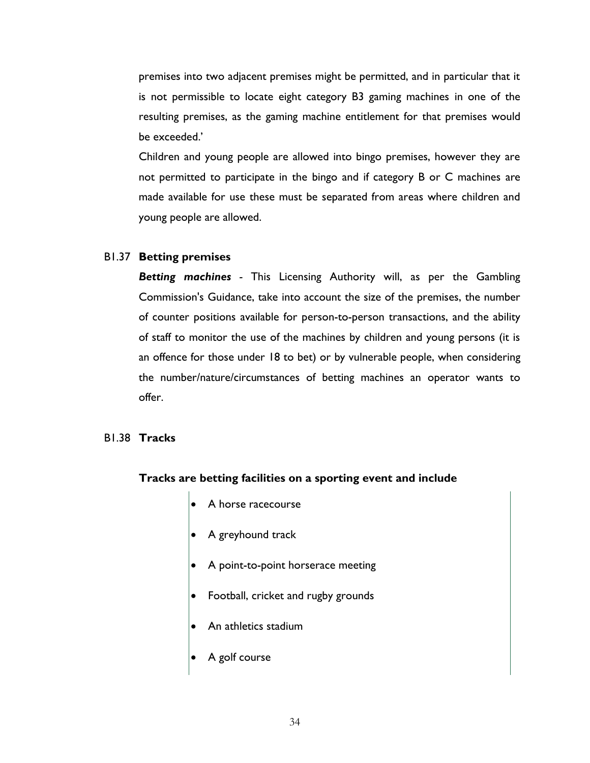premises into two adjacent premises might be permitted, and in particular that it is not permissible to locate eight category B3 gaming machines in one of the resulting premises, as the gaming machine entitlement for that premises would be exceeded.'

Children and young people are allowed into bingo premises, however they are not permitted to participate in the bingo and if category B or C machines are made available for use these must be separated from areas where children and young people are allowed.

## B1.37 Betting premises

***Betting machines*** - This Licensing Authority will, as per the Gambling Commission's Guidance, take into account the size of the premises, the number of counter positions available for person-to-person transactions, and the ability of staff to monitor the use of the machines by children and young persons (it is an offence for those under 18 to bet) or by vulnerable people, when considering the number/nature/circumstances of betting machines an operator wants to offer.

## B1.38 Tracks

**Tracks are betting facilities on a sporting event and include**

- A horse racecourse
- A greyhound track
- A point-to-point horserace meeting
- Football, cricket and rugby grounds
- An athletics stadium
- A golf course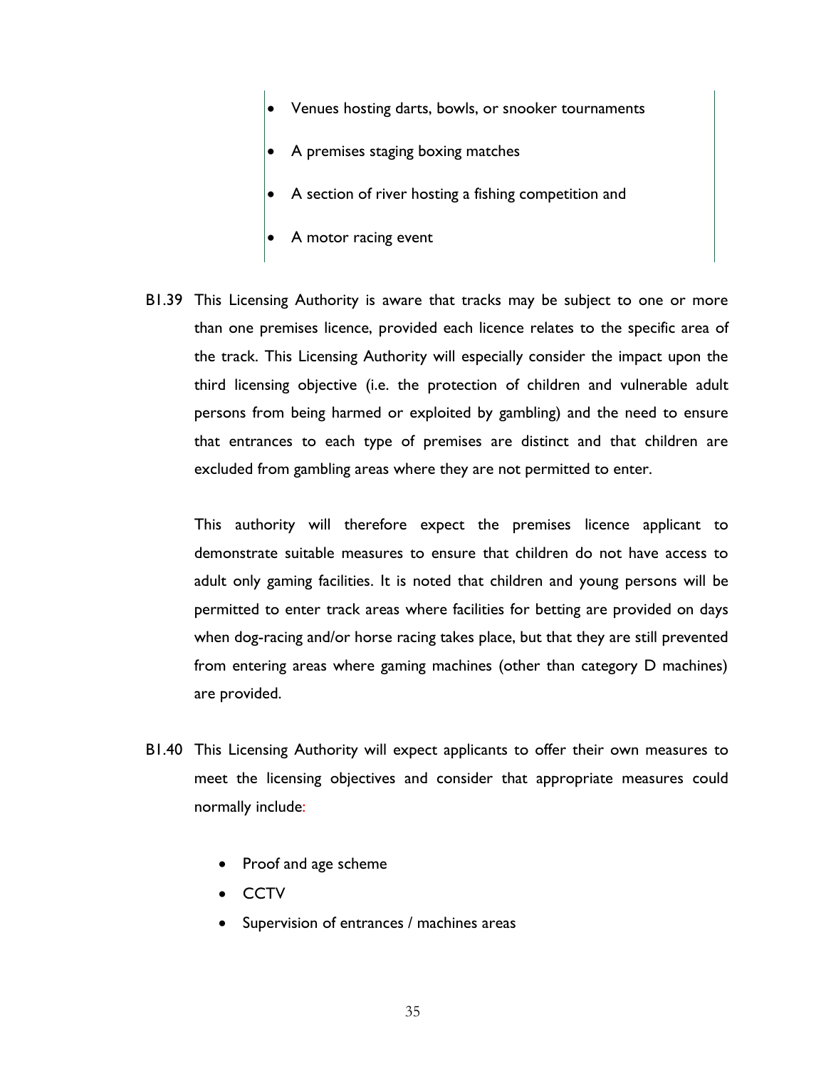- Venues hosting darts, bowls, or snooker tournaments
- A premises staging boxing matches
- A section of river hosting a fishing competition and
- A motor racing event

B1.39 This Licensing Authority is aware that tracks may be subject to one or more than one premises licence, provided each licence relates to the specific area of the track. This Licensing Authority will especially consider the impact upon the third licensing objective (i.e. the protection of children and vulnerable adult persons from being harmed or exploited by gambling) and the need to ensure that entrances to each type of premises are distinct and that children are excluded from gambling areas where they are not permitted to enter.

This authority will therefore expect the premises licence applicant to demonstrate suitable measures to ensure that children do not have access to adult only gaming facilities. It is noted that children and young persons will be permitted to enter track areas where facilities for betting are provided on days when dog-racing and/or horse racing takes place, but that they are still prevented from entering areas where gaming machines (other than category D machines) are provided.

B1.40 This Licensing Authority will expect applicants to offer their own measures to meet the licensing objectives and consider that appropriate measures could normally include:

- Proof and age scheme
- CCTV
- Supervision of entrances / machines areas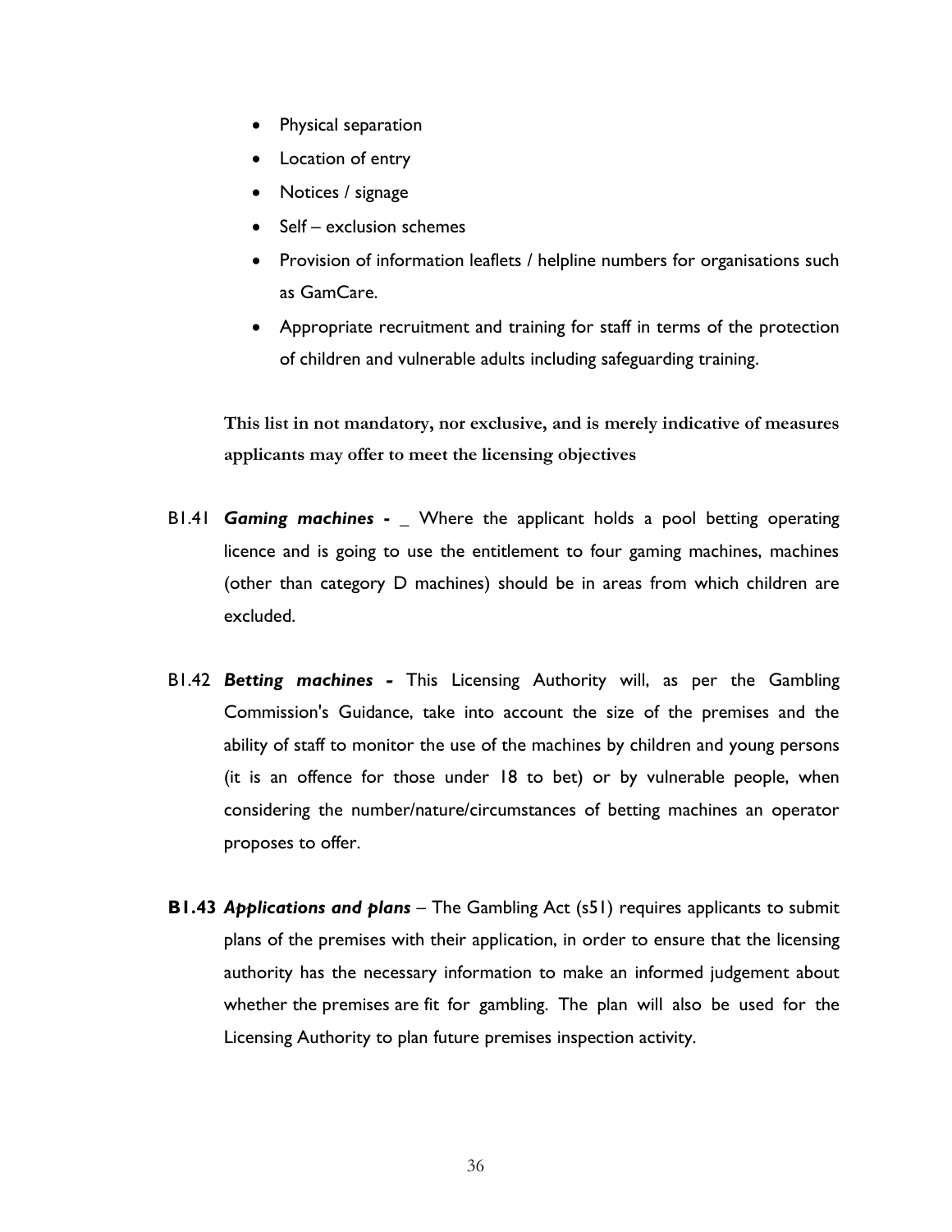- Physical separation
- Location of entry
- Notices / signage
- Self – exclusion schemes
- Provision of information leaflets / helpline numbers for organisations such as GamCare.
- Appropriate recruitment and training for staff in terms of the protection of children and vulnerable adults including safeguarding training.

**This list in not mandatory, nor exclusive, and is merely indicative of measures applicants may offer to meet the licensing objectives**

B1.41 ***Gaming machines -*** _ Where the applicant holds a pool betting operating licence and is going to use the entitlement to four gaming machines, machines (other than category D machines) should be in areas from which children are excluded.

B1.42 ***Betting machines -*** This Licensing Authority will, as per the Gambling Commission's Guidance, take into account the size of the premises and the ability of staff to monitor the use of the machines by children and young persons (it is an offence for those under 18 to bet) or by vulnerable people, when considering the number/nature/circumstances of betting machines an operator proposes to offer.

**B1.43** ***Applications and plans*** – The Gambling Act (s51) requires applicants to submit plans of the premises with their application, in order to ensure that the licensing authority has the necessary information to make an informed judgement about whether the premises are fit for gambling. The plan will also be used for the Licensing Authority to plan future premises inspection activity.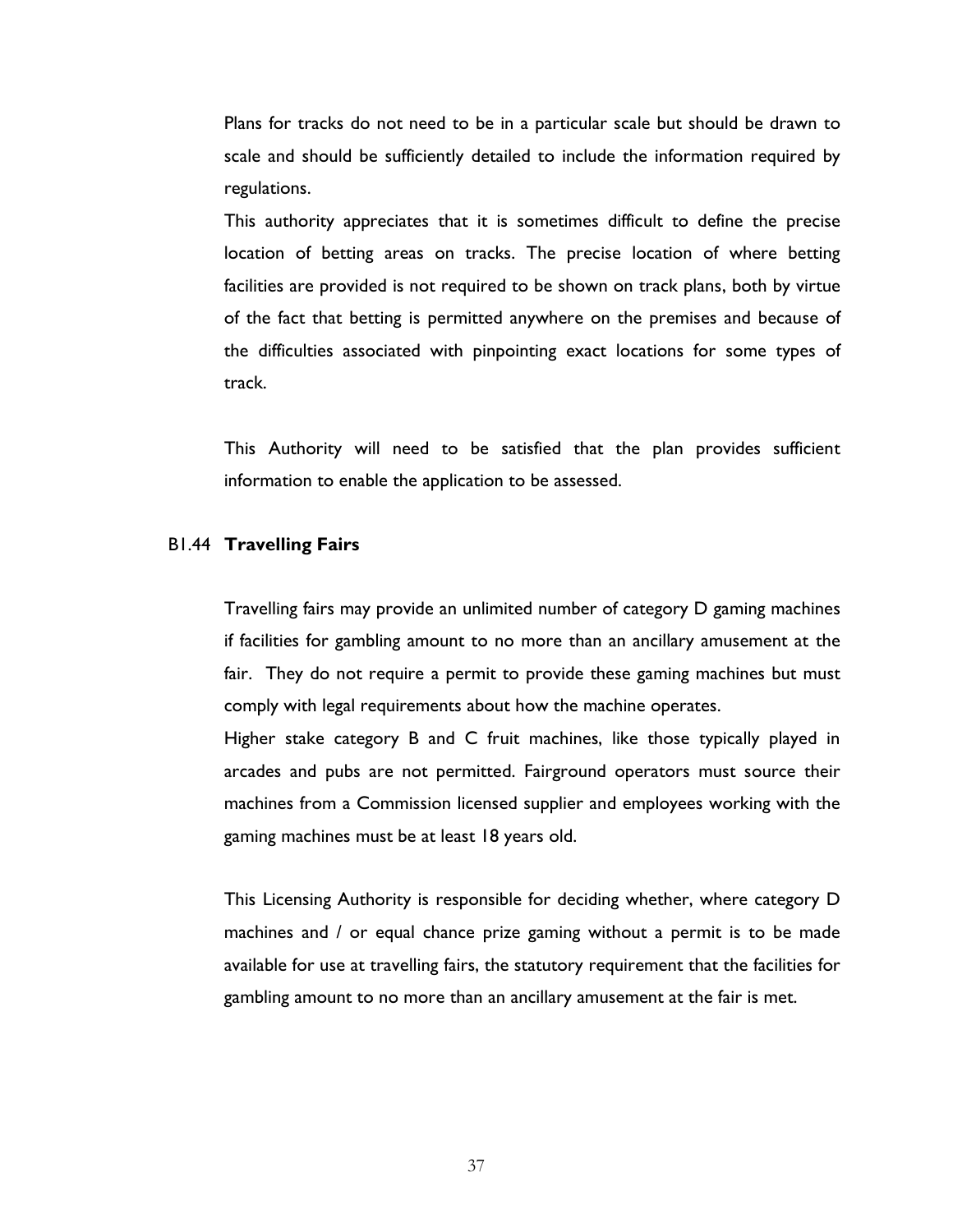Plans for tracks do not need to be in a particular scale but should be drawn to scale and should be sufficiently detailed to include the information required by regulations.

This authority appreciates that it is sometimes difficult to define the precise location of betting areas on tracks. The precise location of where betting facilities are provided is not required to be shown on track plans, both by virtue of the fact that betting is permitted anywhere on the premises and because of the difficulties associated with pinpointing exact locations for some types of track.

This Authority will need to be satisfied that the plan provides sufficient information to enable the application to be assessed.

### B1.44 Travelling Fairs

Travelling fairs may provide an unlimited number of category D gaming machines if facilities for gambling amount to no more than an ancillary amusement at the fair. They do not require a permit to provide these gaming machines but must comply with legal requirements about how the machine operates.

Higher stake category B and C fruit machines, like those typically played in arcades and pubs are not permitted. Fairground operators must source their machines from a Commission licensed supplier and employees working with the gaming machines must be at least 18 years old.

This Licensing Authority is responsible for deciding whether, where category D machines and / or equal chance prize gaming without a permit is to be made available for use at travelling fairs, the statutory requirement that the facilities for gambling amount to no more than an ancillary amusement at the fair is met.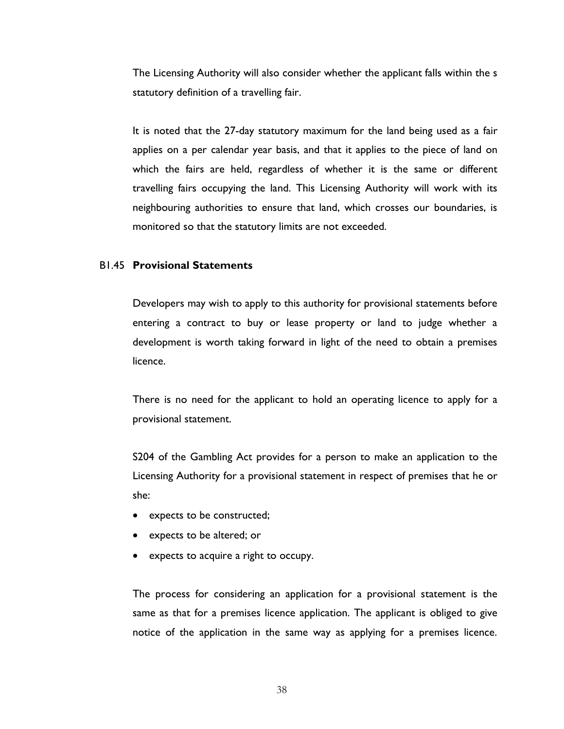The Licensing Authority will also consider whether the applicant falls within the s statutory definition of a travelling fair.

It is noted that the 27-day statutory maximum for the land being used as a fair applies on a per calendar year basis, and that it applies to the piece of land on which the fairs are held, regardless of whether it is the same or different travelling fairs occupying the land. This Licensing Authority will work with its neighbouring authorities to ensure that land, which crosses our boundaries, is monitored so that the statutory limits are not exceeded.

### B1.45 Provisional Statements

Developers may wish to apply to this authority for provisional statements before entering a contract to buy or lease property or land to judge whether a development is worth taking forward in light of the need to obtain a premises licence.

There is no need for the applicant to hold an operating licence to apply for a provisional statement.

S204 of the Gambling Act provides for a person to make an application to the Licensing Authority for a provisional statement in respect of premises that he or she:

- expects to be constructed;
- expects to be altered; or
- expects to acquire a right to occupy.

The process for considering an application for a provisional statement is the same as that for a premises licence application. The applicant is obliged to give notice of the application in the same way as applying for a premises licence.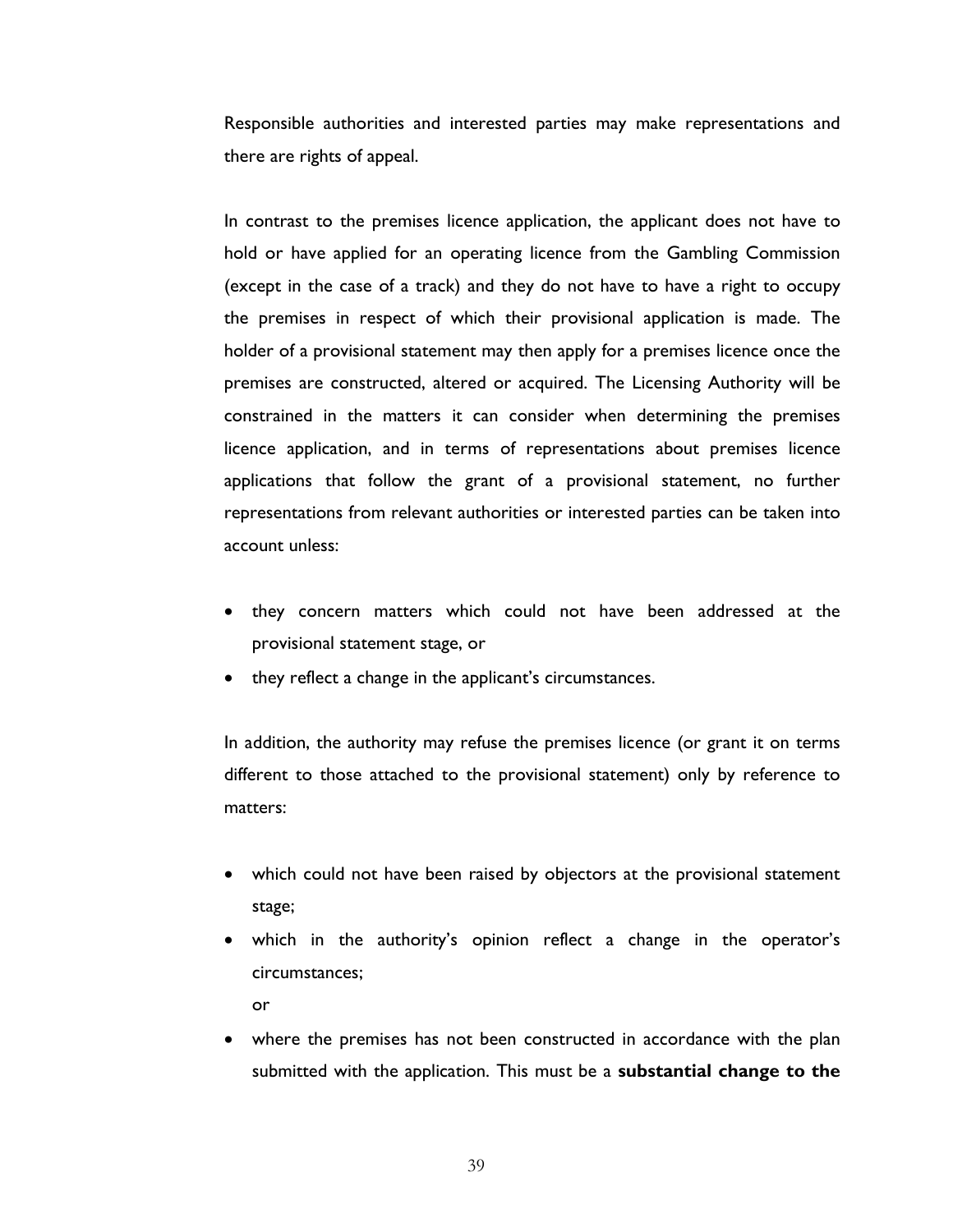Responsible authorities and interested parties may make representations and there are rights of appeal.

In contrast to the premises licence application, the applicant does not have to hold or have applied for an operating licence from the Gambling Commission (except in the case of a track) and they do not have to have a right to occupy the premises in respect of which their provisional application is made. The holder of a provisional statement may then apply for a premises licence once the premises are constructed, altered or acquired. The Licensing Authority will be constrained in the matters it can consider when determining the premises licence application, and in terms of representations about premises licence applications that follow the grant of a provisional statement, no further representations from relevant authorities or interested parties can be taken into account unless:

- they concern matters which could not have been addressed at the provisional statement stage, or
- they reflect a change in the applicant's circumstances.

In addition, the authority may refuse the premises licence (or grant it on terms different to those attached to the provisional statement) only by reference to matters:

- which could not have been raised by objectors at the provisional statement stage;
- which in the authority's opinion reflect a change in the operator's circumstances;
  
  or
- where the premises has not been constructed in accordance with the plan submitted with the application. This must be a **substantial change to the**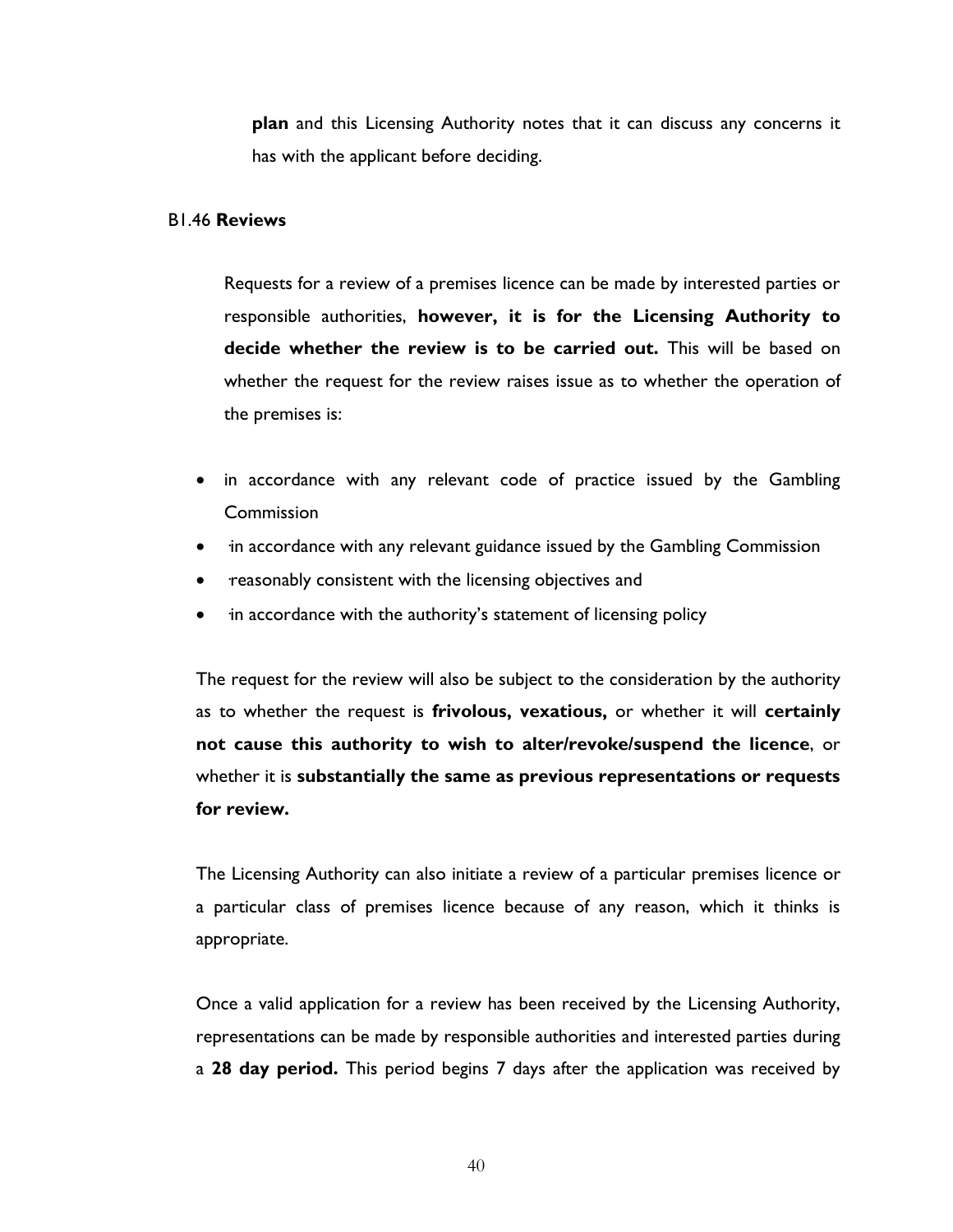**plan** and this Licensing Authority notes that it can discuss any concerns it has with the applicant before deciding.

B1.46 **Reviews**

Requests for a review of a premises licence can be made by interested parties or responsible authorities, **however, it is for the Licensing Authority to decide whether the review is to be carried out.** This will be based on whether the request for the review raises issue as to whether the operation of the premises is:

- in accordance with any relevant code of practice issued by the Gambling Commission
- in accordance with any relevant guidance issued by the Gambling Commission
- reasonably consistent with the licensing objectives and
- in accordance with the authority's statement of licensing policy

The request for the review will also be subject to the consideration by the authority as to whether the request is **frivolous, vexatious,** or whether it will **certainly not cause this authority to wish to alter/revoke/suspend the licence**, or whether it is **substantially the same as previous representations or requests for review.**

The Licensing Authority can also initiate a review of a particular premises licence or a particular class of premises licence because of any reason, which it thinks is appropriate.

Once a valid application for a review has been received by the Licensing Authority, representations can be made by responsible authorities and interested parties during a **28 day period.** This period begins 7 days after the application was received by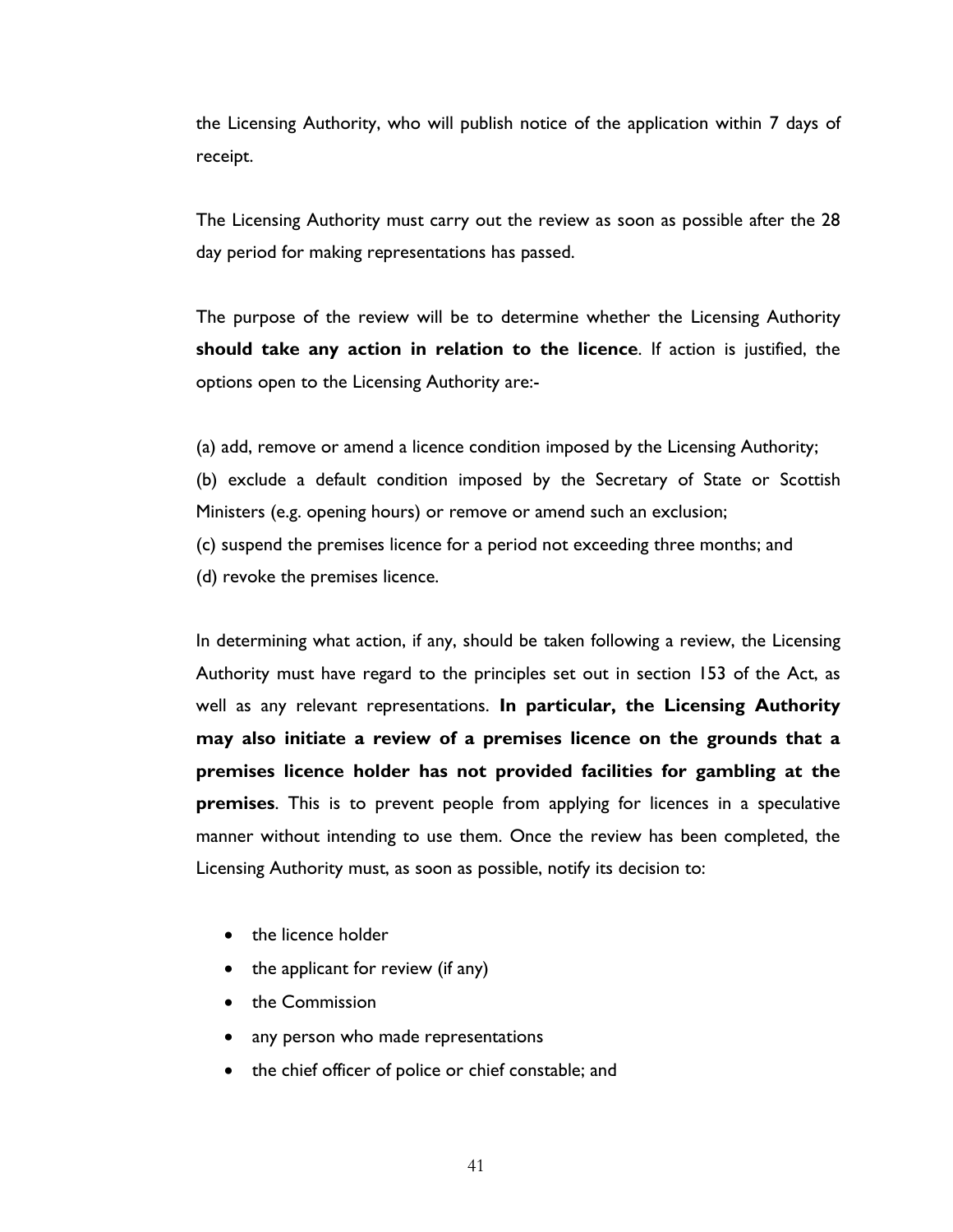the Licensing Authority, who will publish notice of the application within 7 days of receipt.

The Licensing Authority must carry out the review as soon as possible after the 28 day period for making representations has passed.

The purpose of the review will be to determine whether the Licensing Authority **should take any action in relation to the licence**. If action is justified, the options open to the Licensing Authority are:-

(a) add, remove or amend a licence condition imposed by the Licensing Authority;
(b) exclude a default condition imposed by the Secretary of State or Scottish Ministers (e.g. opening hours) or remove or amend such an exclusion;
(c) suspend the premises licence for a period not exceeding three months; and
(d) revoke the premises licence.

In determining what action, if any, should be taken following a review, the Licensing Authority must have regard to the principles set out in section 153 of the Act, as well as any relevant representations. **In particular, the Licensing Authority may also initiate a review of a premises licence on the grounds that a premises licence holder has not provided facilities for gambling at the premises**. This is to prevent people from applying for licences in a speculative manner without intending to use them. Once the review has been completed, the Licensing Authority must, as soon as possible, notify its decision to:

- the licence holder
- the applicant for review (if any)
- the Commission
- any person who made representations
- the chief officer of police or chief constable; and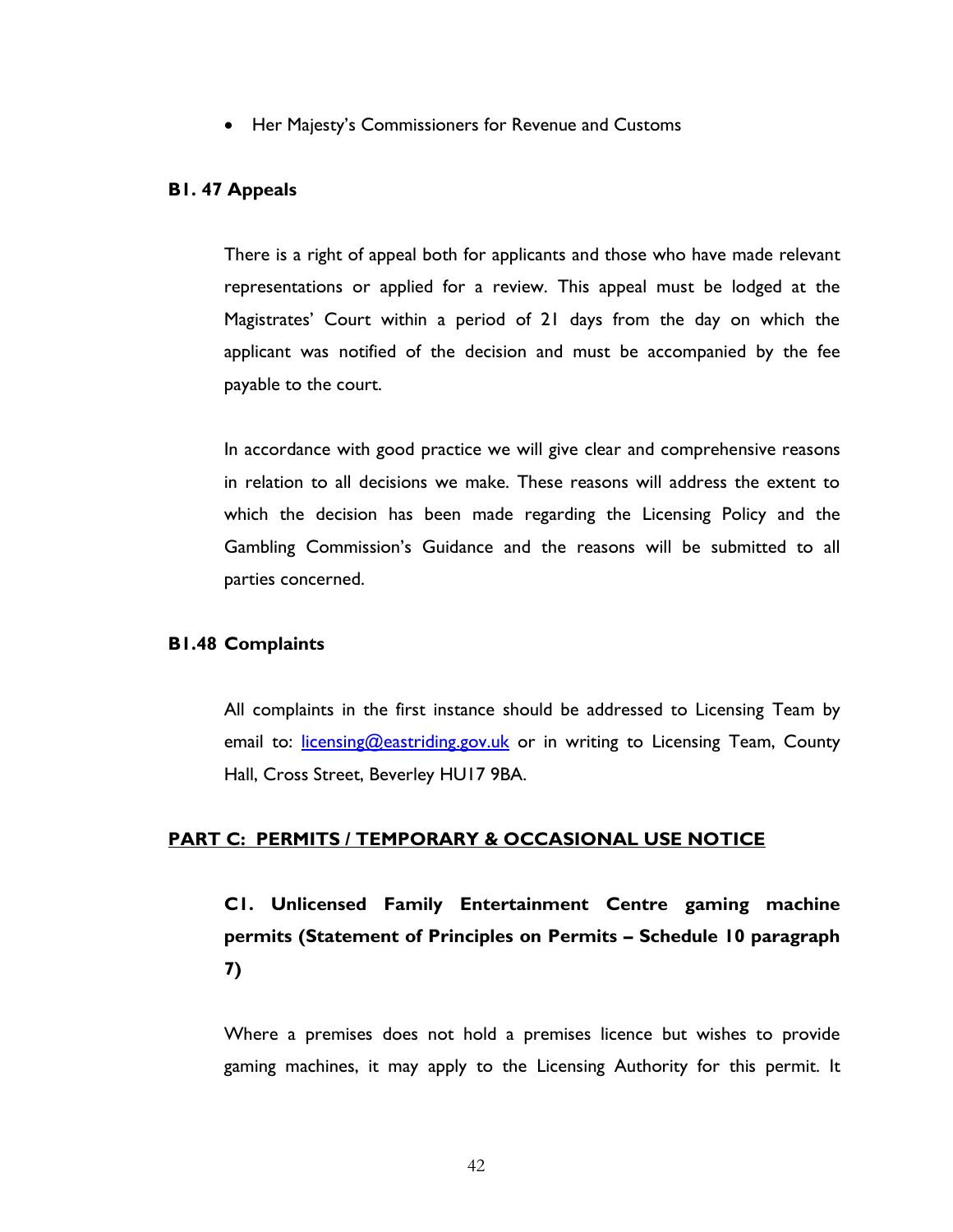- Her Majesty's Commissioners for Revenue and Customs

### B1. 47 Appeals

There is a right of appeal both for applicants and those who have made relevant representations or applied for a review. This appeal must be lodged at the Magistrates' Court within a period of 21 days from the day on which the applicant was notified of the decision and must be accompanied by the fee payable to the court.

In accordance with good practice we will give clear and comprehensive reasons in relation to all decisions we make. These reasons will address the extent to which the decision has been made regarding the Licensing Policy and the Gambling Commission's Guidance and the reasons will be submitted to all parties concerned.

### B1.48 Complaints

All complaints in the first instance should be addressed to Licensing Team by email to: [licensing@eastriding.gov.uk](mailto:licensing@eastriding.gov.uk) or in writing to Licensing Team, County Hall, Cross Street, Beverley HU17 9BA.

## PART C: PERMITS / TEMPORARY & OCCASIONAL USE NOTICE

### C1. Unlicensed Family Entertainment Centre gaming machine permits (Statement of Principles on Permits – Schedule 10 paragraph 7)

Where a premises does not hold a premises licence but wishes to provide gaming machines, it may apply to the Licensing Authority for this permit. It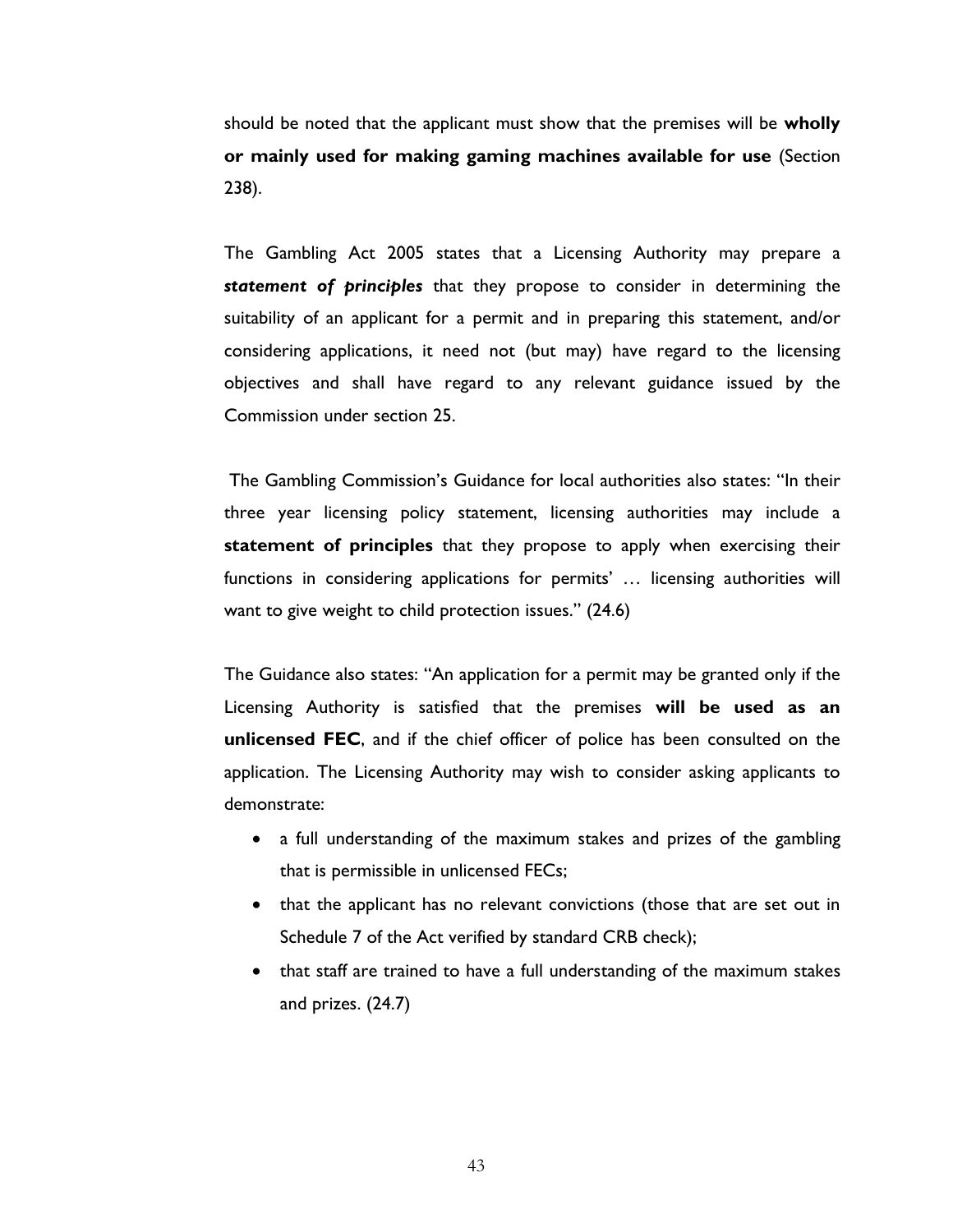should be noted that the applicant must show that the premises will be **wholly or mainly used for making gaming machines available for use** (Section 238).

The Gambling Act 2005 states that a Licensing Authority may prepare a ***statement of principles*** that they propose to consider in determining the suitability of an applicant for a permit and in preparing this statement, and/or considering applications, it need not (but may) have regard to the licensing objectives and shall have regard to any relevant guidance issued by the Commission under section 25.

The Gambling Commission's Guidance for local authorities also states: "In their three year licensing policy statement, licensing authorities may include a **statement of principles** that they propose to apply when exercising their functions in considering applications for permits' … licensing authorities will want to give weight to child protection issues." (24.6)

The Guidance also states: "An application for a permit may be granted only if the Licensing Authority is satisfied that the premises **will be used as an unlicensed FEC**, and if the chief officer of police has been consulted on the application. The Licensing Authority may wish to consider asking applicants to demonstrate:

- a full understanding of the maximum stakes and prizes of the gambling that is permissible in unlicensed FECs;
- that the applicant has no relevant convictions (those that are set out in Schedule 7 of the Act verified by standard CRB check);
- that staff are trained to have a full understanding of the maximum stakes and prizes. (24.7)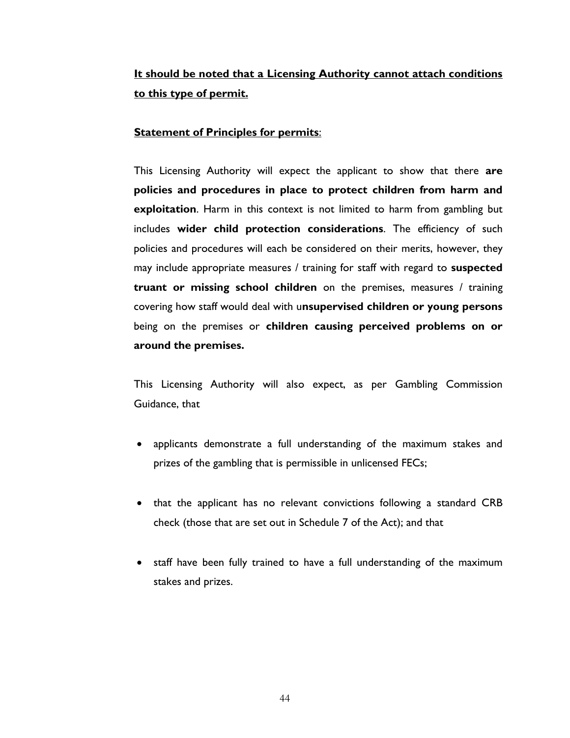**<u>It should be noted that a Licensing Authority cannot attach conditions to this type of permit.</u>**

**<u>Statement of Principles for permits</u>**:

This Licensing Authority will expect the applicant to show that there **are policies and procedures in place to protect children from harm and exploitation**. Harm in this context is not limited to harm from gambling but includes **wider child protection considerations**. The efficiency of such policies and procedures will each be considered on their merits, however, they may include appropriate measures / training for staff with regard to **suspected truant or missing school children** on the premises, measures / training covering how staff would deal with u**nsupervised children or young persons** being on the premises or **children causing perceived problems on or around the premises.**

This Licensing Authority will also expect, as per Gambling Commission Guidance, that

- applicants demonstrate a full understanding of the maximum stakes and prizes of the gambling that is permissible in unlicensed FECs;
- that the applicant has no relevant convictions following a standard CRB check (those that are set out in Schedule 7 of the Act); and that
- staff have been fully trained to have a full understanding of the maximum stakes and prizes.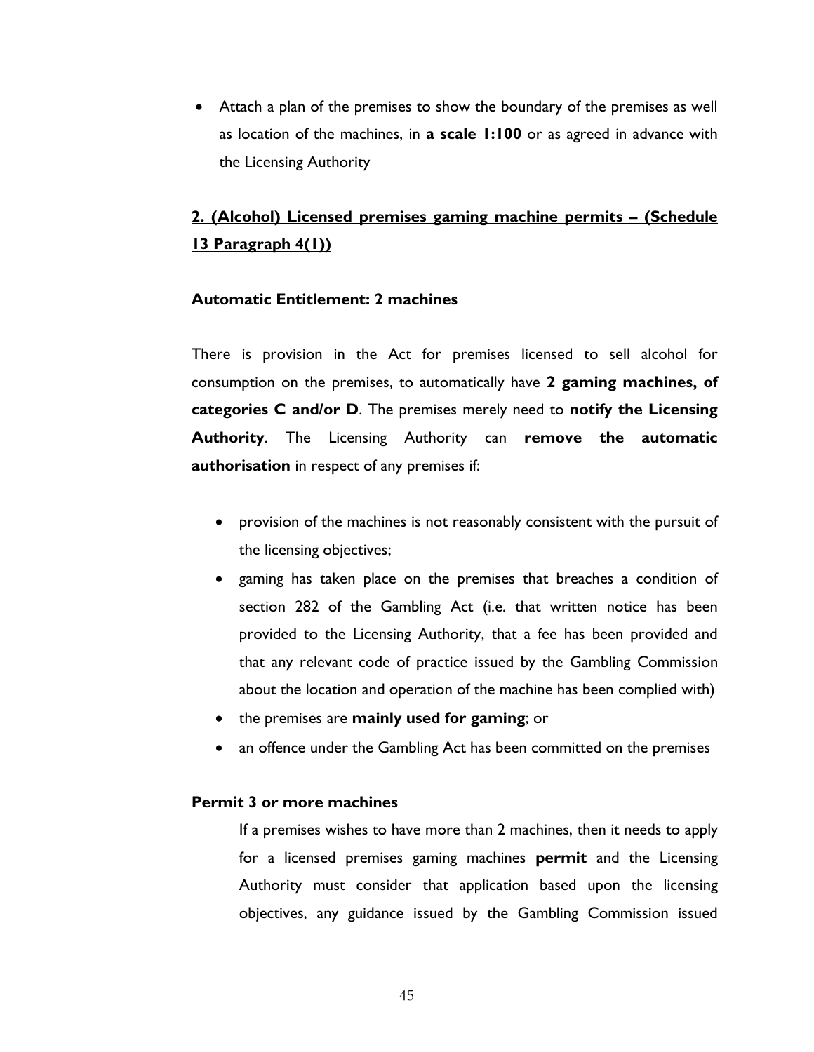- Attach a plan of the premises to show the boundary of the premises as well as location of the machines, in **a scale 1:100** or as agreed in advance with the Licensing Authority

## 2. (Alcohol) Licensed premises gaming machine permits – (Schedule 13 Paragraph 4(1))

**Automatic Entitlement: 2 machines**

There is provision in the Act for premises licensed to sell alcohol for consumption on the premises, to automatically have **2 gaming machines, of categories C and/or D**. The premises merely need to **notify the Licensing Authority**. The Licensing Authority can **remove the automatic authorisation** in respect of any premises if:

- provision of the machines is not reasonably consistent with the pursuit of the licensing objectives;
- gaming has taken place on the premises that breaches a condition of section 282 of the Gambling Act (i.e. that written notice has been provided to the Licensing Authority, that a fee has been provided and that any relevant code of practice issued by the Gambling Commission about the location and operation of the machine has been complied with)
- the premises are **mainly used for gaming**; or
- an offence under the Gambling Act has been committed on the premises

**Permit 3 or more machines**

If a premises wishes to have more than 2 machines, then it needs to apply for a licensed premises gaming machines **permit** and the Licensing Authority must consider that application based upon the licensing objectives, any guidance issued by the Gambling Commission issued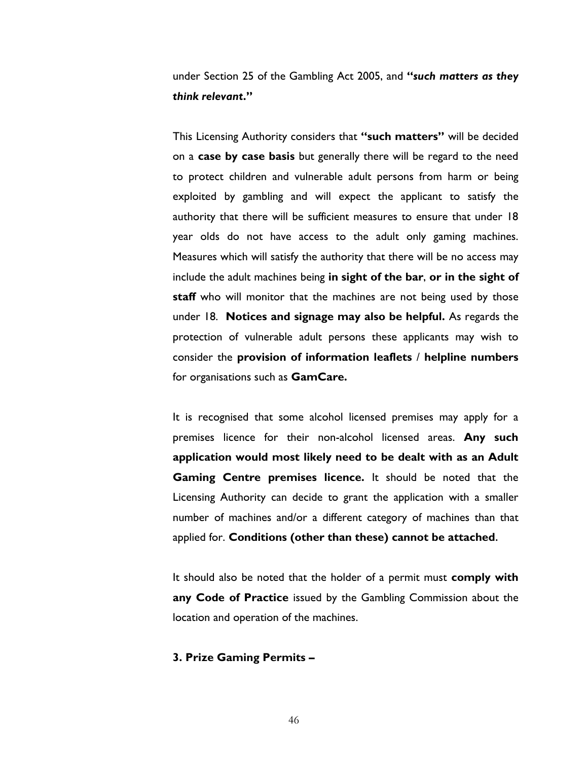under Section 25 of the Gambling Act 2005, and **"*such matters as they think relevant*."**

This Licensing Authority considers that **"such matters"** will be decided on a **case by case basis** but generally there will be regard to the need to protect children and vulnerable adult persons from harm or being exploited by gambling and will expect the applicant to satisfy the authority that there will be sufficient measures to ensure that under 18 year olds do not have access to the adult only gaming machines. Measures which will satisfy the authority that there will be no access may include the adult machines being **in sight of the bar**, **or in the sight of staff** who will monitor that the machines are not being used by those under 18. **Notices and signage may also be helpful.** As regards the protection of vulnerable adult persons these applicants may wish to consider the **provision of information leaflets** / **helpline numbers** for organisations such as **GamCare.**

It is recognised that some alcohol licensed premises may apply for a premises licence for their non-alcohol licensed areas. **Any such application would most likely need to be dealt with as an Adult Gaming Centre premises licence.** It should be noted that the Licensing Authority can decide to grant the application with a smaller number of machines and/or a different category of machines than that applied for. **Conditions (other than these) cannot be attached**.

It should also be noted that the holder of a permit must **comply with any Code of Practice** issued by the Gambling Commission about the location and operation of the machines.

**3. Prize Gaming Permits –**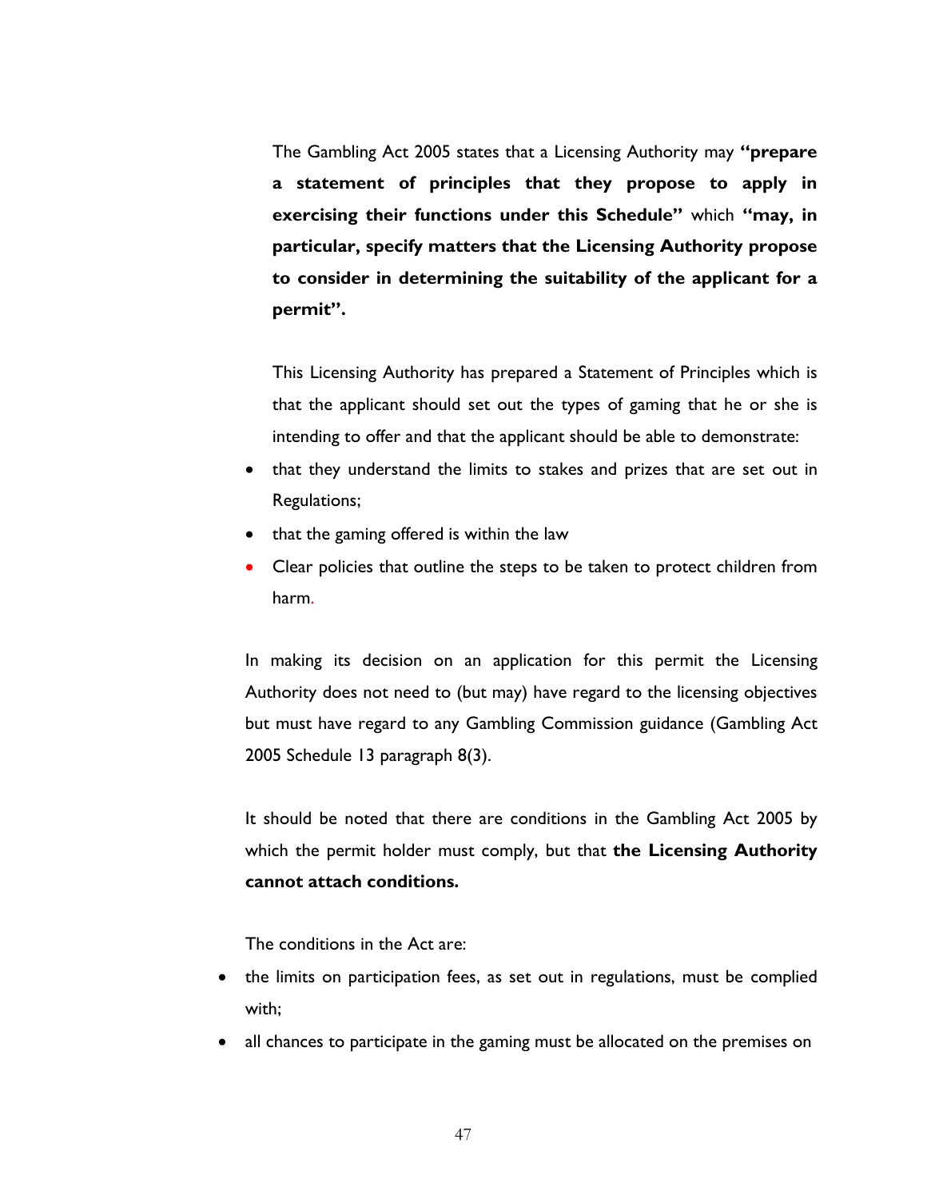The Gambling Act 2005 states that a Licensing Authority may **"prepare a statement of principles that they propose to apply in exercising their functions under this Schedule"** which **"may, in particular, specify matters that the Licensing Authority propose to consider in determining the suitability of the applicant for a permit".**

This Licensing Authority has prepared a Statement of Principles which is that the applicant should set out the types of gaming that he or she is intending to offer and that the applicant should be able to demonstrate:

- that they understand the limits to stakes and prizes that are set out in Regulations;
- that the gaming offered is within the law
- Clear policies that outline the steps to be taken to protect children from harm.

In making its decision on an application for this permit the Licensing Authority does not need to (but may) have regard to the licensing objectives but must have regard to any Gambling Commission guidance (Gambling Act 2005 Schedule 13 paragraph 8(3).

It should be noted that there are conditions in the Gambling Act 2005 by which the permit holder must comply, but that **the Licensing Authority cannot attach conditions.**

The conditions in the Act are:

- the limits on participation fees, as set out in regulations, must be complied with;
- all chances to participate in the gaming must be allocated on the premises on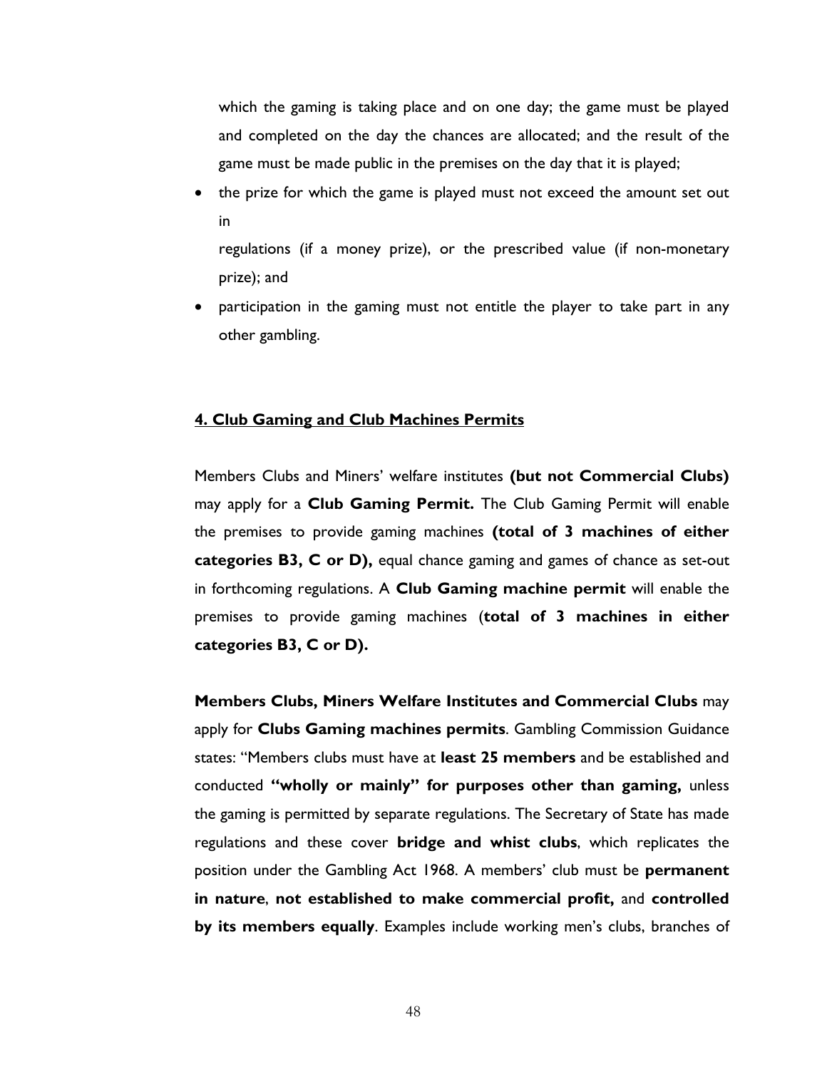which the gaming is taking place and on one day; the game must be played and completed on the day the chances are allocated; and the result of the game must be made public in the premises on the day that it is played;

- the prize for which the game is played must not exceed the amount set out in regulations (if a money prize), or the prescribed value (if non-monetary prize); and
- participation in the gaming must not entitle the player to take part in any other gambling.

## 4. Club Gaming and Club Machines Permits

Members Clubs and Miners' welfare institutes **(but not Commercial Clubs)** may apply for a **Club Gaming Permit.** The Club Gaming Permit will enable the premises to provide gaming machines **(total of 3 machines of either categories B3, C or D),** equal chance gaming and games of chance as set-out in forthcoming regulations. A **Club Gaming machine permit** will enable the premises to provide gaming machines (**total of 3 machines in either categories B3, C or D).**

**Members Clubs, Miners Welfare Institutes and Commercial Clubs** may apply for **Clubs Gaming machines permits**. Gambling Commission Guidance states: "Members clubs must have at **least 25 members** and be established and conducted **"wholly or mainly" for purposes other than gaming,** unless the gaming is permitted by separate regulations. The Secretary of State has made regulations and these cover **bridge and whist clubs**, which replicates the position under the Gambling Act 1968. A members' club must be **permanent in nature**, **not established to make commercial profit,** and **controlled by its members equally**. Examples include working men's clubs, branches of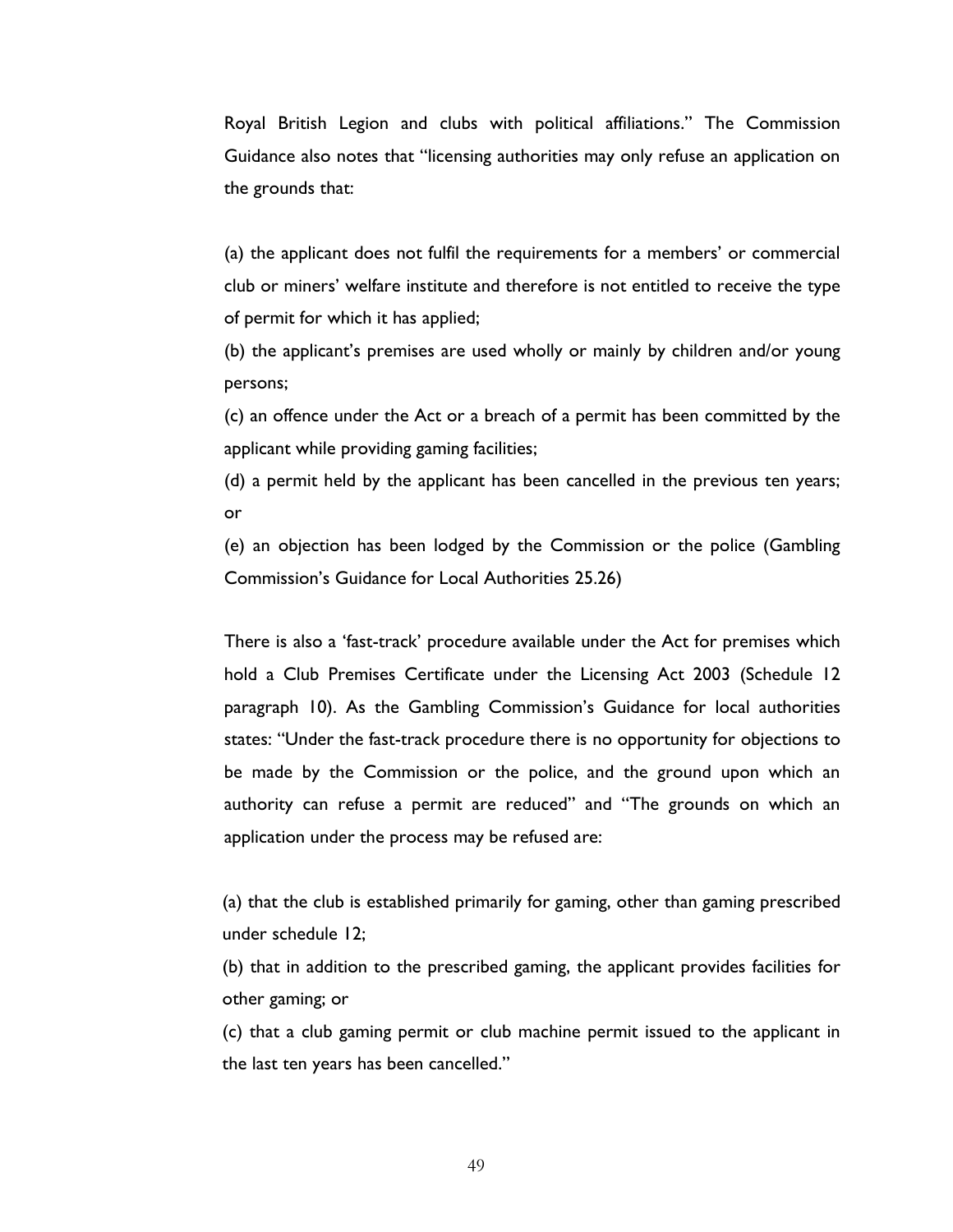Royal British Legion and clubs with political affiliations." The Commission Guidance also notes that "licensing authorities may only refuse an application on the grounds that:

(a) the applicant does not fulfil the requirements for a members' or commercial club or miners' welfare institute and therefore is not entitled to receive the type of permit for which it has applied;
(b) the applicant's premises are used wholly or mainly by children and/or young persons;
(c) an offence under the Act or a breach of a permit has been committed by the applicant while providing gaming facilities;
(d) a permit held by the applicant has been cancelled in the previous ten years; or
(e) an objection has been lodged by the Commission or the police (Gambling Commission's Guidance for Local Authorities 25.26)

There is also a 'fast-track' procedure available under the Act for premises which hold a Club Premises Certificate under the Licensing Act 2003 (Schedule 12 paragraph 10). As the Gambling Commission's Guidance for local authorities states: "Under the fast-track procedure there is no opportunity for objections to be made by the Commission or the police, and the ground upon which an authority can refuse a permit are reduced" and "The grounds on which an application under the process may be refused are:

(a) that the club is established primarily for gaming, other than gaming prescribed under schedule 12;
(b) that in addition to the prescribed gaming, the applicant provides facilities for other gaming; or
(c) that a club gaming permit or club machine permit issued to the applicant in the last ten years has been cancelled."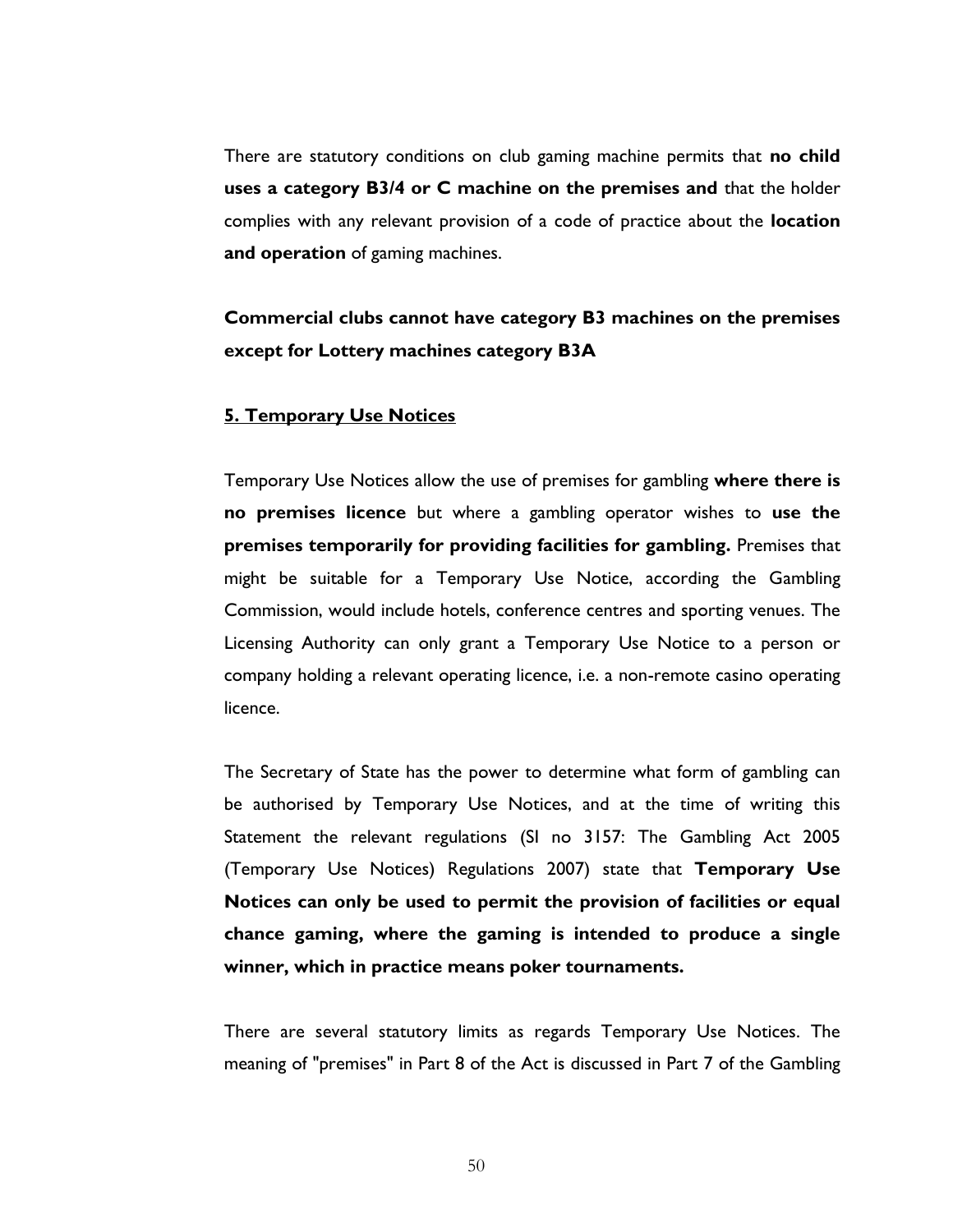There are statutory conditions on club gaming machine permits that **no child uses a category B3/4 or C machine on the premises and** that the holder complies with any relevant provision of a code of practice about the **location and operation** of gaming machines.

**Commercial clubs cannot have category B3 machines on the premises except for Lottery machines category B3A**

## 5. Temporary Use Notices

Temporary Use Notices allow the use of premises for gambling **where there is no premises licence** but where a gambling operator wishes to **use the premises temporarily for providing facilities for gambling.** Premises that might be suitable for a Temporary Use Notice, according the Gambling Commission, would include hotels, conference centres and sporting venues. The Licensing Authority can only grant a Temporary Use Notice to a person or company holding a relevant operating licence, i.e. a non-remote casino operating licence.

The Secretary of State has the power to determine what form of gambling can be authorised by Temporary Use Notices, and at the time of writing this Statement the relevant regulations (SI no 3157: The Gambling Act 2005 (Temporary Use Notices) Regulations 2007) state that **Temporary Use Notices can only be used to permit the provision of facilities or equal chance gaming, where the gaming is intended to produce a single winner, which in practice means poker tournaments.**

There are several statutory limits as regards Temporary Use Notices. The meaning of "premises" in Part 8 of the Act is discussed in Part 7 of the Gambling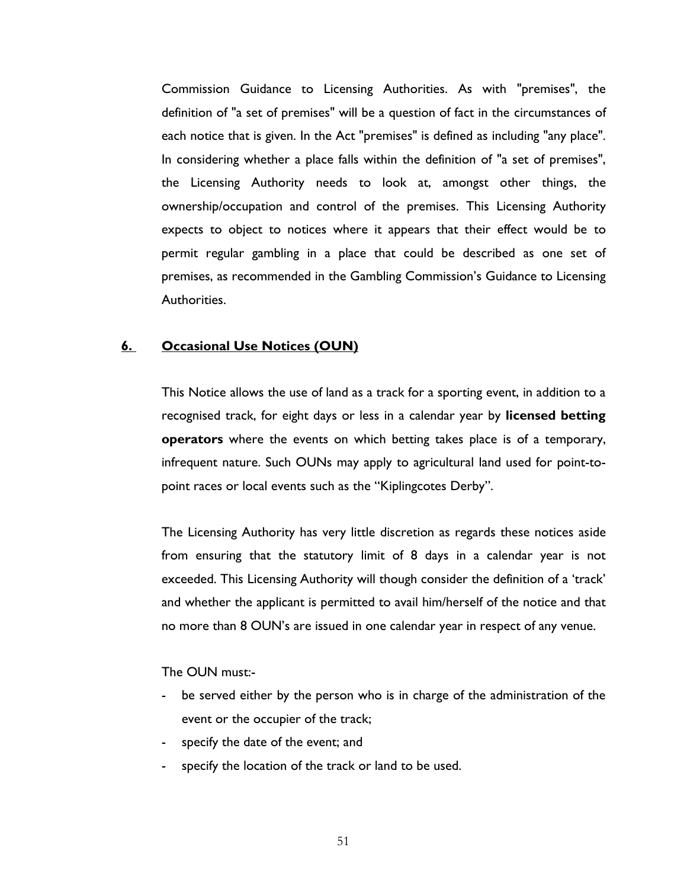Commission Guidance to Licensing Authorities. As with "premises", the definition of "a set of premises" will be a question of fact in the circumstances of each notice that is given. In the Act "premises" is defined as including "any place". In considering whether a place falls within the definition of "a set of premises", the Licensing Authority needs to look at, amongst other things, the ownership/occupation and control of the premises. This Licensing Authority expects to object to notices where it appears that their effect would be to permit regular gambling in a place that could be described as one set of premises, as recommended in the Gambling Commission's Guidance to Licensing Authorities.

## 6. Occasional Use Notices (OUN)

This Notice allows the use of land as a track for a sporting event, in addition to a recognised track, for eight days or less in a calendar year by **licensed betting operators** where the events on which betting takes place is of a temporary, infrequent nature. Such OUNs may apply to agricultural land used for point-to-point races or local events such as the "Kiplingcotes Derby".

The Licensing Authority has very little discretion as regards these notices aside from ensuring that the statutory limit of 8 days in a calendar year is not exceeded. This Licensing Authority will though consider the definition of a 'track' and whether the applicant is permitted to avail him/herself of the notice and that no more than 8 OUN's are issued in one calendar year in respect of any venue.

The OUN must:-

- be served either by the person who is in charge of the administration of the event or the occupier of the track;
- specify the date of the event; and
- specify the location of the track or land to be used.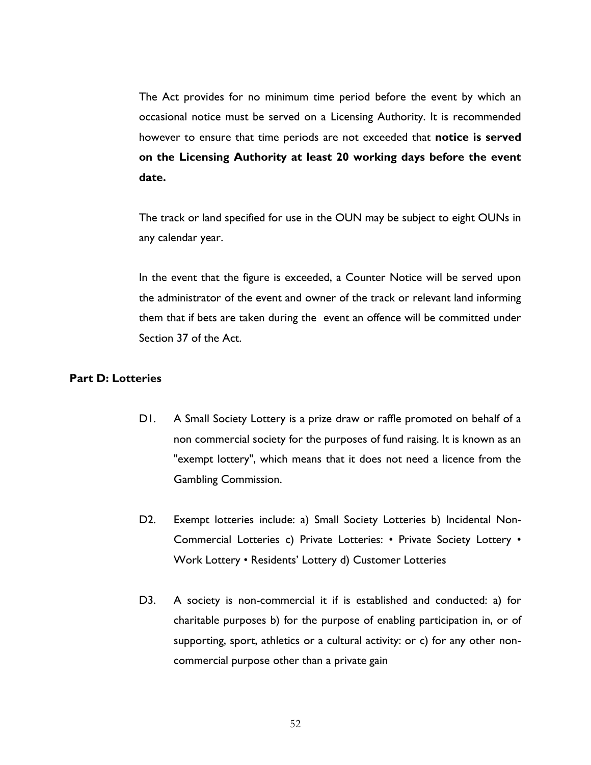The Act provides for no minimum time period before the event by which an occasional notice must be served on a Licensing Authority. It is recommended however to ensure that time periods are not exceeded that **notice is served on the Licensing Authority at least 20 working days before the event date.**

The track or land specified for use in the OUN may be subject to eight OUNs in any calendar year.

In the event that the figure is exceeded, a Counter Notice will be served upon the administrator of the event and owner of the track or relevant land informing them that if bets are taken during the event an offence will be committed under Section 37 of the Act.

## Part D: Lotteries

D1. A Small Society Lottery is a prize draw or raffle promoted on behalf of a non commercial society for the purposes of fund raising. It is known as an "exempt lottery", which means that it does not need a licence from the Gambling Commission.

D2. Exempt lotteries include: a) Small Society Lotteries b) Incidental Non-Commercial Lotteries c) Private Lotteries: • Private Society Lottery • Work Lottery • Residents' Lottery d) Customer Lotteries

D3. A society is non-commercial it if is established and conducted: a) for charitable purposes b) for the purpose of enabling participation in, or of supporting, sport, athletics or a cultural activity: or c) for any other non-commercial purpose other than a private gain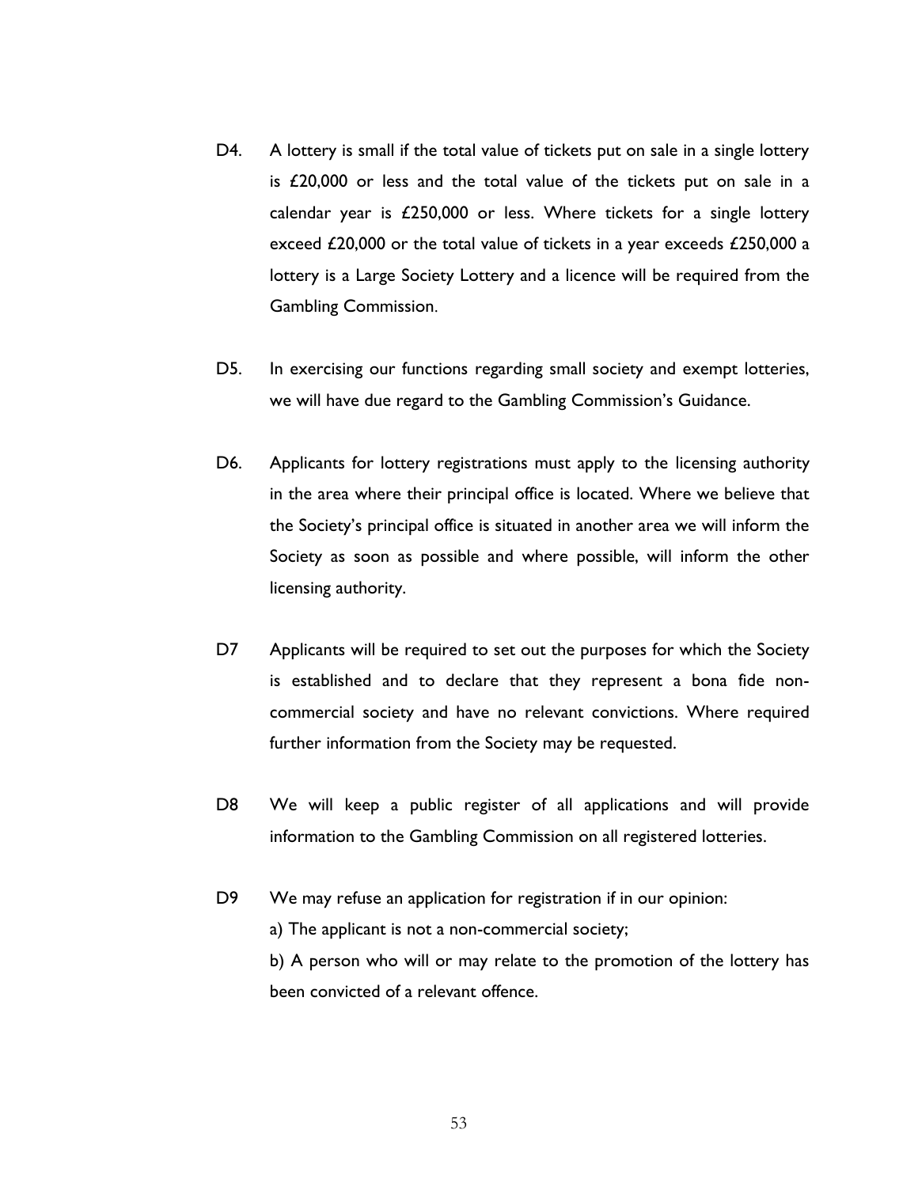D4. A lottery is small if the total value of tickets put on sale in a single lottery is £20,000 or less and the total value of the tickets put on sale in a calendar year is £250,000 or less. Where tickets for a single lottery exceed £20,000 or the total value of tickets in a year exceeds £250,000 a lottery is a Large Society Lottery and a licence will be required from the Gambling Commission.

D5. In exercising our functions regarding small society and exempt lotteries, we will have due regard to the Gambling Commission's Guidance.

D6. Applicants for lottery registrations must apply to the licensing authority in the area where their principal office is located. Where we believe that the Society's principal office is situated in another area we will inform the Society as soon as possible and where possible, will inform the other licensing authority.

D7 Applicants will be required to set out the purposes for which the Society is established and to declare that they represent a bona fide non-commercial society and have no relevant convictions. Where required further information from the Society may be requested.

D8 We will keep a public register of all applications and will provide information to the Gambling Commission on all registered lotteries.

D9 We may refuse an application for registration if in our opinion:

a) The applicant is not a non-commercial society;

b) A person who will or may relate to the promotion of the lottery has been convicted of a relevant offence.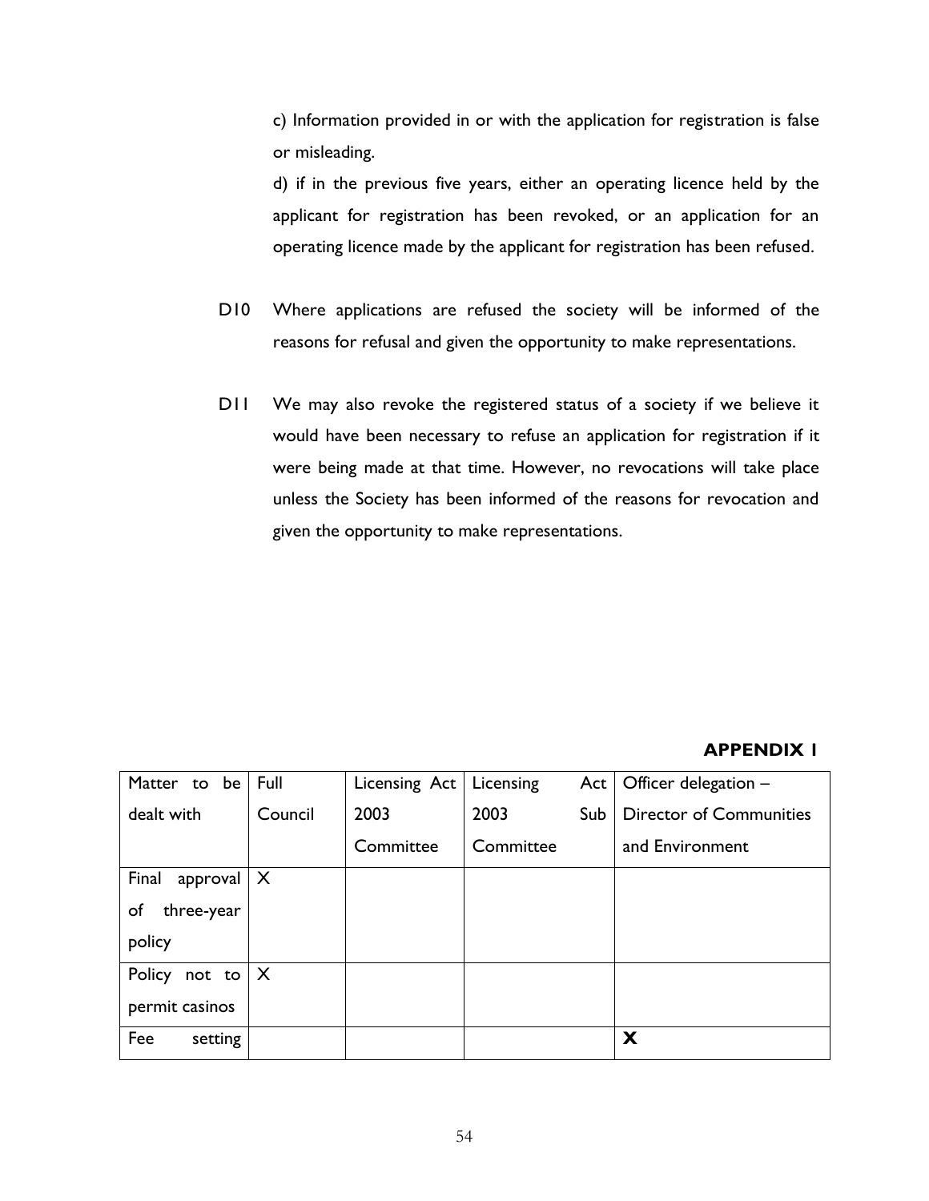c) Information provided in or with the application for registration is false or misleading.

d) if in the previous five years, either an operating licence held by the applicant for registration has been revoked, or an application for an operating licence made by the applicant for registration has been refused.

D10 Where applications are refused the society will be informed of the reasons for refusal and given the opportunity to make representations.

D11 We may also revoke the registered status of a society if we believe it would have been necessary to refuse an application for registration if it were being made at that time. However, no revocations will take place unless the Society has been informed of the reasons for revocation and given the opportunity to make representations.

**APPENDIX 1**

| Matter to be dealt with | Full Council | Licensing Act 2003 Committee | Licensing Act 2003 Sub Committee | Officer delegation – Director of Communities and Environment |
|---|---|---|---|---|
| Final approval of three-year policy | X | | | |
| Policy not to permit casinos | X | | | |
| Fee setting | | | | **X** |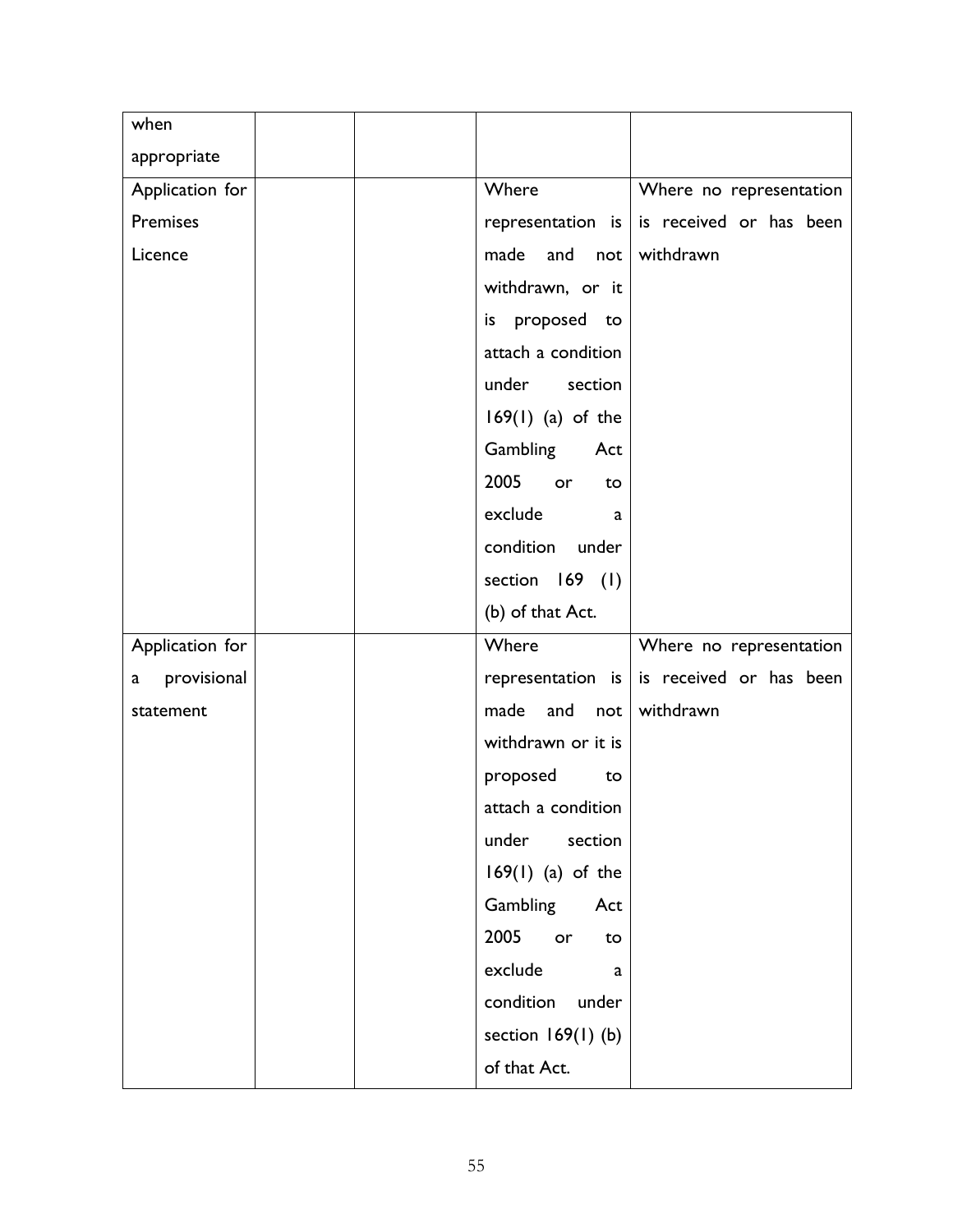| | | | | |
|---|---|---|---|---|
| when appropriate | | | | |
| Application for Premises Licence | | | Where representation is made and not withdrawn, or it is proposed to attach a condition under section 169(1) (a) of the Gambling Act 2005 or to exclude a condition under section 169 (1) (b) of that Act. | Where no representation is received or has been withdrawn |
| Application for a provisional statement | | | Where representation is made and not withdrawn or it is proposed to attach a condition under section 169(1) (a) of the Gambling Act 2005 or to exclude a condition under section 169(1) (b) of that Act. | Where no representation is received or has been withdrawn |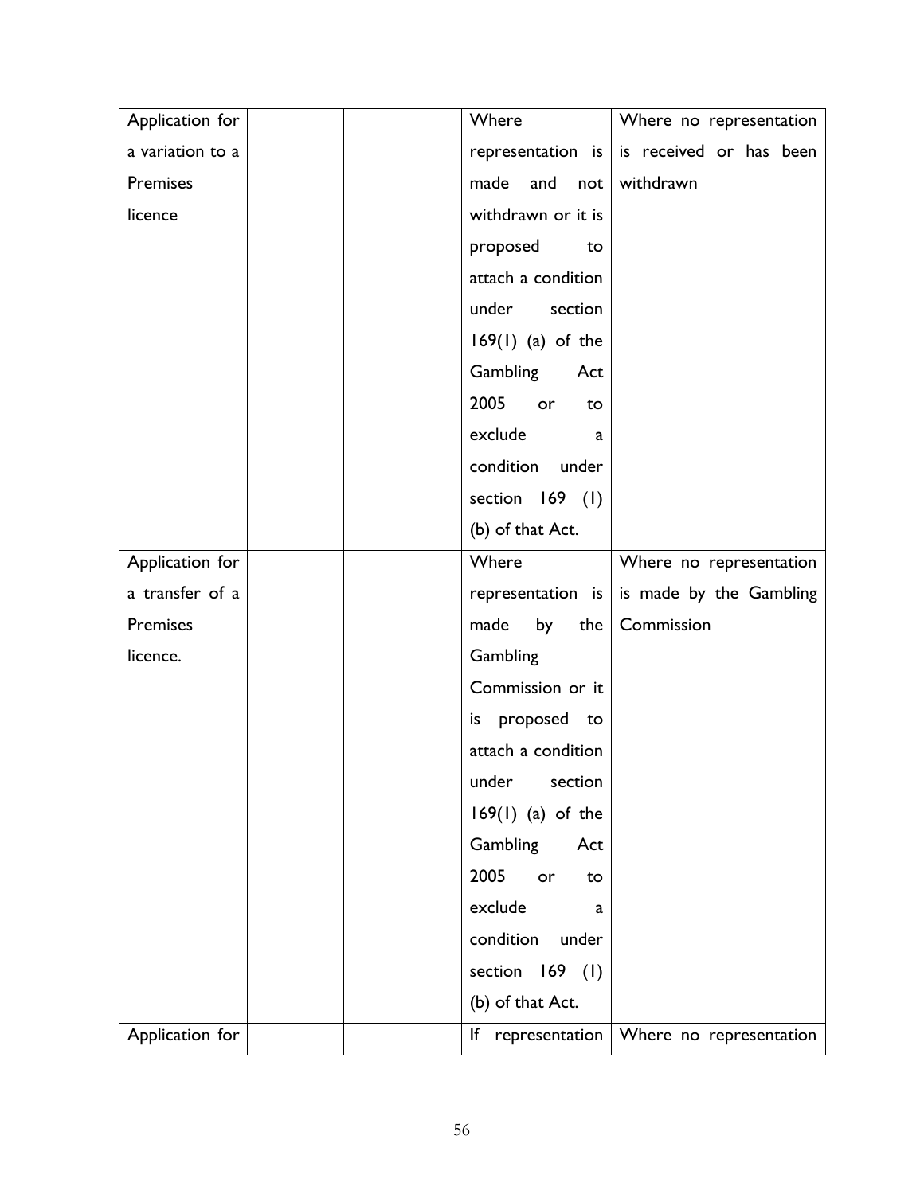| | | | | |
|---|---|---|---|---|
| Application for a variation to a Premises licence | | | Where representation is made and not withdrawn or it is proposed to attach a condition under section 169(1) (a) of the Gambling Act 2005 or to exclude a condition under section 169 (1) (b) of that Act. | Where no representation is received or has been withdrawn |
| Application for a transfer of a Premises licence. | | | Where representation is made by the Gambling Commission or it is proposed to attach a condition under section 169(1) (a) of the Gambling Act 2005 or to exclude a condition under section 169 (1) (b) of that Act. | Where no representation is made by the Gambling Commission |
| Application for | | | If representation | Where no representation |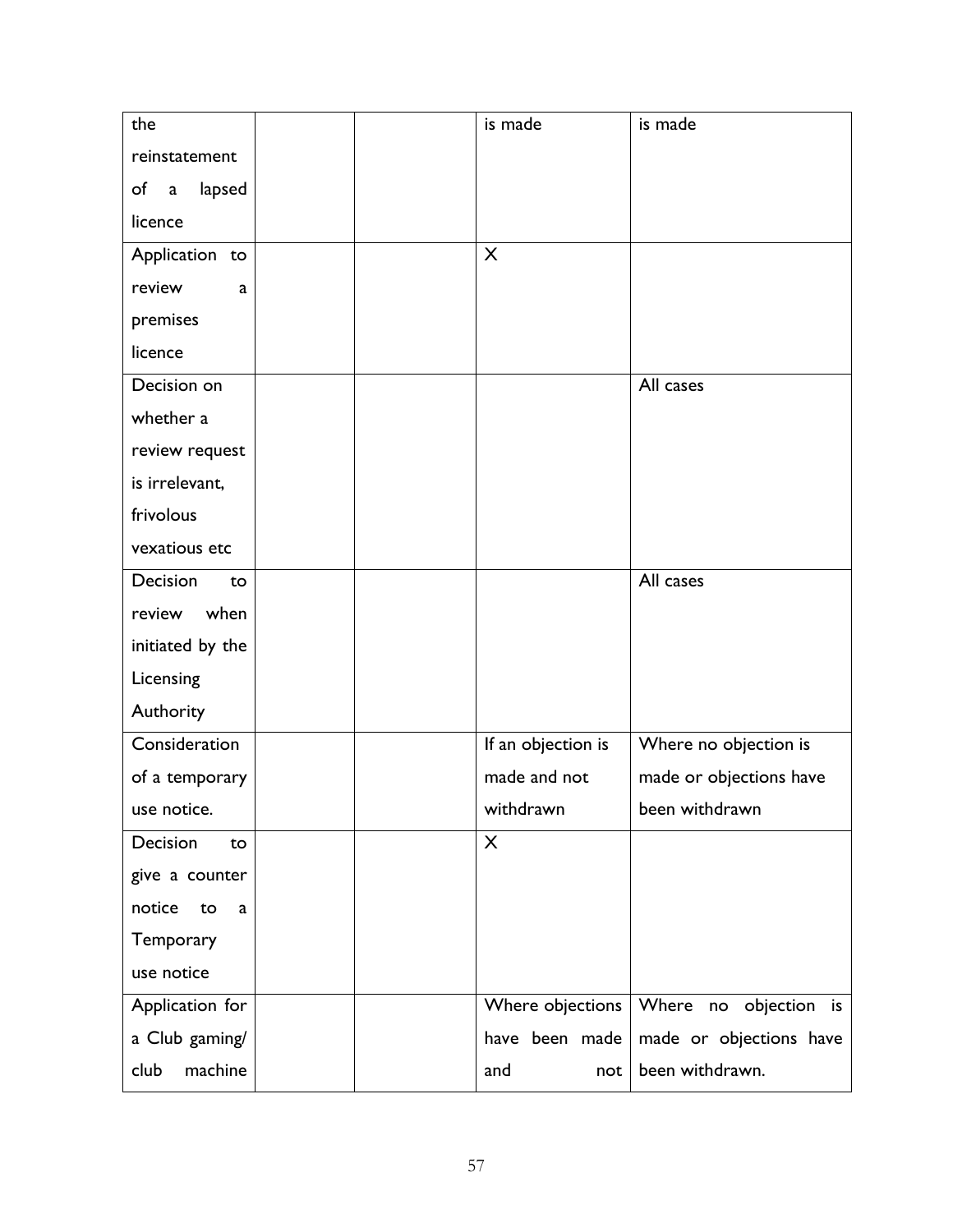| | | | | |
|---|---|---|---|---|
| the reinstatement of a lapsed licence | | | is made | is made |
| Application to review a premises licence | | | X | |
| Decision on whether a review request is irrelevant, frivolous vexatious etc | | | | All cases |
| Decision to review when initiated by the Licensing Authority | | | | All cases |
| Consideration of a temporary use notice. | | | If an objection is made and not withdrawn | Where no objection is made or objections have been withdrawn |
| Decision to give a counter notice to a Temporary use notice | | | X | |
| Application for a Club gaming/ club machine | | | Where objections have been made and not | Where no objection is made or objections have been withdrawn. |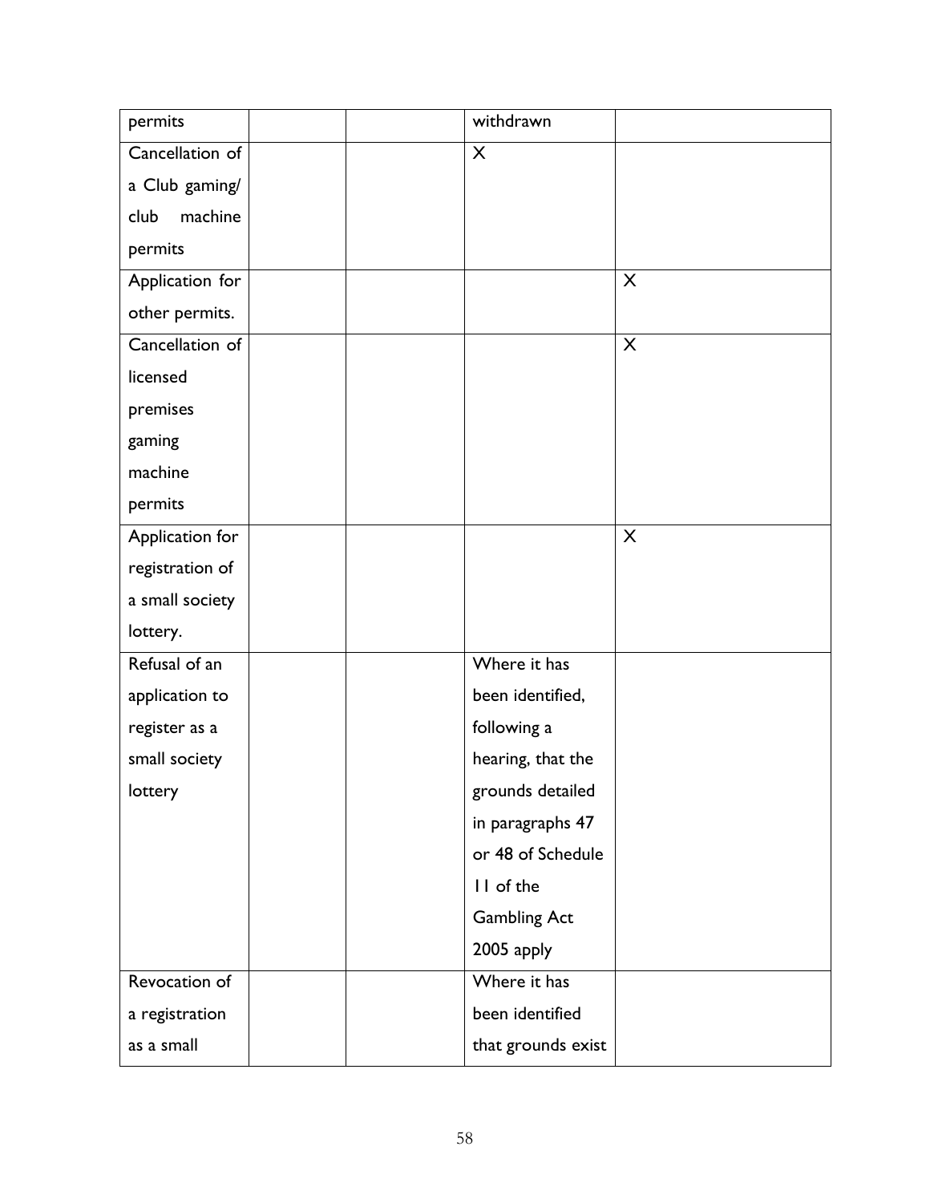| | | | | |
|---|---|---|---|---|
| permits | | | withdrawn | |
| Cancellation of a Club gaming/ club machine permits | | | X | |
| Application for other permits. | | | | X |
| Cancellation of licensed premises gaming machine permits | | | | X |
| Application for registration of a small society lottery. | | | | X |
| Refusal of an application to register as a small society lottery | | | Where it has been identified, following a hearing, that the grounds detailed in paragraphs 47 or 48 of Schedule 11 of the Gambling Act 2005 apply | |
| Revocation of a registration as a small | | | Where it has been identified that grounds exist | |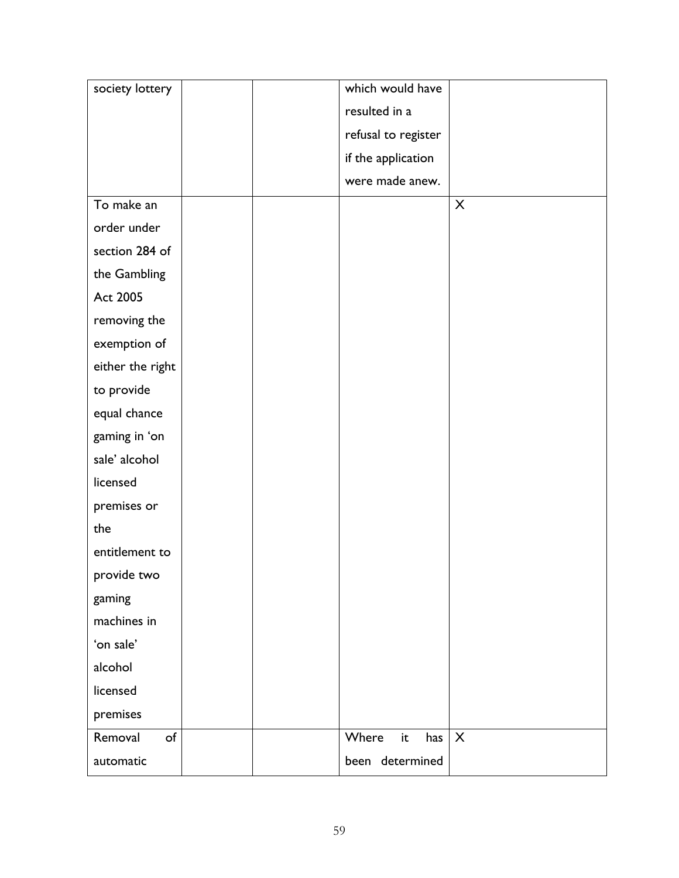| | | | | |
|---|---|---|---|---|
| society lottery | | | which would have resulted in a refusal to register if the application were made anew. | |
| To make an order under section 284 of the Gambling Act 2005 removing the exemption of either the right to provide equal chance gaming in 'on sale' alcohol licensed premises or the entitlement to provide two gaming machines in 'on sale' alcohol licensed premises | | | | X |
| Removal of automatic | | | Where it has been determined | X |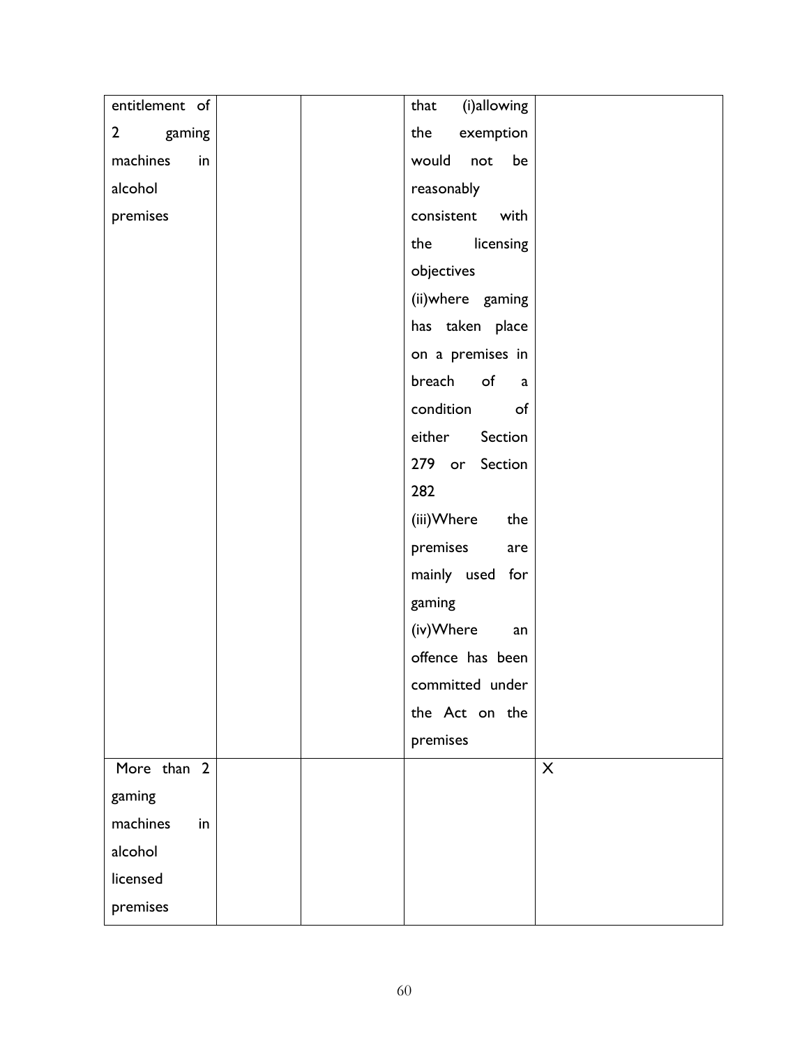| | | | | |
|---|---|---|---|---|
| entitlement of 2 gaming machines in alcohol premises | | | that (i)allowing the exemption would not be reasonably consistent with the licensing objectives (ii)where gaming has taken place on a premises in breach of a condition of either Section 279 or Section 282 (iii)Where the premises are mainly used for gaming (iv)Where an offence has been committed under the Act on the premises | |
| More than 2 gaming machines in alcohol licensed premises | | | | X |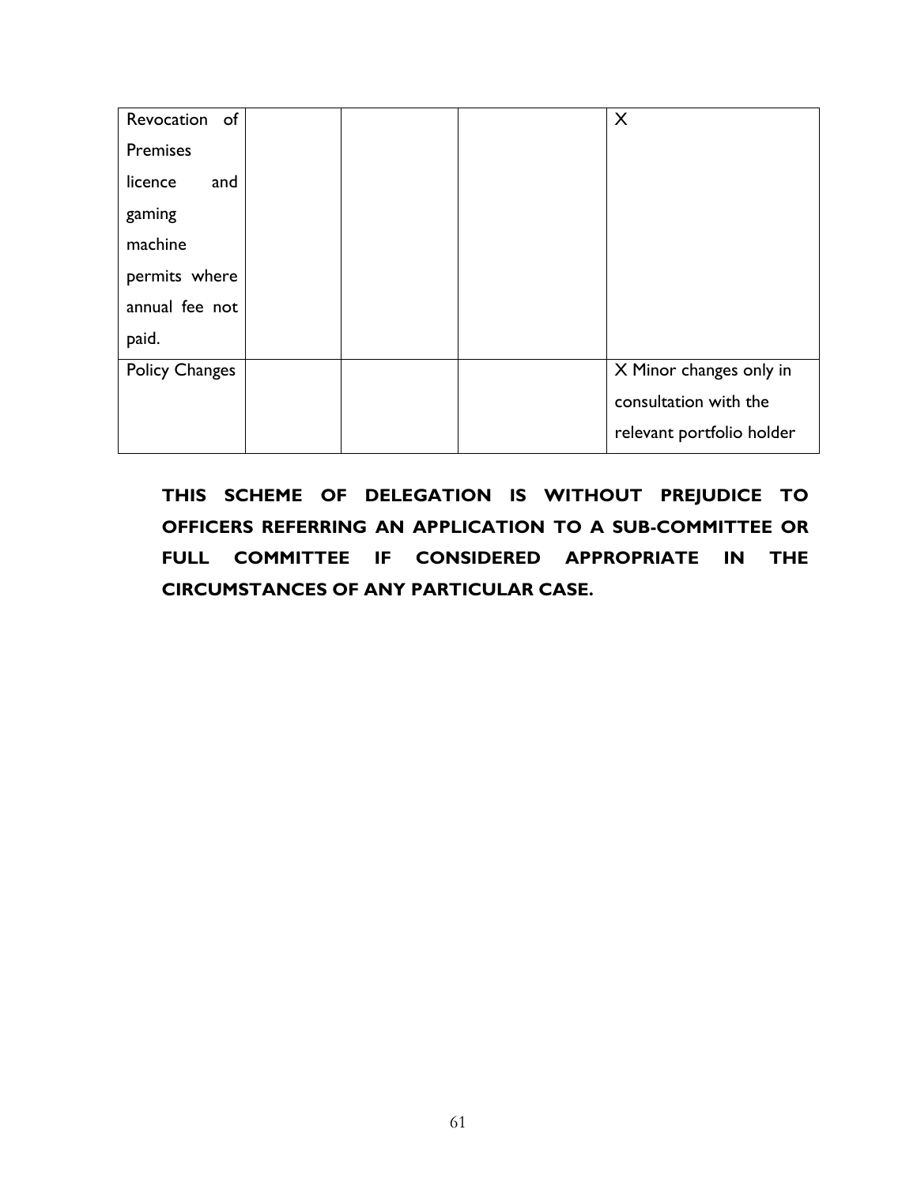| | | | | |
|---|---|---|---|---|
| Revocation of Premises licence and gaming machine permits where annual fee not paid. | | | | X |
| Policy Changes | | | | X Minor changes only in consultation with the relevant portfolio holder |

**THIS SCHEME OF DELEGATION IS WITHOUT PREJUDICE TO OFFICERS REFERRING AN APPLICATION TO A SUB-COMMITTEE OR FULL COMMITTEE IF CONSIDERED APPROPRIATE IN THE CIRCUMSTANCES OF ANY PARTICULAR CASE.**